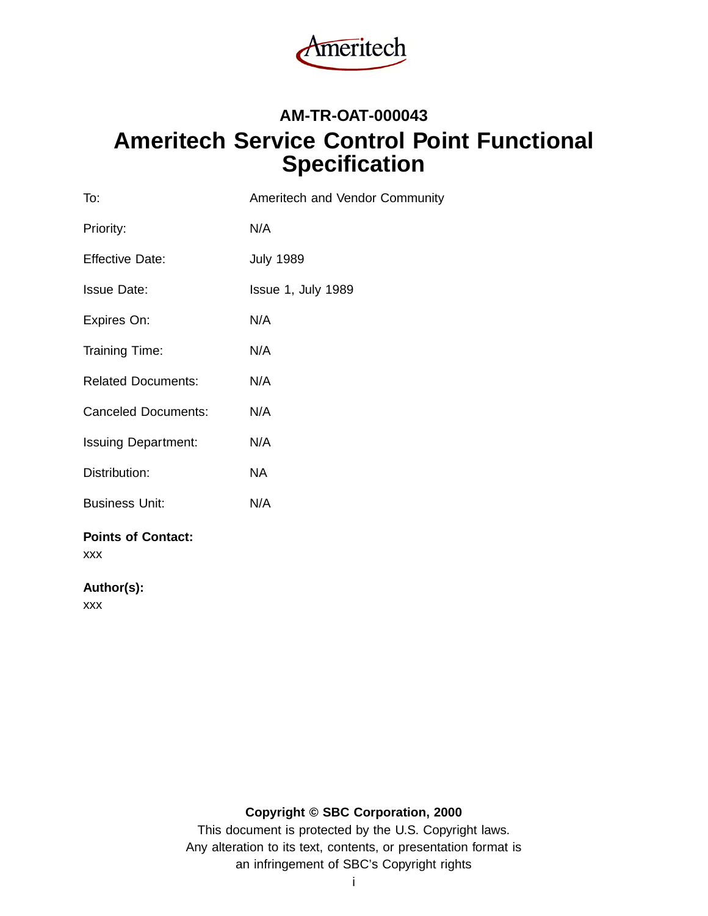Ameritech

## AM-TR-OAT-000043

# Ameritech Service Control Point Functional Specification

| | |
|---|---|
| To: | Ameritech and Vendor Community |
| Priority: | N/A |
| Effective Date: | July 1989 |
| Issue Date: | Issue 1, July 1989 |
| Expires On: | N/A |
| Training Time: | N/A |
| Related Documents: | N/A |
| Canceled Documents: | N/A |
| Issuing Department: | N/A |
| Distribution: | NA |
| Business Unit: | N/A |

**Points of Contact:**

xxx

**Author(s):**

xxx

**Copyright © SBC Corporation, 2000**

This document is protected by the U.S. Copyright laws.
Any alteration to its text, contents, or presentation format is
an infringement of SBC's Copyright rights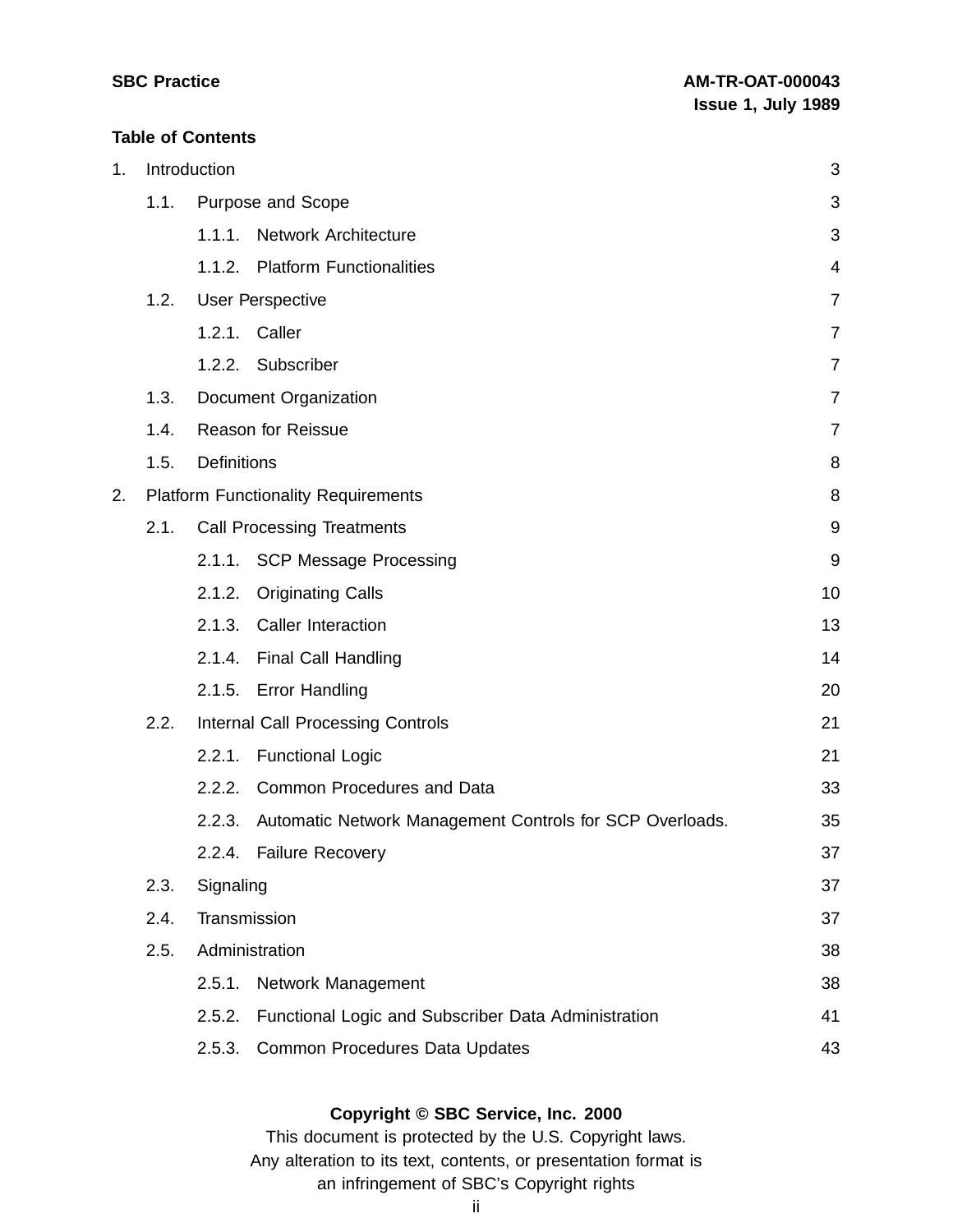**Table of Contents**

1. Introduction 3
   - 1.1. Purpose and Scope 3
     - 1.1.1. Network Architecture 3
     - 1.1.2. Platform Functionalities 4
   - 1.2. User Perspective 7
     - 1.2.1. Caller 7
     - 1.2.2. Subscriber 7
   - 1.3. Document Organization 7
   - 1.4. Reason for Reissue 7
   - 1.5. Definitions 8
2. Platform Functionality Requirements 8
   - 2.1. Call Processing Treatments 9
     - 2.1.1. SCP Message Processing 9
     - 2.1.2. Originating Calls 10
     - 2.1.3. Caller Interaction 13
     - 2.1.4. Final Call Handling 14
     - 2.1.5. Error Handling 20
   - 2.2. Internal Call Processing Controls 21
     - 2.2.1. Functional Logic 21
     - 2.2.2. Common Procedures and Data 33
     - 2.2.3. Automatic Network Management Controls for SCP Overloads. 35
     - 2.2.4. Failure Recovery 37
   - 2.3. Signaling 37
   - 2.4. Transmission 37
   - 2.5. Administration 38
     - 2.5.1. Network Management 38
     - 2.5.2. Functional Logic and Subscriber Data Administration 41
     - 2.5.3. Common Procedures Data Updates 43

**Copyright © SBC Service, Inc. 2000**
This document is protected by the U.S. Copyright laws.
Any alteration to its text, contents, or presentation format is
an infringement of SBC's Copyright rights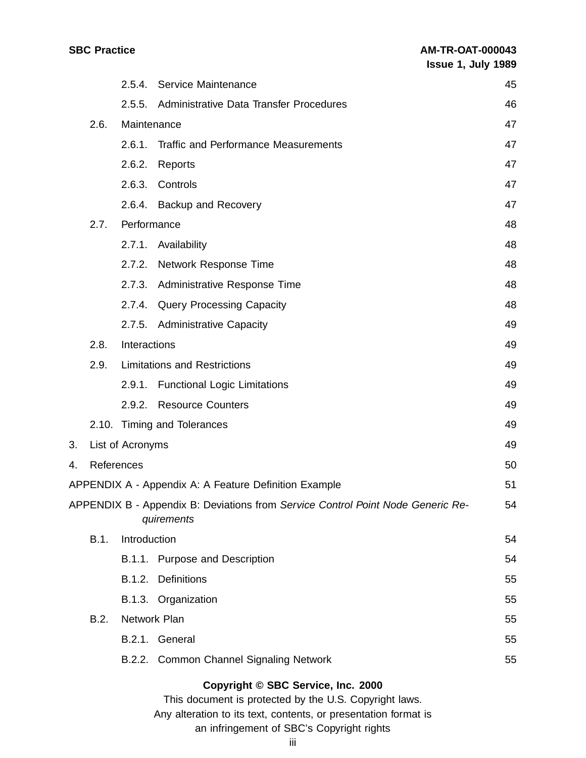| | | | |
|---|---|---|---|
| | | 2.5.4. Service Maintenance | 45 |
| | | 2.5.5. Administrative Data Transfer Procedures | 46 |
| | 2.6. | Maintenance | 47 |
| | | 2.6.1. Traffic and Performance Measurements | 47 |
| | | 2.6.2. Reports | 47 |
| | | 2.6.3. Controls | 47 |
| | | 2.6.4. Backup and Recovery | 47 |
| | 2.7. | Performance | 48 |
| | | 2.7.1. Availability | 48 |
| | | 2.7.2. Network Response Time | 48 |
| | | 2.7.3. Administrative Response Time | 48 |
| | | 2.7.4. Query Processing Capacity | 48 |
| | | 2.7.5. Administrative Capacity | 49 |
| | 2.8. | Interactions | 49 |
| | 2.9. | Limitations and Restrictions | 49 |
| | | 2.9.1. Functional Logic Limitations | 49 |
| | | 2.9.2. Resource Counters | 49 |
| | 2.10. | Timing and Tolerances | 49 |
| 3. | List of Acronyms | | 49 |
| 4. | References | | 50 |
| APPENDIX A - Appendix A: A Feature Definition Example | | | 51 |
| APPENDIX B - Appendix B: Deviations from *Service Control Point Node Generic Requirements* | | | 54 |
| | B.1. | Introduction | 54 |
| | | B.1.1. Purpose and Description | 54 |
| | | B.1.2. Definitions | 55 |
| | | B.1.3. Organization | 55 |
| | B.2. | Network Plan | 55 |
| | | B.2.1. General | 55 |
| | | B.2.2. Common Channel Signaling Network | 55 |

**Copyright © SBC Service, Inc. 2000**

This document is protected by the U.S. Copyright laws.
Any alteration to its text, contents, or presentation format is an infringement of SBC's Copyright rights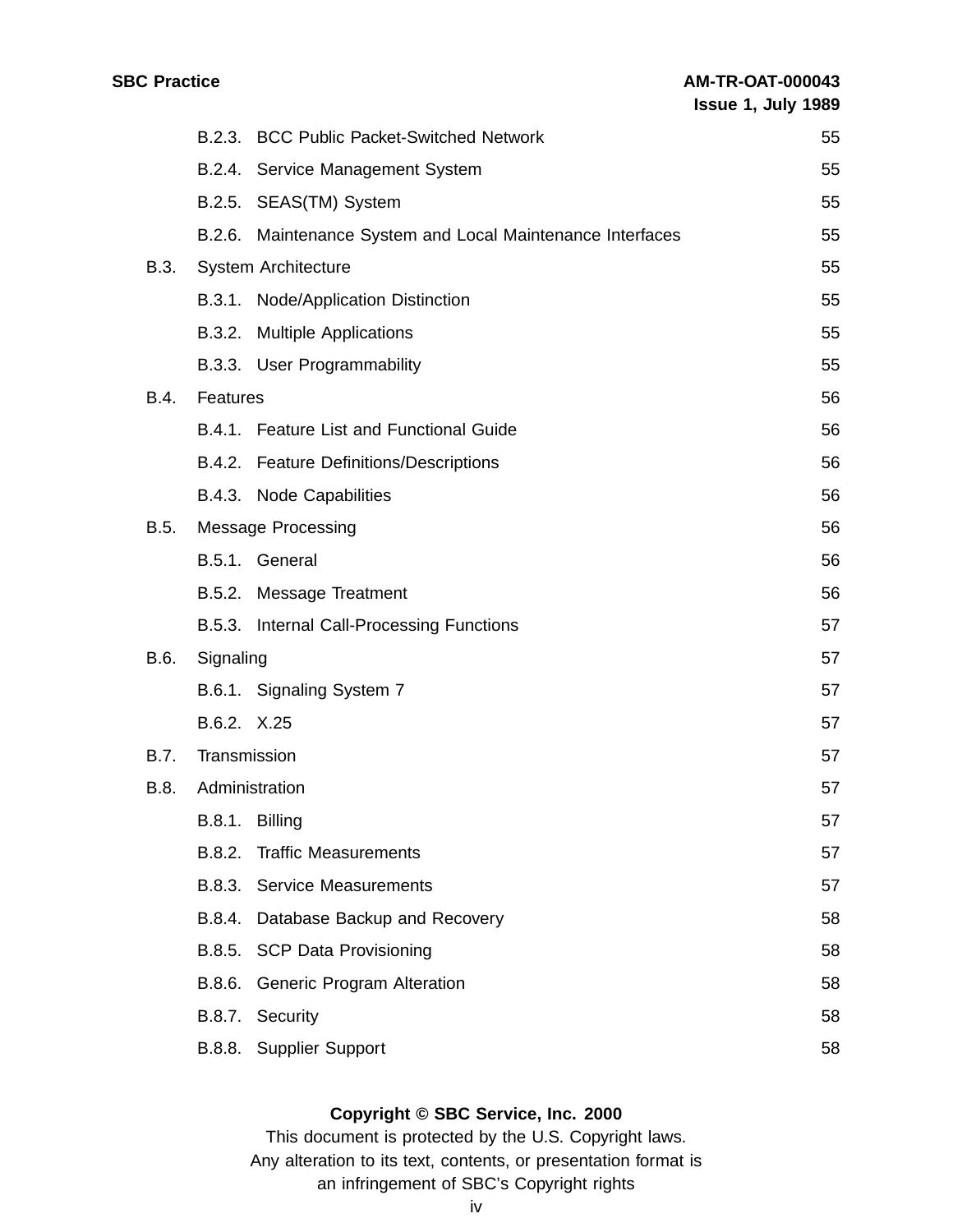| | | |
|---|---|---|
| B.2.3. | BCC Public Packet-Switched Network | 55 |
| B.2.4. | Service Management System | 55 |
| B.2.5. | SEAS(TM) System | 55 |
| B.2.6. | Maintenance System and Local Maintenance Interfaces | 55 |
| B.3. | System Architecture | 55 |
| B.3.1. | Node/Application Distinction | 55 |
| B.3.2. | Multiple Applications | 55 |
| B.3.3. | User Programmability | 55 |
| B.4. | Features | 56 |
| B.4.1. | Feature List and Functional Guide | 56 |
| B.4.2. | Feature Definitions/Descriptions | 56 |
| B.4.3. | Node Capabilities | 56 |
| B.5. | Message Processing | 56 |
| B.5.1. | General | 56 |
| B.5.2. | Message Treatment | 56 |
| B.5.3. | Internal Call-Processing Functions | 57 |
| B.6. | Signaling | 57 |
| B.6.1. | Signaling System 7 | 57 |
| B.6.2. | X.25 | 57 |
| B.7. | Transmission | 57 |
| B.8. | Administration | 57 |
| B.8.1. | Billing | 57 |
| B.8.2. | Traffic Measurements | 57 |
| B.8.3. | Service Measurements | 57 |
| B.8.4. | Database Backup and Recovery | 58 |
| B.8.5. | SCP Data Provisioning | 58 |
| B.8.6. | Generic Program Alteration | 58 |
| B.8.7. | Security | 58 |
| B.8.8. | Supplier Support | 58 |

**Copyright © SBC Service, Inc. 2000**
This document is protected by the U.S. Copyright laws.
Any alteration to its text, contents, or presentation format is
an infringement of SBC's Copyright rights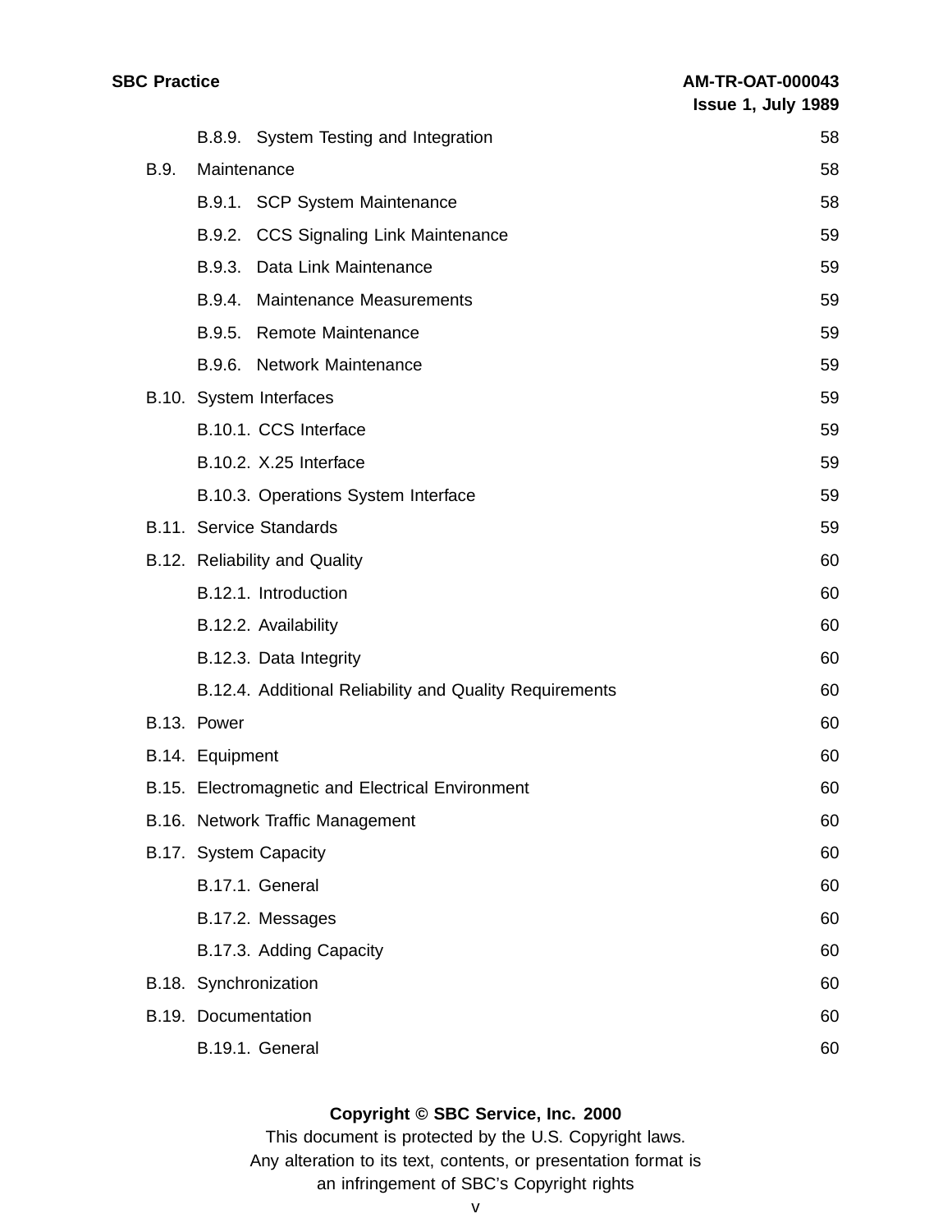| | | |
|---|---|---|
| | B.8.9. System Testing and Integration | 58 |
| B.9. | Maintenance | 58 |
| | B.9.1. SCP System Maintenance | 58 |
| | B.9.2. CCS Signaling Link Maintenance | 59 |
| | B.9.3. Data Link Maintenance | 59 |
| | B.9.4. Maintenance Measurements | 59 |
| | B.9.5. Remote Maintenance | 59 |
| | B.9.6. Network Maintenance | 59 |
| B.10. | System Interfaces | 59 |
| | B.10.1. CCS Interface | 59 |
| | B.10.2. X.25 Interface | 59 |
| | B.10.3. Operations System Interface | 59 |
| B.11. | Service Standards | 59 |
| B.12. | Reliability and Quality | 60 |
| | B.12.1. Introduction | 60 |
| | B.12.2. Availability | 60 |
| | B.12.3. Data Integrity | 60 |
| | B.12.4. Additional Reliability and Quality Requirements | 60 |
| B.13. | Power | 60 |
| B.14. | Equipment | 60 |
| B.15. | Electromagnetic and Electrical Environment | 60 |
| B.16. | Network Traffic Management | 60 |
| B.17. | System Capacity | 60 |
| | B.17.1. General | 60 |
| | B.17.2. Messages | 60 |
| | B.17.3. Adding Capacity | 60 |
| B.18. | Synchronization | 60 |
| B.19. | Documentation | 60 |
| | B.19.1. General | 60 |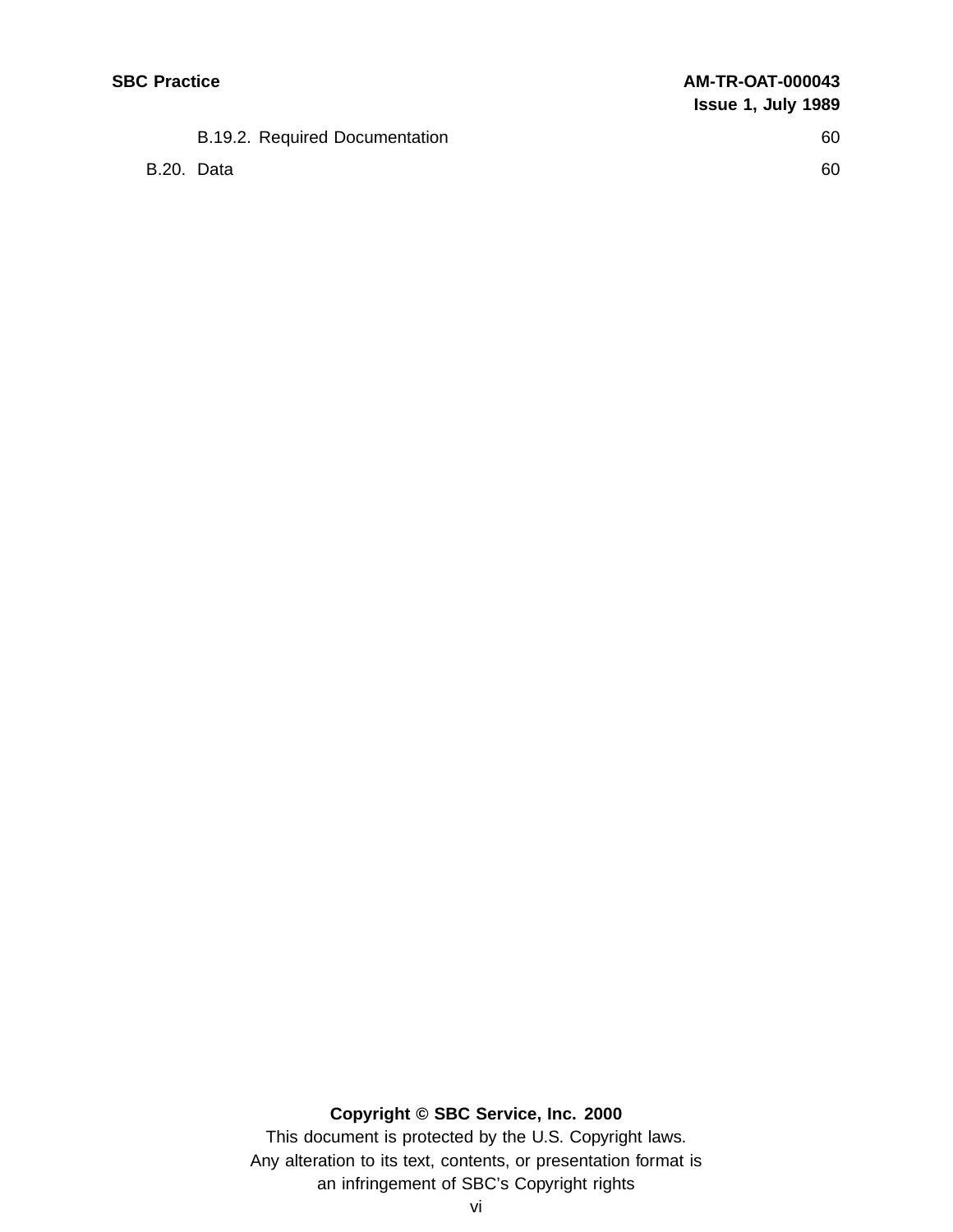B.19.2. Required Documentation 60

B.20. Data 60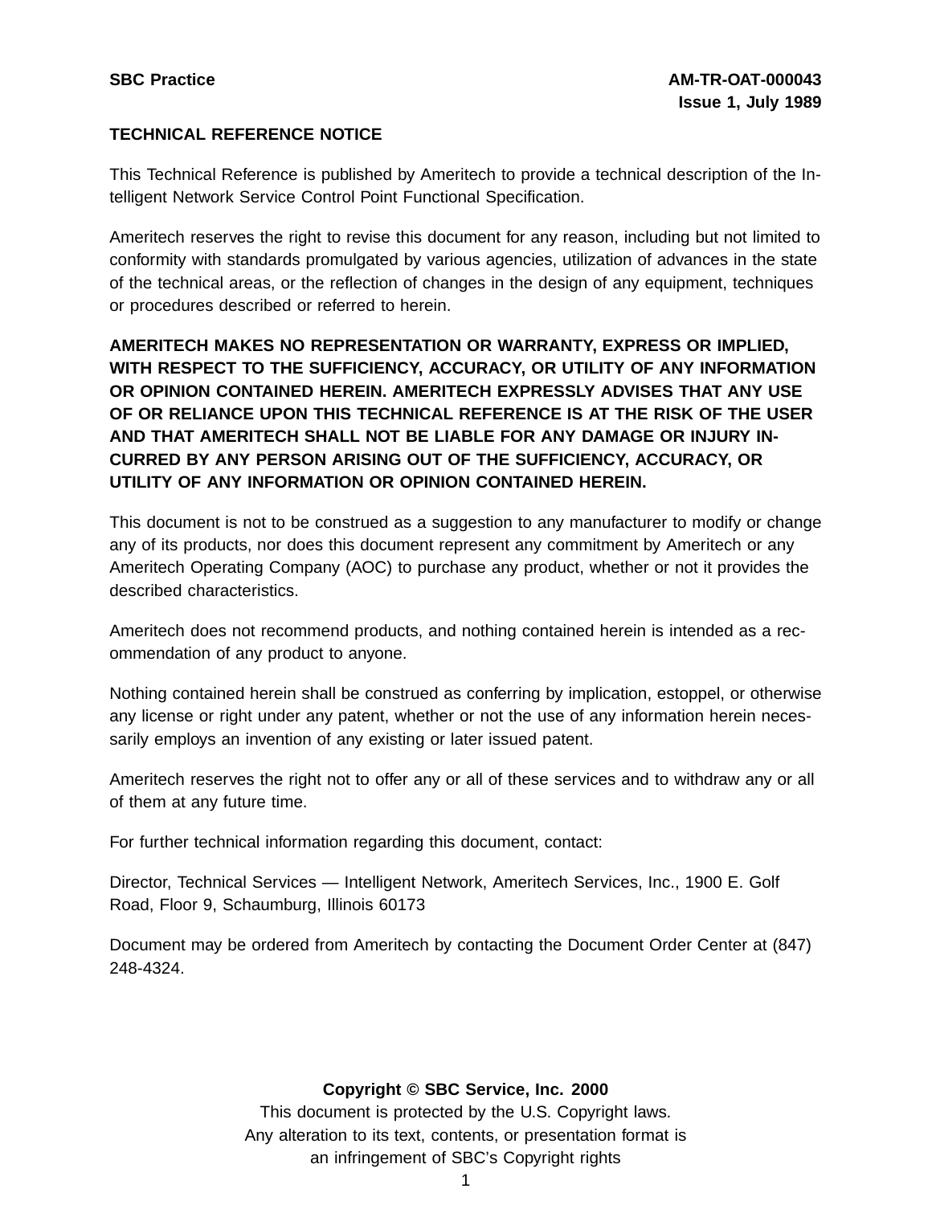**SBC Practice** | **AM-TR-OAT-000043**
**Issue 1, July 1989**

**TECHNICAL REFERENCE NOTICE**

This Technical Reference is published by Ameritech to provide a technical description of the Intelligent Network Service Control Point Functional Specification.

Ameritech reserves the right to revise this document for any reason, including but not limited to conformity with standards promulgated by various agencies, utilization of advances in the state of the technical areas, or the reflection of changes in the design of any equipment, techniques or procedures described or referred to herein.

**AMERITECH MAKES NO REPRESENTATION OR WARRANTY, EXPRESS OR IMPLIED, WITH RESPECT TO THE SUFFICIENCY, ACCURACY, OR UTILITY OF ANY INFORMATION OR OPINION CONTAINED HEREIN. AMERITECH EXPRESSLY ADVISES THAT ANY USE OF OR RELIANCE UPON THIS TECHNICAL REFERENCE IS AT THE RISK OF THE USER AND THAT AMERITECH SHALL NOT BE LIABLE FOR ANY DAMAGE OR INJURY INCURRED BY ANY PERSON ARISING OUT OF THE SUFFICIENCY, ACCURACY, OR UTILITY OF ANY INFORMATION OR OPINION CONTAINED HEREIN.**

This document is not to be construed as a suggestion to any manufacturer to modify or change any of its products, nor does this document represent any commitment by Ameritech or any Ameritech Operating Company (AOC) to purchase any product, whether or not it provides the described characteristics.

Ameritech does not recommend products, and nothing contained herein is intended as a recommendation of any product to anyone.

Nothing contained herein shall be construed as conferring by implication, estoppel, or otherwise any license or right under any patent, whether or not the use of any information herein necessarily employs an invention of any existing or later issued patent.

Ameritech reserves the right not to offer any or all of these services and to withdraw any or all of them at any future time.

For further technical information regarding this document, contact:

Director, Technical Services — Intelligent Network, Ameritech Services, Inc., 1900 E. Golf Road, Floor 9, Schaumburg, Illinois 60173

Document may be ordered from Ameritech by contacting the Document Order Center at (847) 248-4324.

**Copyright © SBC Service, Inc. 2000**

This document is protected by the U.S. Copyright laws.
Any alteration to its text, contents, or presentation format is
an infringement of SBC's Copyright rights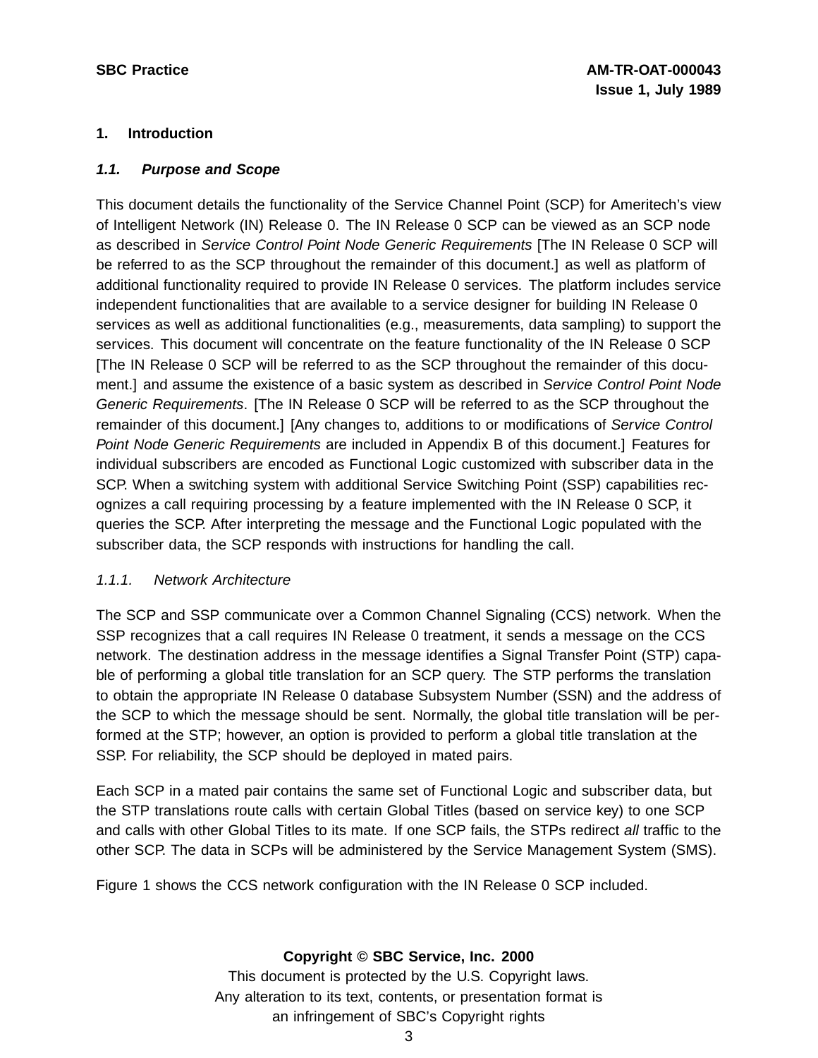# 1. Introduction

## 1.1. Purpose and Scope

This document details the functionality of the Service Channel Point (SCP) for Ameritech's view of Intelligent Network (IN) Release 0. The IN Release 0 SCP can be viewed as an SCP node as described in *Service Control Point Node Generic Requirements* [The IN Release 0 SCP will be referred to as the SCP throughout the remainder of this document.] as well as platform of additional functionality required to provide IN Release 0 services. The platform includes service independent functionalities that are available to a service designer for building IN Release 0 services as well as additional functionalities (e.g., measurements, data sampling) to support the services. This document will concentrate on the feature functionality of the IN Release 0 SCP [The IN Release 0 SCP will be referred to as the SCP throughout the remainder of this document.] and assume the existence of a basic system as described in *Service Control Point Node Generic Requirements*. [The IN Release 0 SCP will be referred to as the SCP throughout the remainder of this document.] [Any changes to, additions to or modifications of *Service Control Point Node Generic Requirements* are included in Appendix B of this document.] Features for individual subscribers are encoded as Functional Logic customized with subscriber data in the SCP. When a switching system with additional Service Switching Point (SSP) capabilities recognizes a call requiring processing by a feature implemented with the IN Release 0 SCP, it queries the SCP. After interpreting the message and the Functional Logic populated with the subscriber data, the SCP responds with instructions for handling the call.

### 1.1.1. Network Architecture

The SCP and SSP communicate over a Common Channel Signaling (CCS) network. When the SSP recognizes that a call requires IN Release 0 treatment, it sends a message on the CCS network. The destination address in the message identifies a Signal Transfer Point (STP) capable of performing a global title translation for an SCP query. The STP performs the translation to obtain the appropriate IN Release 0 database Subsystem Number (SSN) and the address of the SCP to which the message should be sent. Normally, the global title translation will be performed at the STP; however, an option is provided to perform a global title translation at the SSP. For reliability, the SCP should be deployed in mated pairs.

Each SCP in a mated pair contains the same set of Functional Logic and subscriber data, but the STP translations route calls with certain Global Titles (based on service key) to one SCP and calls with other Global Titles to its mate. If one SCP fails, the STPs redirect *all* traffic to the other SCP. The data in SCPs will be administered by the Service Management System (SMS).

Figure 1 shows the CCS network configuration with the IN Release 0 SCP included.

**Copyright © SBC Service, Inc. 2000**
This document is protected by the U.S. Copyright laws.
Any alteration to its text, contents, or presentation format is
an infringement of SBC's Copyright rights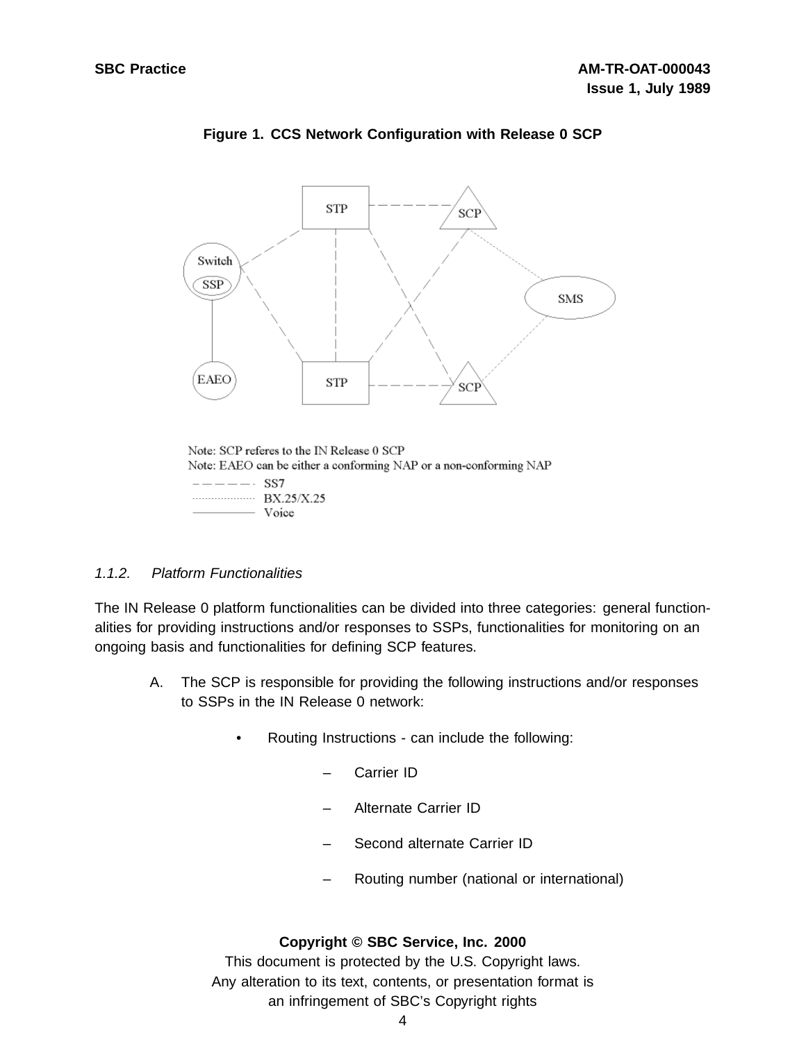**Figure 1. CCS Network Configuration with Release 0 SCP**

Note: SCP referes to the IN Release 0 SCP
Note: EAEO can be either a conforming NAP or a non-conforming NAP

- - - - - - SS7
·············· BX.25/X.25
———— Voice

### 1.1.2. *Platform Functionalities*

The IN Release 0 platform functionalities can be divided into three categories: general functionalities for providing instructions and/or responses to SSPs, functionalities for monitoring on an ongoing basis and functionalities for defining SCP features.

A. The SCP is responsible for providing the following instructions and/or responses to SSPs in the IN Release 0 network:

- Routing Instructions - can include the following:
  - Carrier ID
  - Alternate Carrier ID
  - Second alternate Carrier ID
  - Routing number (national or international)

**Copyright © SBC Service, Inc. 2000**
This document is protected by the U.S. Copyright laws.
Any alteration to its text, contents, or presentation format is an infringement of SBC's Copyright rights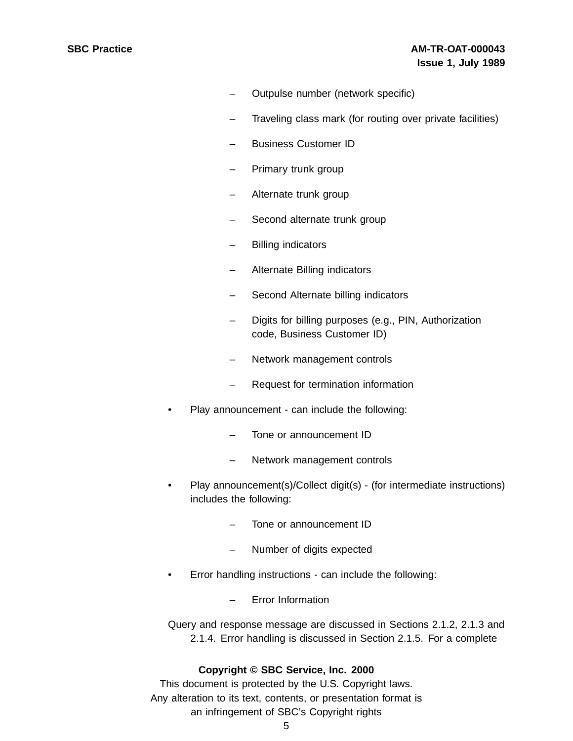- Outpulse number (network specific)
   - Traveling class mark (for routing over private facilities)
   - Business Customer ID
   - Primary trunk group
   - Alternate trunk group
   - Second alternate trunk group
   - Billing indicators
   - Alternate Billing indicators
   - Second Alternate billing indicators
   - Digits for billing purposes (e.g., PIN, Authorization code, Business Customer ID)
   - Network management controls
   - Request for termination information

- Play announcement - can include the following:
   - Tone or announcement ID
   - Network management controls

- Play announcement(s)/Collect digit(s) - (for intermediate instructions) includes the following:
   - Tone or announcement ID
   - Number of digits expected

- Error handling instructions - can include the following:
   - Error Information

Query and response message are discussed in Sections 2.1.2, 2.1.3 and 2.1.4. Error handling is discussed in Section 2.1.5. For a complete

**Copyright © SBC Service, Inc. 2000**
This document is protected by the U.S. Copyright laws.
Any alteration to its text, contents, or presentation format is an infringement of SBC's Copyright rights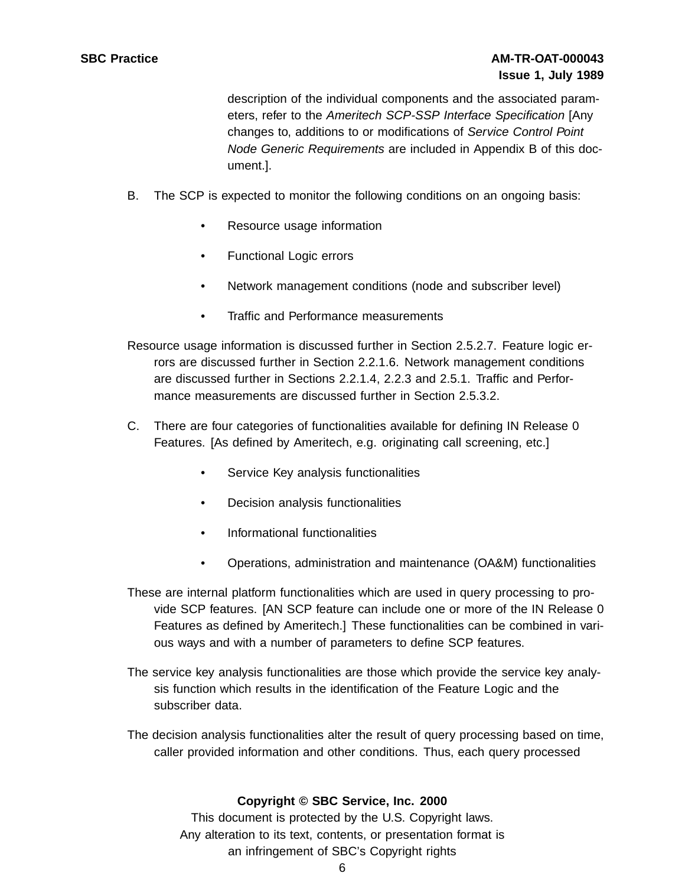description of the individual components and the associated parameters, refer to the *Ameritech SCP-SSP Interface Specification* [Any changes to, additions to or modifications of *Service Control Point Node Generic Requirements* are included in Appendix B of this document.].

B. The SCP is expected to monitor the following conditions on an ongoing basis:

- Resource usage information
- Functional Logic errors
- Network management conditions (node and subscriber level)
- Traffic and Performance measurements

Resource usage information is discussed further in Section 2.5.2.7. Feature logic errors are discussed further in Section 2.2.1.6. Network management conditions are discussed further in Sections 2.2.1.4, 2.2.3 and 2.5.1. Traffic and Performance measurements are discussed further in Section 2.5.3.2.

C. There are four categories of functionalities available for defining IN Release 0 Features. [As defined by Ameritech, e.g. originating call screening, etc.]

- Service Key analysis functionalities
- Decision analysis functionalities
- Informational functionalities
- Operations, administration and maintenance (OA&M) functionalities

These are internal platform functionalities which are used in query processing to provide SCP features. [AN SCP feature can include one or more of the IN Release 0 Features as defined by Ameritech.] These functionalities can be combined in various ways and with a number of parameters to define SCP features.

The service key analysis functionalities are those which provide the service key analysis function which results in the identification of the Feature Logic and the subscriber data.

The decision analysis functionalities alter the result of query processing based on time, caller provided information and other conditions. Thus, each query processed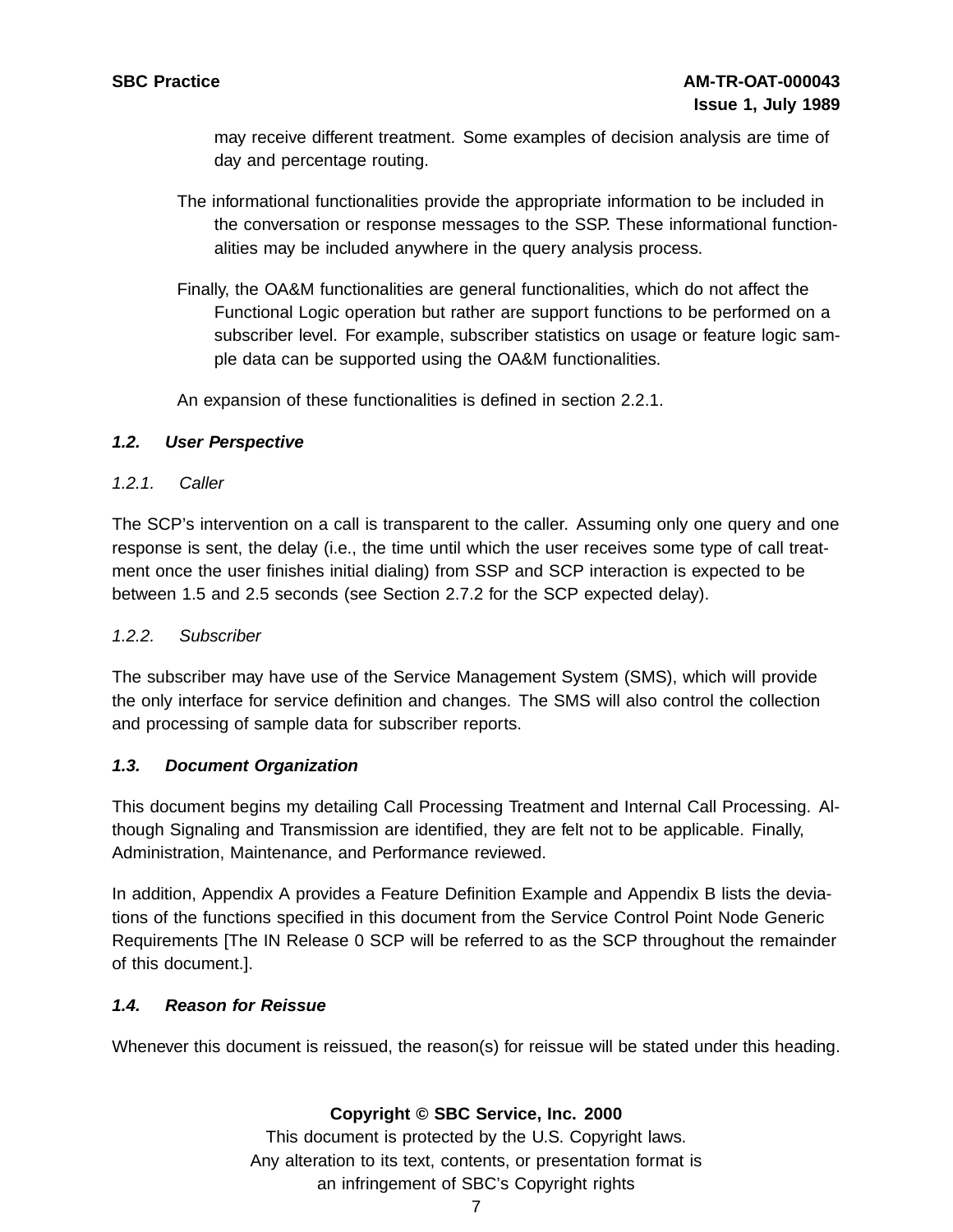may receive different treatment. Some examples of decision analysis are time of day and percentage routing.

The informational functionalities provide the appropriate information to be included in the conversation or response messages to the SSP. These informational functionalities may be included anywhere in the query analysis process.

Finally, the OA&M functionalities are general functionalities, which do not affect the Functional Logic operation but rather are support functions to be performed on a subscriber level. For example, subscriber statistics on usage or feature logic sample data can be supported using the OA&M functionalities.

An expansion of these functionalities is defined in section 2.2.1.

## *1.2. User Perspective*

### *1.2.1. Caller*

The SCP's intervention on a call is transparent to the caller. Assuming only one query and one response is sent, the delay (i.e., the time until which the user receives some type of call treatment once the user finishes initial dialing) from SSP and SCP interaction is expected to be between 1.5 and 2.5 seconds (see Section 2.7.2 for the SCP expected delay).

### *1.2.2. Subscriber*

The subscriber may have use of the Service Management System (SMS), which will provide the only interface for service definition and changes. The SMS will also control the collection and processing of sample data for subscriber reports.

## *1.3. Document Organization*

This document begins my detailing Call Processing Treatment and Internal Call Processing. Although Signaling and Transmission are identified, they are felt not to be applicable. Finally, Administration, Maintenance, and Performance reviewed.

In addition, Appendix A provides a Feature Definition Example and Appendix B lists the deviations of the functions specified in this document from the Service Control Point Node Generic Requirements [The IN Release 0 SCP will be referred to as the SCP throughout the remainder of this document.].

## *1.4. Reason for Reissue*

Whenever this document is reissued, the reason(s) for reissue will be stated under this heading.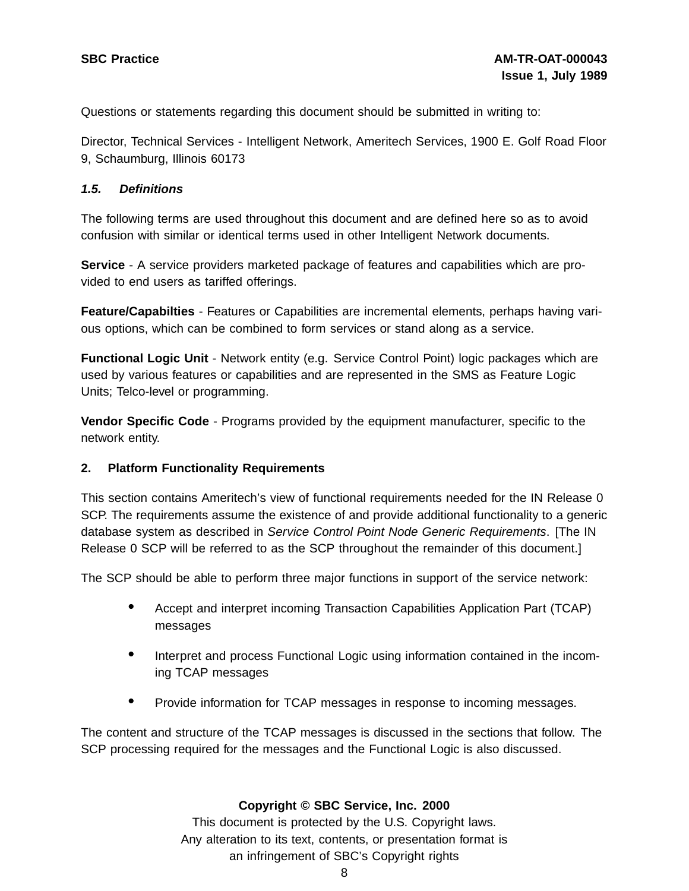Questions or statements regarding this document should be submitted in writing to:

Director, Technical Services - Intelligent Network, Ameritech Services, 1900 E. Golf Road Floor 9, Schaumburg, Illinois 60173

### *1.5. Definitions*

The following terms are used throughout this document and are defined here so as to avoid confusion with similar or identical terms used in other Intelligent Network documents.

**Service** - A service providers marketed package of features and capabilities which are provided to end users as tariffed offerings.

**Feature/Capabilties** - Features or Capabilities are incremental elements, perhaps having various options, which can be combined to form services or stand along as a service.

**Functional Logic Unit** - Network entity (e.g. Service Control Point) logic packages which are used by various features or capabilities and are represented in the SMS as Feature Logic Units; Telco-level or programming.

**Vendor Specific Code** - Programs provided by the equipment manufacturer, specific to the network entity.

## 2. Platform Functionality Requirements

This section contains Ameritech's view of functional requirements needed for the IN Release 0 SCP. The requirements assume the existence of and provide additional functionality to a generic database system as described in *Service Control Point Node Generic Requirements*. [The IN Release 0 SCP will be referred to as the SCP throughout the remainder of this document.]

The SCP should be able to perform three major functions in support of the service network:

- Accept and interpret incoming Transaction Capabilities Application Part (TCAP) messages
- Interpret and process Functional Logic using information contained in the incoming TCAP messages
- Provide information for TCAP messages in response to incoming messages.

The content and structure of the TCAP messages is discussed in the sections that follow. The SCP processing required for the messages and the Functional Logic is also discussed.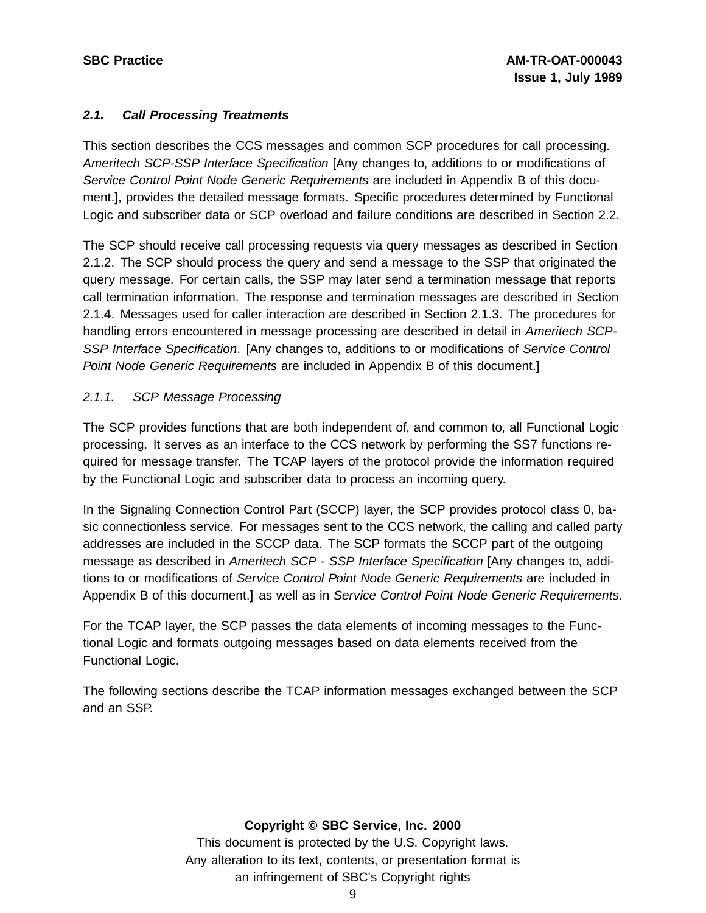### *2.1. Call Processing Treatments*

This section describes the CCS messages and common SCP procedures for call processing. *Ameritech SCP-SSP Interface Specification* [Any changes to, additions to or modifications of *Service Control Point Node Generic Requirements* are included in Appendix B of this document.], provides the detailed message formats. Specific procedures determined by Functional Logic and subscriber data or SCP overload and failure conditions are described in Section 2.2.

The SCP should receive call processing requests via query messages as described in Section 2.1.2. The SCP should process the query and send a message to the SSP that originated the query message. For certain calls, the SSP may later send a termination message that reports call termination information. The response and termination messages are described in Section 2.1.4. Messages used for caller interaction are described in Section 2.1.3. The procedures for handling errors encountered in message processing are described in detail in *Ameritech SCP-SSP Interface Specification*. [Any changes to, additions to or modifications of *Service Control Point Node Generic Requirements* are included in Appendix B of this document.]

#### *2.1.1. SCP Message Processing*

The SCP provides functions that are both independent of, and common to, all Functional Logic processing. It serves as an interface to the CCS network by performing the SS7 functions required for message transfer. The TCAP layers of the protocol provide the information required by the Functional Logic and subscriber data to process an incoming query.

In the Signaling Connection Control Part (SCCP) layer, the SCP provides protocol class 0, basic connectionless service. For messages sent to the CCS network, the calling and called party addresses are included in the SCCP data. The SCP formats the SCCP part of the outgoing message as described in *Ameritech SCP - SSP Interface Specification* [Any changes to, additions to or modifications of *Service Control Point Node Generic Requirements* are included in Appendix B of this document.] as well as in *Service Control Point Node Generic Requirements*.

For the TCAP layer, the SCP passes the data elements of incoming messages to the Functional Logic and formats outgoing messages based on data elements received from the Functional Logic.

The following sections describe the TCAP information messages exchanged between the SCP and an SSP.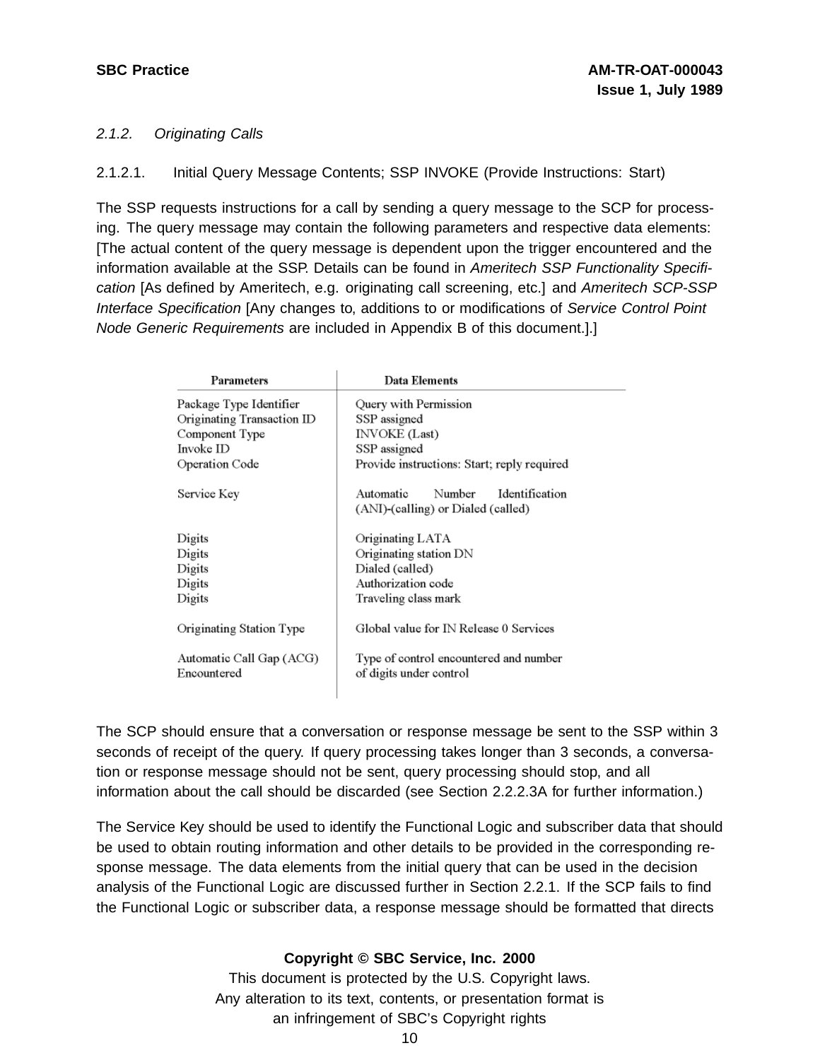### 2.1.2. *Originating Calls*

#### 2.1.2.1. Initial Query Message Contents; SSP INVOKE (Provide Instructions: Start)

The SSP requests instructions for a call by sending a query message to the SCP for processing. The query message may contain the following parameters and respective data elements: [The actual content of the query message is dependent upon the trigger encountered and the information available at the SSP. Details can be found in *Ameritech SSP Functionality Specification* [As defined by Ameritech, e.g. originating call screening, etc.] and *Ameritech SCP-SSP Interface Specification* [Any changes to, additions to or modifications of *Service Control Point Node Generic Requirements* are included in Appendix B of this document.].]

| Parameters | Data Elements |
|---|---|
| Package Type Identifier | Query with Permission |
| Originating Transaction ID | SSP assigned |
| Component Type | INVOKE (Last) |
| Invoke ID | SSP assigned |
| Operation Code | Provide instructions: Start; reply required |
| Service Key | Automatic Number Identification (ANI)-(calling) or Dialed (called) |
| Digits | Originating LATA |
| Digits | Originating station DN |
| Digits | Dialed (called) |
| Digits | Authorization code |
| Digits | Traveling class mark |
| Originating Station Type | Global value for IN Release 0 Services |
| Automatic Call Gap (ACG) Encountered | Type of control encountered and number of digits under control |

The SCP should ensure that a conversation or response message be sent to the SSP within 3 seconds of receipt of the query. If query processing takes longer than 3 seconds, a conversation or response message should not be sent, query processing should stop, and all information about the call should be discarded (see Section 2.2.2.3A for further information.)

The Service Key should be used to identify the Functional Logic and subscriber data that should be used to obtain routing information and other details to be provided in the corresponding response message. The data elements from the initial query that can be used in the decision analysis of the Functional Logic are discussed further in Section 2.2.1. If the SCP fails to find the Functional Logic or subscriber data, a response message should be formatted that directs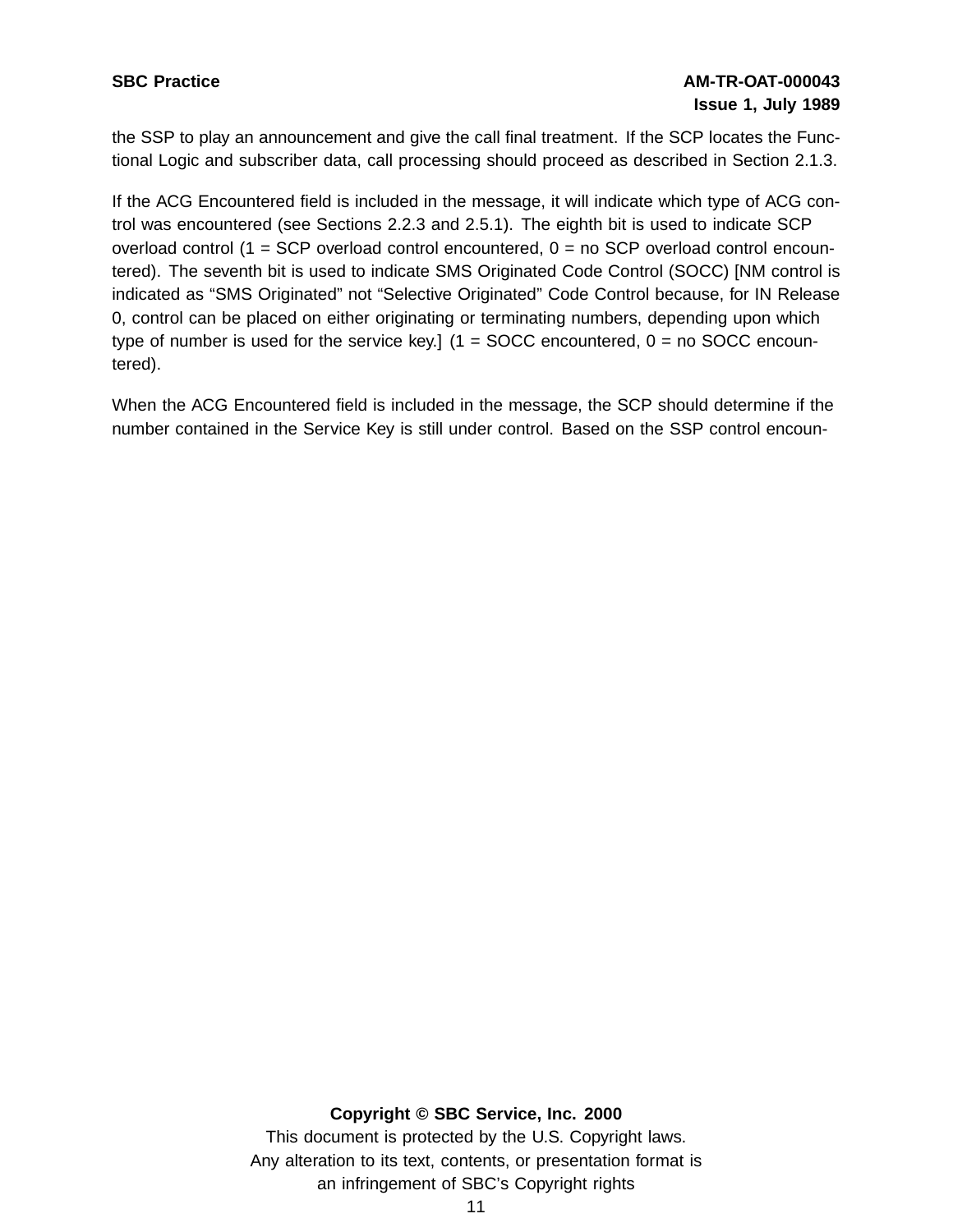the SSP to play an announcement and give the call final treatment. If the SCP locates the Functional Logic and subscriber data, call processing should proceed as described in Section 2.1.3.

If the ACG Encountered field is included in the message, it will indicate which type of ACG control was encountered (see Sections 2.2.3 and 2.5.1). The eighth bit is used to indicate SCP overload control (1 = SCP overload control encountered, 0 = no SCP overload control encountered). The seventh bit is used to indicate SMS Originated Code Control (SOCC) [NM control is indicated as "SMS Originated" not "Selective Originated" Code Control because, for IN Release 0, control can be placed on either originating or terminating numbers, depending upon which type of number is used for the service key.] (1 = SOCC encountered, 0 = no SOCC encountered).

When the ACG Encountered field is included in the message, the SCP should determine if the number contained in the Service Key is still under control. Based on the SSP control encoun-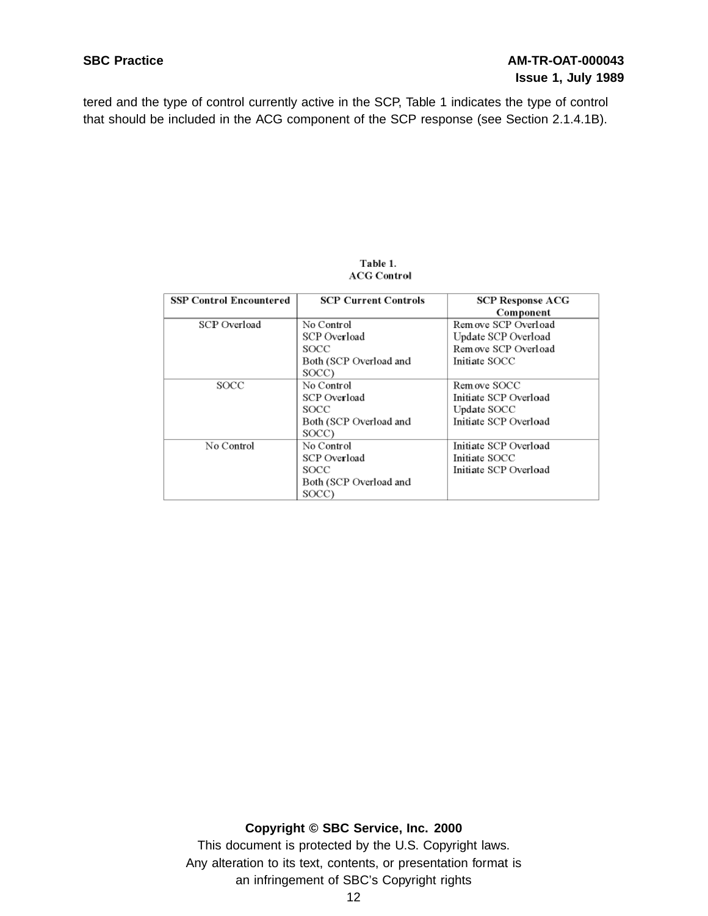tered and the type of control currently active in the SCP, Table 1 indicates the type of control that should be included in the ACG component of the SCP response (see Section 2.1.4.1B).

**Table 1.**
**ACG Control**

| SSP Control Encountered | SCP Current Controls | SCP Response ACG Component |
|---|---|---|
| SCP Overload | No Control<br>SCP Overload<br>SOCC<br>Both (SCP Overload and SOCC) | Remove SCP Overload<br>Update SCP Overload<br>Remove SCP Overload<br>Initiate SOCC |
| SOCC | No Control<br>SCP Overload<br>SOCC<br>Both (SCP Overload and SOCC) | Remove SOCC<br>Initiate SCP Overload<br>Update SOCC<br>Initiate SCP Overload |
| No Control | No Control<br>SCP Overload<br>SOCC<br>Both (SCP Overload and SOCC) | Initiate SCP Overload<br>Initiate SOCC<br>Initiate SCP Overload |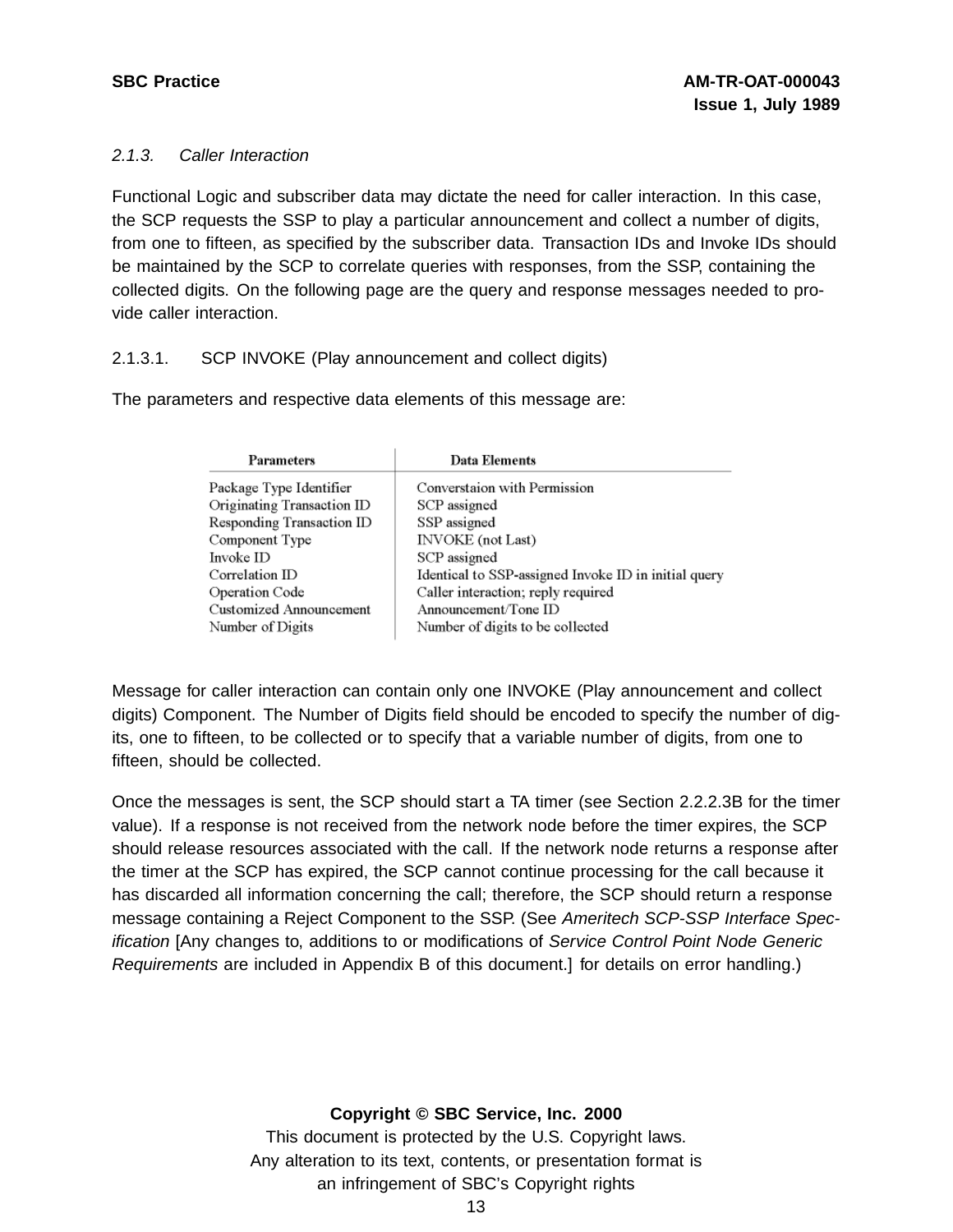*2.1.3. Caller Interaction*

Functional Logic and subscriber data may dictate the need for caller interaction. In this case, the SCP requests the SSP to play a particular announcement and collect a number of digits, from one to fifteen, as specified by the subscriber data. Transaction IDs and Invoke IDs should be maintained by the SCP to correlate queries with responses, from the SSP, containing the collected digits. On the following page are the query and response messages needed to provide caller interaction.

2.1.3.1. SCP INVOKE (Play announcement and collect digits)

The parameters and respective data elements of this message are:

| Parameters | Data Elements |
|---|---|
| Package Type Identifier | Converstaion with Permission |
| Originating Transaction ID | SCP assigned |
| Responding Transaction ID | SSP assigned |
| Component Type | INVOKE (not Last) |
| Invoke ID | SCP assigned |
| Correlation ID | Identical to SSP-assigned Invoke ID in initial query |
| Operation Code | Caller interaction; reply required |
| Customized Announcement | Announcement/Tone ID |
| Number of Digits | Number of digits to be collected |

Message for caller interaction can contain only one INVOKE (Play announcement and collect digits) Component. The Number of Digits field should be encoded to specify the number of digits, one to fifteen, to be collected or to specify that a variable number of digits, from one to fifteen, should be collected.

Once the messages is sent, the SCP should start a TA timer (see Section 2.2.2.3B for the timer value). If a response is not received from the network node before the timer expires, the SCP should release resources associated with the call. If the network node returns a response after the timer at the SCP has expired, the SCP cannot continue processing for the call because it has discarded all information concerning the call; therefore, the SCP should return a response message containing a Reject Component to the SSP. (See *Ameritech SCP-SSP Interface Specification* [Any changes to, additions to or modifications of *Service Control Point Node Generic Requirements* are included in Appendix B of this document.] for details on error handling.)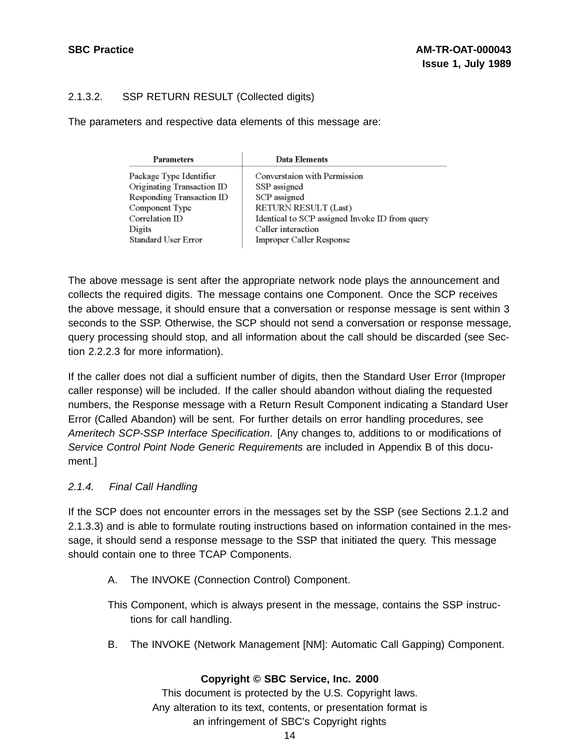2.1.3.2. SSP RETURN RESULT (Collected digits)

The parameters and respective data elements of this message are:

| Parameters | Data Elements |
|---|---|
| Package Type Identifier | Converstaion with Permission |
| Originating Transaction ID | SSP assigned |
| Responding Transaction ID | SCP assigned |
| Component Type | RETURN RESULT (Last) |
| Correlation ID | Identical to SCP assigned Invoke ID from query |
| Digits | Caller interaction |
| Standard User Error | Improper Caller Response |

The above message is sent after the appropriate network node plays the announcement and collects the required digits. The message contains one Component. Once the SCP receives the above message, it should ensure that a conversation or response message is sent within 3 seconds to the SSP. Otherwise, the SCP should not send a conversation or response message, query processing should stop, and all information about the call should be discarded (see Section 2.2.2.3 for more information).

If the caller does not dial a sufficient number of digits, then the Standard User Error (Improper caller response) will be included. If the caller should abandon without dialing the requested numbers, the Response message with a Return Result Component indicating a Standard User Error (Called Abandon) will be sent. For further details on error handling procedures, see *Ameritech SCP-SSP Interface Specification*. [Any changes to, additions to or modifications of *Service Control Point Node Generic Requirements* are included in Appendix B of this document.]

*2.1.4. Final Call Handling*

If the SCP does not encounter errors in the messages set by the SSP (see Sections 2.1.2 and 2.1.3.3) and is able to formulate routing instructions based on information contained in the message, it should send a response message to the SSP that initiated the query. This message should contain one to three TCAP Components.

A. The INVOKE (Connection Control) Component.

This Component, which is always present in the message, contains the SSP instructions for call handling.

B. The INVOKE (Network Management [NM]: Automatic Call Gapping) Component.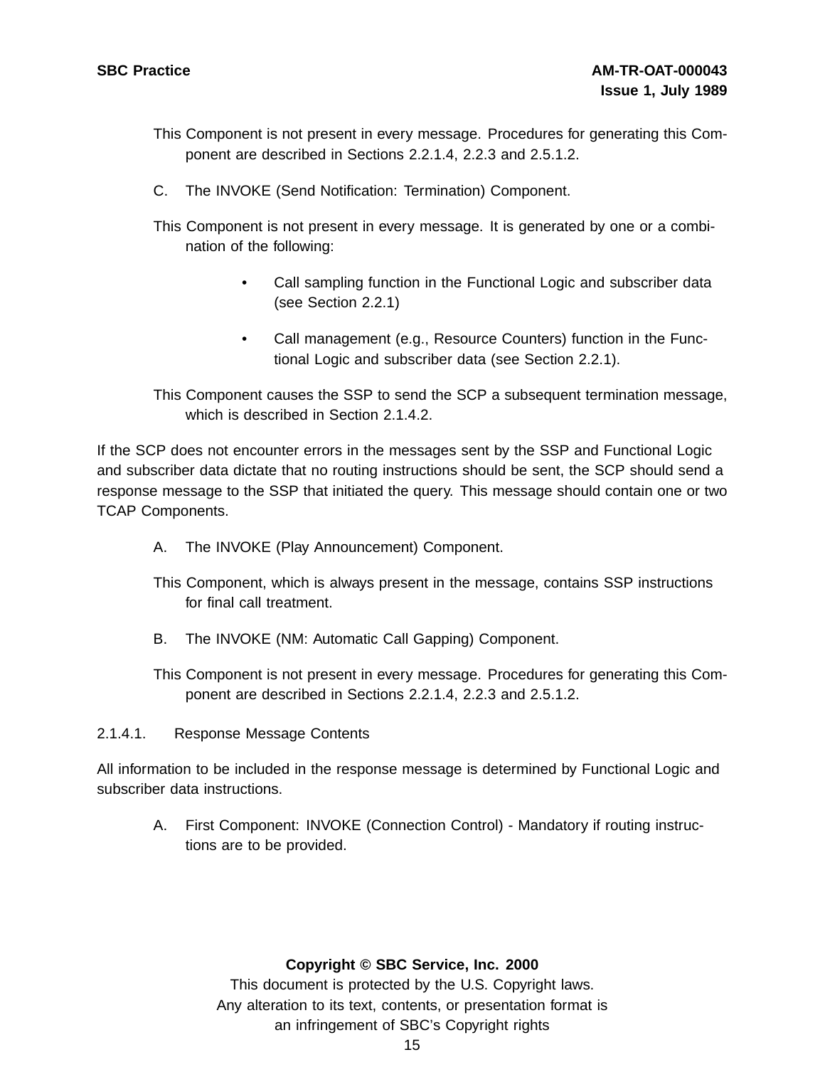This Component is not present in every message. Procedures for generating this Component are described in Sections 2.2.1.4, 2.2.3 and 2.5.1.2.

C. The INVOKE (Send Notification: Termination) Component.

This Component is not present in every message. It is generated by one or a combination of the following:

- Call sampling function in the Functional Logic and subscriber data (see Section 2.2.1)
- Call management (e.g., Resource Counters) function in the Functional Logic and subscriber data (see Section 2.2.1).

This Component causes the SSP to send the SCP a subsequent termination message, which is described in Section 2.1.4.2.

If the SCP does not encounter errors in the messages sent by the SSP and Functional Logic and subscriber data dictate that no routing instructions should be sent, the SCP should send a response message to the SSP that initiated the query. This message should contain one or two TCAP Components.

A. The INVOKE (Play Announcement) Component.

This Component, which is always present in the message, contains SSP instructions for final call treatment.

B. The INVOKE (NM: Automatic Call Gapping) Component.

This Component is not present in every message. Procedures for generating this Component are described in Sections 2.2.1.4, 2.2.3 and 2.5.1.2.

#### 2.1.4.1. Response Message Contents

All information to be included in the response message is determined by Functional Logic and subscriber data instructions.

A. First Component: INVOKE (Connection Control) - Mandatory if routing instructions are to be provided.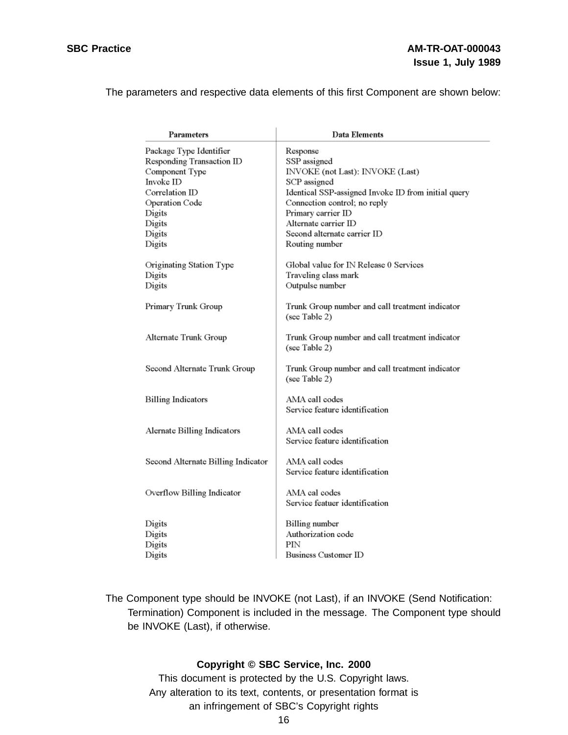The parameters and respective data elements of this first Component are shown below:

| Parameters | Data Elements |
|---|---|
| Package Type Identifier | Response |
| Responding Transaction ID | SSP assigned |
| Component Type | INVOKE (not Last): INVOKE (Last) |
| Invoke ID | SCP assigned |
| Correlation ID | Identical SSP-assigned Invoke ID from initial query |
| Operation Code | Connection control; no reply |
| Digits | Primary carrier ID |
| Digits | Alternate carrier ID |
| Digits | Second alternate carrier ID |
| Digits | Routing number |
| Originating Station Type | Global value for IN Release 0 Services |
| Digits | Traveling class mark |
| Digits | Outpulse number |
| Primary Trunk Group | Trunk Group number and call treatment indicator (see Table 2) |
| Alternate Trunk Group | Trunk Group number and call treatment indicator (see Table 2) |
| Second Alternate Trunk Group | Trunk Group number and call treatment indicator (see Table 2) |
| Billing Indicators | AMA call codes<br>Service feature identification |
| Alernate Billing Indicators | AMA call codes<br>Service feature identification |
| Second Alternate Billing Indicator | AMA call codes<br>Service feature identification |
| Overflow Billing Indicator | AMA cal codes<br>Service featuer identification |
| Digits | Billing number |
| Digits | Authorization code |
| Digits | PIN |
| Digits | Business Customer ID |

The Component type should be INVOKE (not Last), if an INVOKE (Send Notification: Termination) Component is included in the message. The Component type should be INVOKE (Last), if otherwise.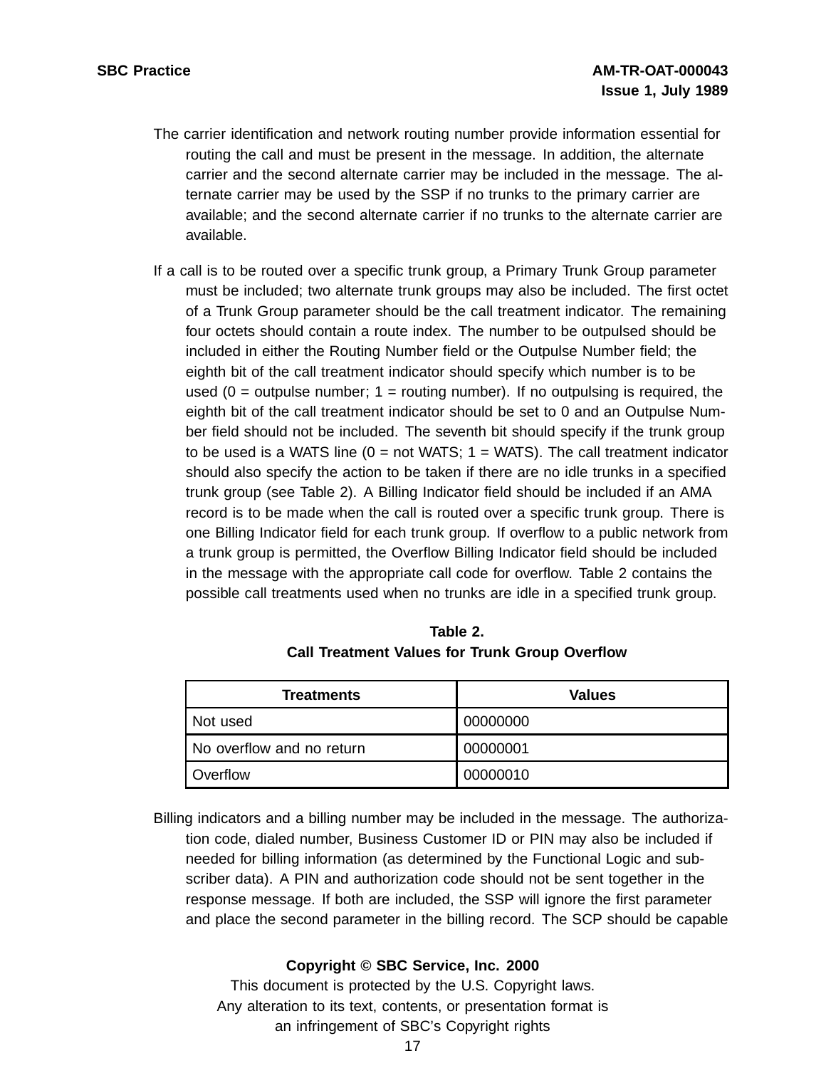The carrier identification and network routing number provide information essential for routing the call and must be present in the message. In addition, the alternate carrier and the second alternate carrier may be included in the message. The alternate carrier may be used by the SSP if no trunks to the primary carrier are available; and the second alternate carrier if no trunks to the alternate carrier are available.

If a call is to be routed over a specific trunk group, a Primary Trunk Group parameter must be included; two alternate trunk groups may also be included. The first octet of a Trunk Group parameter should be the call treatment indicator. The remaining four octets should contain a route index. The number to be outpulsed should be included in either the Routing Number field or the Outpulse Number field; the eighth bit of the call treatment indicator should specify which number is to be used (0 = outpulse number; 1 = routing number). If no outpulsing is required, the eighth bit of the call treatment indicator should be set to 0 and an Outpulse Number field should not be included. The seventh bit should specify if the trunk group to be used is a WATS line (0 = not WATS; 1 = WATS). The call treatment indicator should also specify the action to be taken if there are no idle trunks in a specified trunk group (see Table 2). A Billing Indicator field should be included if an AMA record is to be made when the call is routed over a specific trunk group. There is one Billing Indicator field for each trunk group. If overflow to a public network from a trunk group is permitted, the Overflow Billing Indicator field should be included in the message with the appropriate call code for overflow. Table 2 contains the possible call treatments used when no trunks are idle in a specified trunk group.

**Table 2.**
**Call Treatment Values for Trunk Group Overflow**

| Treatments | Values |
|---|---|
| Not used | 00000000 |
| No overflow and no return | 00000001 |
| Overflow | 00000010 |

Billing indicators and a billing number may be included in the message. The authorization code, dialed number, Business Customer ID or PIN may also be included if needed for billing information (as determined by the Functional Logic and subscriber data). A PIN and authorization code should not be sent together in the response message. If both are included, the SSP will ignore the first parameter and place the second parameter in the billing record. The SCP should be capable

**Copyright © SBC Service, Inc. 2000**
This document is protected by the U.S. Copyright laws.
Any alteration to its text, contents, or presentation format is
an infringement of SBC's Copyright rights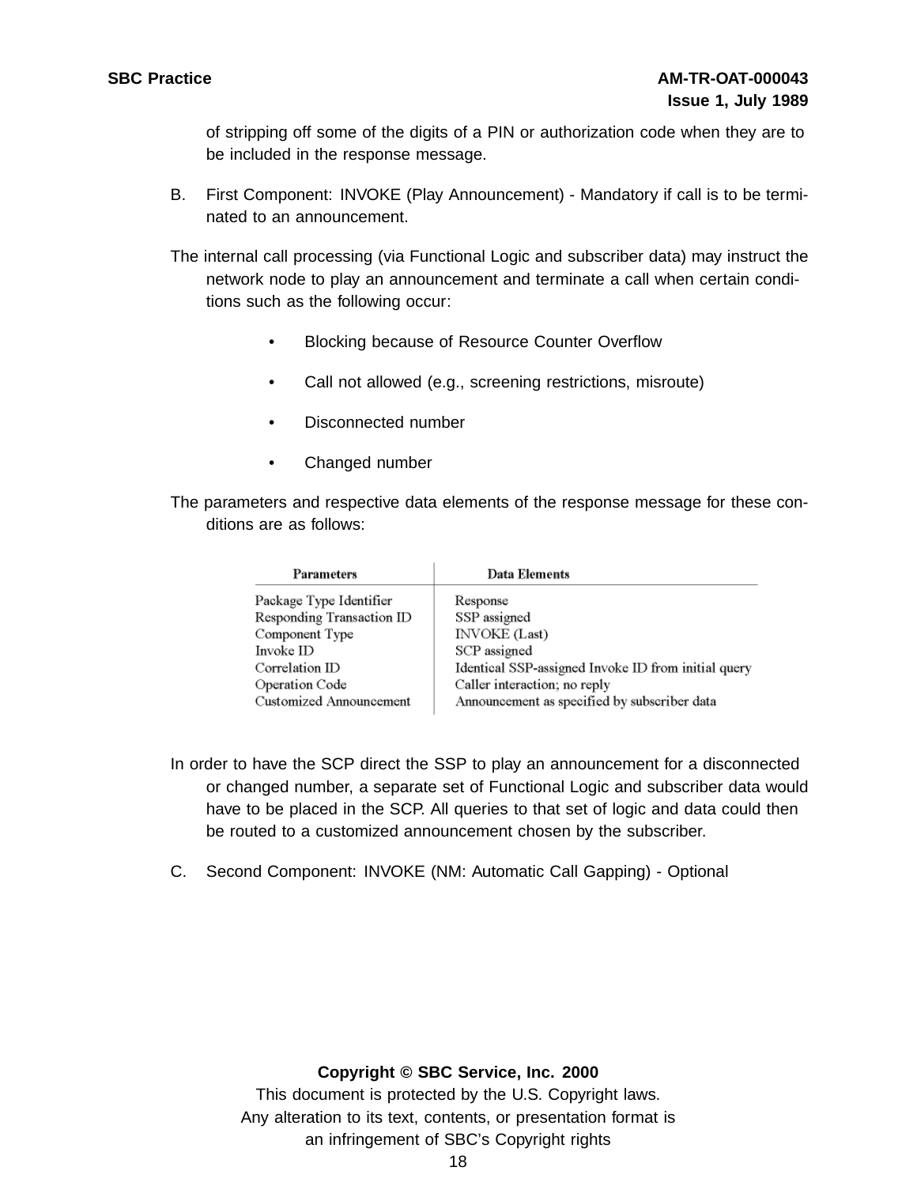of stripping off some of the digits of a PIN or authorization code when they are to be included in the response message.

B. First Component: INVOKE (Play Announcement) - Mandatory if call is to be terminated to an announcement.

The internal call processing (via Functional Logic and subscriber data) may instruct the network node to play an announcement and terminate a call when certain conditions such as the following occur:

- Blocking because of Resource Counter Overflow
- Call not allowed (e.g., screening restrictions, misroute)
- Disconnected number
- Changed number

The parameters and respective data elements of the response message for these conditions are as follows:

| Parameters | Data Elements |
|---|---|
| Package Type Identifier | Response |
| Responding Transaction ID | SSP assigned |
| Component Type | INVOKE (Last) |
| Invoke ID | SCP assigned |
| Correlation ID | Identical SSP-assigned Invoke ID from initial query |
| Operation Code | Caller interaction; no reply |
| Customized Announcement | Announcement as specified by subscriber data |

In order to have the SCP direct the SSP to play an announcement for a disconnected or changed number, a separate set of Functional Logic and subscriber data would have to be placed in the SCP. All queries to that set of logic and data could then be routed to a customized announcement chosen by the subscriber.

C. Second Component: INVOKE (NM: Automatic Call Gapping) - Optional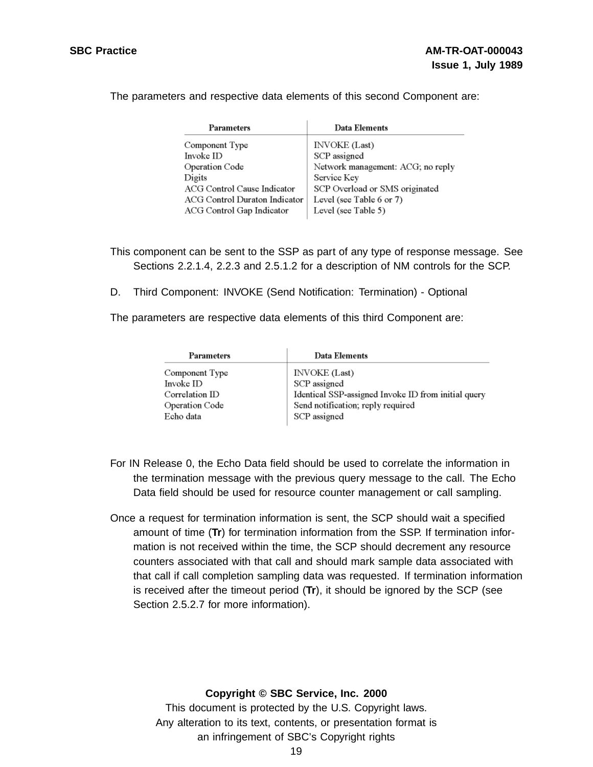The parameters and respective data elements of this second Component are:

| Parameters | Data Elements |
|---|---|
| Component Type | INVOKE (Last) |
| Invoke ID | SCP assigned |
| Operation Code | Network management: ACG; no reply |
| Digits | Service Key |
| ACG Control Cause Indicator | SCP Overload or SMS originated |
| ACG Control Duraton Indicator | Level (see Table 6 or 7) |
| ACG Control Gap Indicator | Level (see Table 5) |

This component can be sent to the SSP as part of any type of response message. See Sections 2.2.1.4, 2.2.3 and 2.5.1.2 for a description of NM controls for the SCP.

D. Third Component: INVOKE (Send Notification: Termination) - Optional

The parameters are respective data elements of this third Component are:

| Parameters | Data Elements |
|---|---|
| Component Type | INVOKE (Last) |
| Invoke ID | SCP assigned |
| Correlation ID | Identical SSP-assigned Invoke ID from initial query |
| Operation Code | Send notification; reply required |
| Echo data | SCP assigned |

For IN Release 0, the Echo Data field should be used to correlate the information in the termination message with the previous query message to the call. The Echo Data field should be used for resource counter management or call sampling.

Once a request for termination information is sent, the SCP should wait a specified amount of time (**Tr**) for termination information from the SSP. If termination information is not received within the time, the SCP should decrement any resource counters associated with that call and should mark sample data associated with that call if call completion sampling data was requested. If termination information is received after the timeout period (**Tr**), it should be ignored by the SCP (see Section 2.5.2.7 for more information).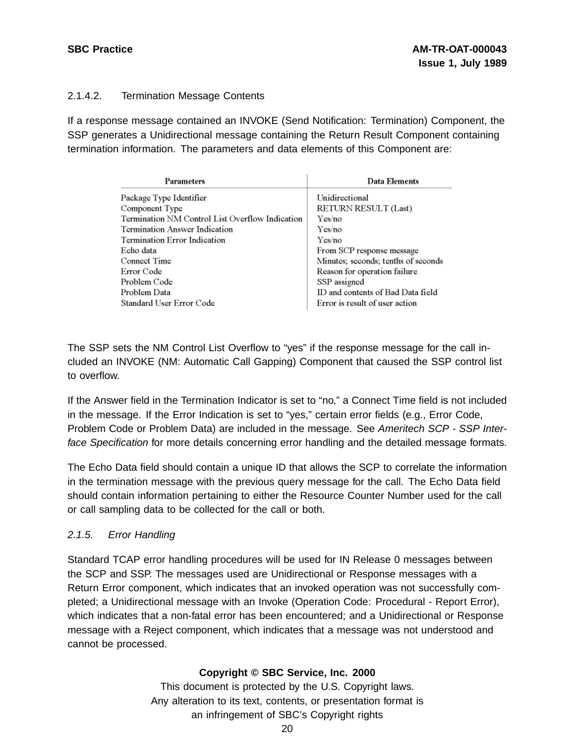### 2.1.4.2. Termination Message Contents

If a response message contained an INVOKE (Send Notification: Termination) Component, the SSP generates a Unidirectional message containing the Return Result Component containing termination information. The parameters and data elements of this Component are:

| Parameters | Data Elements |
|---|---|
| Package Type Identifier | Unidirectional |
| Component Type | RETURN RESULT (Last) |
| Termination NM Control List Overflow Indication | Yes/no |
| Termination Answer Indication | Yes/no |
| Termination Error Indication | Yes/no |
| Echo data | From SCP response message |
| Connect Time | Minutes; seconds; tenths of seconds |
| Error Code | Reason for operation failure |
| Problem Code | SSP assigned |
| Problem Data | ID and contents of Bad Data field |
| Standard User Error Code | Error is result of user action |

The SSP sets the NM Control List Overflow to “yes” if the response message for the call included an INVOKE (NM: Automatic Call Gapping) Component that caused the SSP control list to overflow.

If the Answer field in the Termination Indicator is set to “no,” a Connect Time field is not included in the message. If the Error Indication is set to “yes,” certain error fields (e.g., Error Code, Problem Code or Problem Data) are included in the message. See *Ameritech SCP - SSP Interface Specification* for more details concerning error handling and the detailed message formats.

The Echo Data field should contain a unique ID that allows the SCP to correlate the information in the termination message with the previous query message for the call. The Echo Data field should contain information pertaining to either the Resource Counter Number used for the call or call sampling data to be collected for the call or both.

### *2.1.5. Error Handling*

Standard TCAP error handling procedures will be used for IN Release 0 messages between the SCP and SSP. The messages used are Unidirectional or Response messages with a Return Error component, which indicates that an invoked operation was not successfully completed; a Unidirectional message with an Invoke (Operation Code: Procedural - Report Error), which indicates that a non-fatal error has been encountered; and a Unidirectional or Response message with a Reject component, which indicates that a message was not understood and cannot be processed.

**Copyright © SBC Service, Inc. 2000**
This document is protected by the U.S. Copyright laws.
Any alteration to its text, contents, or presentation format is
an infringement of SBC’s Copyright rights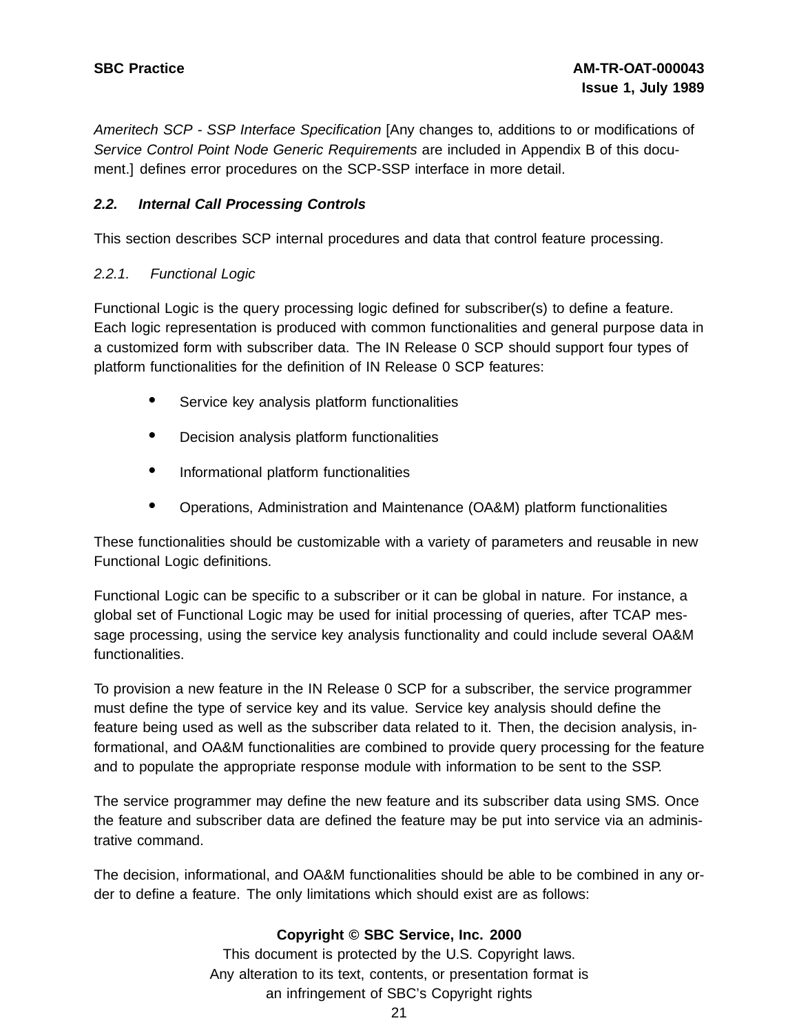*Ameritech SCP - SSP Interface Specification* [Any changes to, additions to or modifications of *Service Control Point Node Generic Requirements* are included in Appendix B of this document.] defines error procedures on the SCP-SSP interface in more detail.

### *2.2. Internal Call Processing Controls*

This section describes SCP internal procedures and data that control feature processing.

#### *2.2.1. Functional Logic*

Functional Logic is the query processing logic defined for subscriber(s) to define a feature. Each logic representation is produced with common functionalities and general purpose data in a customized form with subscriber data. The IN Release 0 SCP should support four types of platform functionalities for the definition of IN Release 0 SCP features:

- Service key analysis platform functionalities
- Decision analysis platform functionalities
- Informational platform functionalities
- Operations, Administration and Maintenance (OA&M) platform functionalities

These functionalities should be customizable with a variety of parameters and reusable in new Functional Logic definitions.

Functional Logic can be specific to a subscriber or it can be global in nature. For instance, a global set of Functional Logic may be used for initial processing of queries, after TCAP message processing, using the service key analysis functionality and could include several OA&M functionalities.

To provision a new feature in the IN Release 0 SCP for a subscriber, the service programmer must define the type of service key and its value. Service key analysis should define the feature being used as well as the subscriber data related to it. Then, the decision analysis, informational, and OA&M functionalities are combined to provide query processing for the feature and to populate the appropriate response module with information to be sent to the SSP.

The service programmer may define the new feature and its subscriber data using SMS. Once the feature and subscriber data are defined the feature may be put into service via an administrative command.

The decision, informational, and OA&M functionalities should be able to be combined in any order to define a feature. The only limitations which should exist are as follows: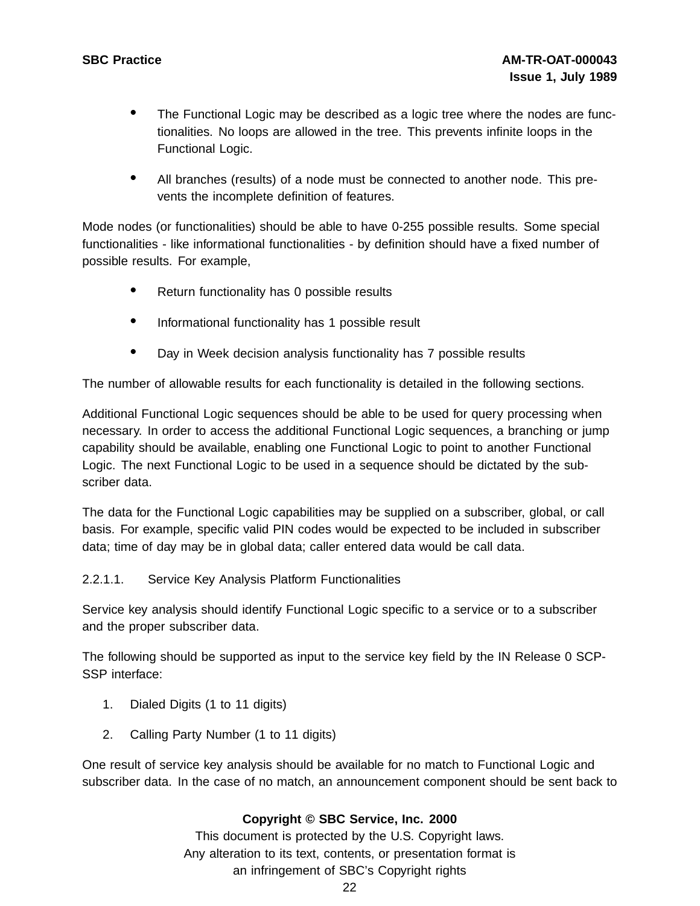- The Functional Logic may be described as a logic tree where the nodes are functionalities. No loops are allowed in the tree. This prevents infinite loops in the Functional Logic.
- All branches (results) of a node must be connected to another node. This prevents the incomplete definition of features.

Mode nodes (or functionalities) should be able to have 0-255 possible results. Some special functionalities - like informational functionalities - by definition should have a fixed number of possible results. For example,

- Return functionality has 0 possible results
- Informational functionality has 1 possible result
- Day in Week decision analysis functionality has 7 possible results

The number of allowable results for each functionality is detailed in the following sections.

Additional Functional Logic sequences should be able to be used for query processing when necessary. In order to access the additional Functional Logic sequences, a branching or jump capability should be available, enabling one Functional Logic to point to another Functional Logic. The next Functional Logic to be used in a sequence should be dictated by the subscriber data.

The data for the Functional Logic capabilities may be supplied on a subscriber, global, or call basis. For example, specific valid PIN codes would be expected to be included in subscriber data; time of day may be in global data; caller entered data would be call data.

2.2.1.1. Service Key Analysis Platform Functionalities

Service key analysis should identify Functional Logic specific to a service or to a subscriber and the proper subscriber data.

The following should be supported as input to the service key field by the IN Release 0 SCP-SSP interface:

1. Dialed Digits (1 to 11 digits)
2. Calling Party Number (1 to 11 digits)

One result of service key analysis should be available for no match to Functional Logic and subscriber data. In the case of no match, an announcement component should be sent back to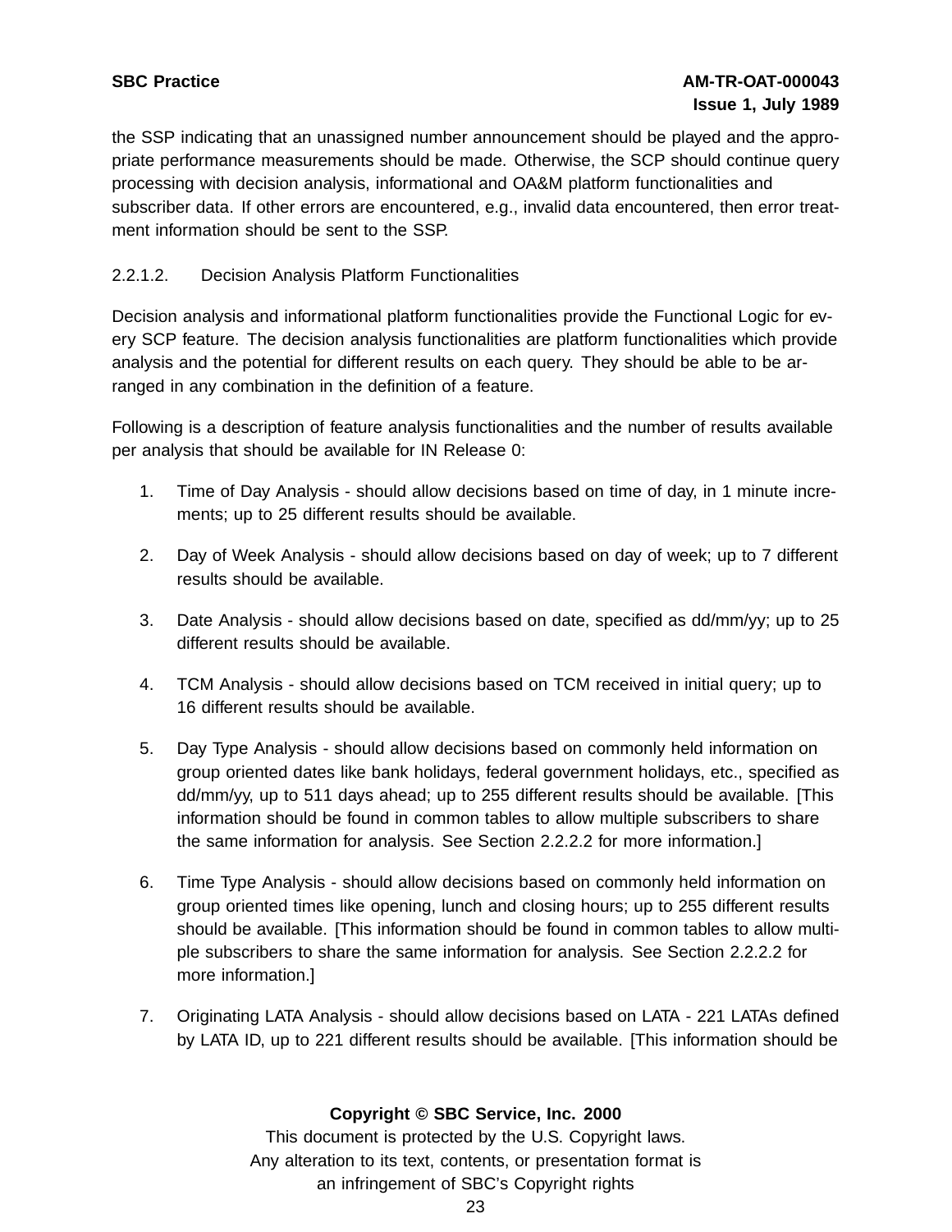the SSP indicating that an unassigned number announcement should be played and the appropriate performance measurements should be made. Otherwise, the SCP should continue query processing with decision analysis, informational and OA&M platform functionalities and subscriber data. If other errors are encountered, e.g., invalid data encountered, then error treatment information should be sent to the SSP.

2.2.1.2. Decision Analysis Platform Functionalities

Decision analysis and informational platform functionalities provide the Functional Logic for every SCP feature. The decision analysis functionalities are platform functionalities which provide analysis and the potential for different results on each query. They should be able to be arranged in any combination in the definition of a feature.

Following is a description of feature analysis functionalities and the number of results available per analysis that should be available for IN Release 0:

1. Time of Day Analysis - should allow decisions based on time of day, in 1 minute increments; up to 25 different results should be available.

2. Day of Week Analysis - should allow decisions based on day of week; up to 7 different results should be available.

3. Date Analysis - should allow decisions based on date, specified as dd/mm/yy; up to 25 different results should be available.

4. TCM Analysis - should allow decisions based on TCM received in initial query; up to 16 different results should be available.

5. Day Type Analysis - should allow decisions based on commonly held information on group oriented dates like bank holidays, federal government holidays, etc., specified as dd/mm/yy, up to 511 days ahead; up to 255 different results should be available. [This information should be found in common tables to allow multiple subscribers to share the same information for analysis. See Section 2.2.2.2 for more information.]

6. Time Type Analysis - should allow decisions based on commonly held information on group oriented times like opening, lunch and closing hours; up to 255 different results should be available. [This information should be found in common tables to allow multiple subscribers to share the same information for analysis. See Section 2.2.2.2 for more information.]

7. Originating LATA Analysis - should allow decisions based on LATA - 221 LATAs defined by LATA ID, up to 221 different results should be available. [This information should be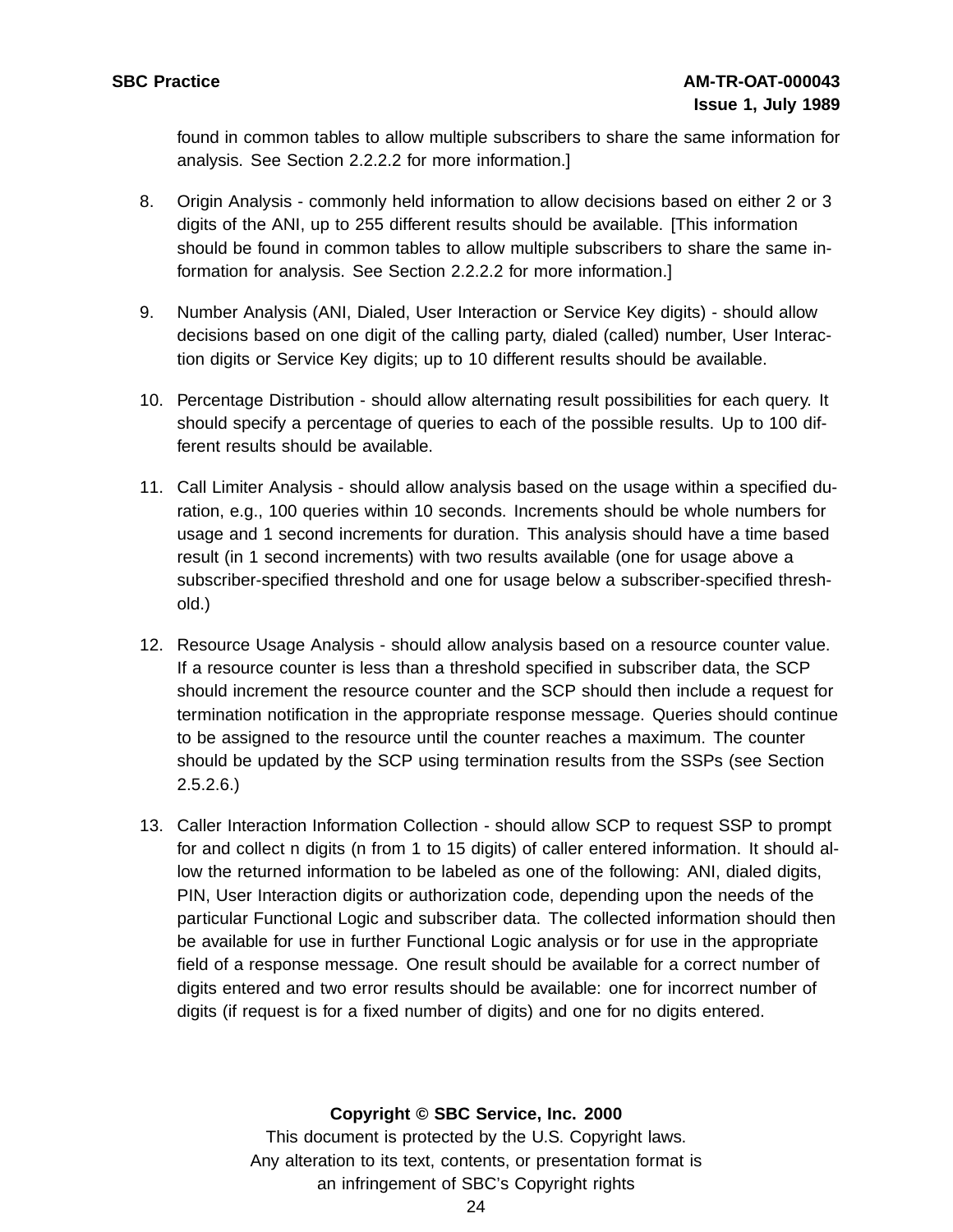found in common tables to allow multiple subscribers to share the same information for analysis. See Section 2.2.2.2 for more information.]

8. Origin Analysis - commonly held information to allow decisions based on either 2 or 3 digits of the ANI, up to 255 different results should be available. [This information should be found in common tables to allow multiple subscribers to share the same information for analysis. See Section 2.2.2.2 for more information.]

9. Number Analysis (ANI, Dialed, User Interaction or Service Key digits) - should allow decisions based on one digit of the calling party, dialed (called) number, User Interaction digits or Service Key digits; up to 10 different results should be available.

10. Percentage Distribution - should allow alternating result possibilities for each query. It should specify a percentage of queries to each of the possible results. Up to 100 different results should be available.

11. Call Limiter Analysis - should allow analysis based on the usage within a specified duration, e.g., 100 queries within 10 seconds. Increments should be whole numbers for usage and 1 second increments for duration. This analysis should have a time based result (in 1 second increments) with two results available (one for usage above a subscriber-specified threshold and one for usage below a subscriber-specified threshold.)

12. Resource Usage Analysis - should allow analysis based on a resource counter value. If a resource counter is less than a threshold specified in subscriber data, the SCP should increment the resource counter and the SCP should then include a request for termination notification in the appropriate response message. Queries should continue to be assigned to the resource until the counter reaches a maximum. The counter should be updated by the SCP using termination results from the SSPs (see Section 2.5.2.6.)

13. Caller Interaction Information Collection - should allow SCP to request SSP to prompt for and collect n digits (n from 1 to 15 digits) of caller entered information. It should allow the returned information to be labeled as one of the following: ANI, dialed digits, PIN, User Interaction digits or authorization code, depending upon the needs of the particular Functional Logic and subscriber data. The collected information should then be available for use in further Functional Logic analysis or for use in the appropriate field of a response message. One result should be available for a correct number of digits entered and two error results should be available: one for incorrect number of digits (if request is for a fixed number of digits) and one for no digits entered.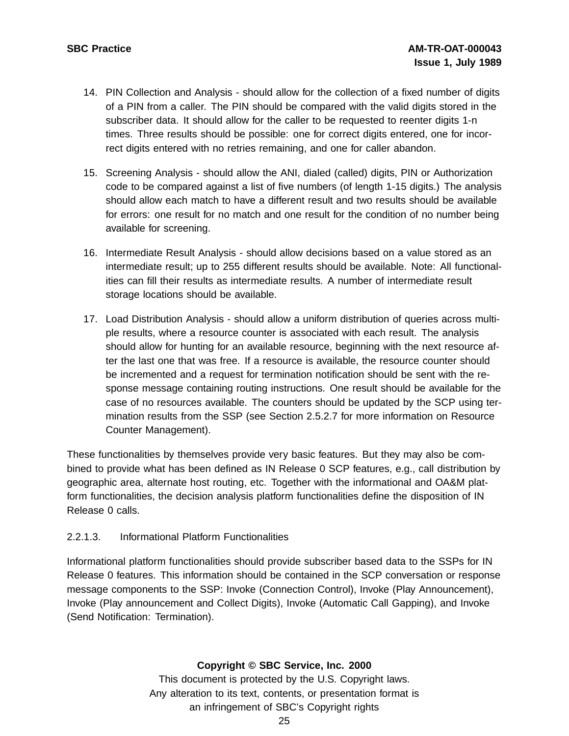14. PIN Collection and Analysis - should allow for the collection of a fixed number of digits of a PIN from a caller. The PIN should be compared with the valid digits stored in the subscriber data. It should allow for the caller to be requested to reenter digits 1-n times. Three results should be possible: one for correct digits entered, one for incorrect digits entered with no retries remaining, and one for caller abandon.

15. Screening Analysis - should allow the ANI, dialed (called) digits, PIN or Authorization code to be compared against a list of five numbers (of length 1-15 digits.) The analysis should allow each match to have a different result and two results should be available for errors: one result for no match and one result for the condition of no number being available for screening.

16. Intermediate Result Analysis - should allow decisions based on a value stored as an intermediate result; up to 255 different results should be available. Note: All functionalities can fill their results as intermediate results. A number of intermediate result storage locations should be available.

17. Load Distribution Analysis - should allow a uniform distribution of queries across multiple results, where a resource counter is associated with each result. The analysis should allow for hunting for an available resource, beginning with the next resource after the last one that was free. If a resource is available, the resource counter should be incremented and a request for termination notification should be sent with the response message containing routing instructions. One result should be available for the case of no resources available. The counters should be updated by the SCP using termination results from the SSP (see Section 2.5.2.7 for more information on Resource Counter Management).

These functionalities by themselves provide very basic features. But they may also be combined to provide what has been defined as IN Release 0 SCP features, e.g., call distribution by geographic area, alternate host routing, etc. Together with the informational and OA&M platform functionalities, the decision analysis platform functionalities define the disposition of IN Release 0 calls.

#### 2.2.1.3. Informational Platform Functionalities

Informational platform functionalities should provide subscriber based data to the SSPs for IN Release 0 features. This information should be contained in the SCP conversation or response message components to the SSP: Invoke (Connection Control), Invoke (Play Announcement), Invoke (Play announcement and Collect Digits), Invoke (Automatic Call Gapping), and Invoke (Send Notification: Termination).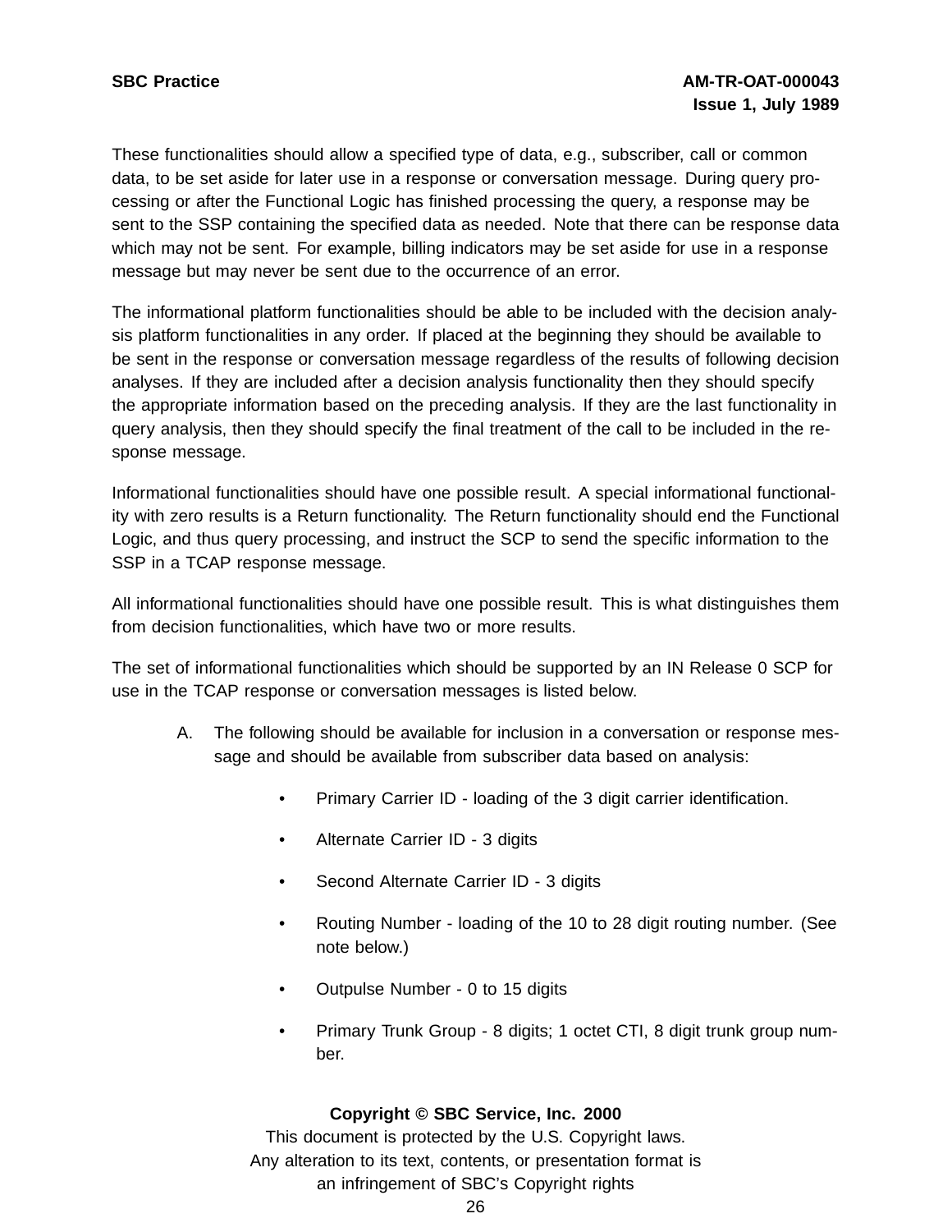These functionalities should allow a specified type of data, e.g., subscriber, call or common data, to be set aside for later use in a response or conversation message. During query processing or after the Functional Logic has finished processing the query, a response may be sent to the SSP containing the specified data as needed. Note that there can be response data which may not be sent. For example, billing indicators may be set aside for use in a response message but may never be sent due to the occurrence of an error.

The informational platform functionalities should be able to be included with the decision analysis platform functionalities in any order. If placed at the beginning they should be available to be sent in the response or conversation message regardless of the results of following decision analyses. If they are included after a decision analysis functionality then they should specify the appropriate information based on the preceding analysis. If they are the last functionality in query analysis, then they should specify the final treatment of the call to be included in the response message.

Informational functionalities should have one possible result. A special informational functionality with zero results is a Return functionality. The Return functionality should end the Functional Logic, and thus query processing, and instruct the SCP to send the specific information to the SSP in a TCAP response message.

All informational functionalities should have one possible result. This is what distinguishes them from decision functionalities, which have two or more results.

The set of informational functionalities which should be supported by an IN Release 0 SCP for use in the TCAP response or conversation messages is listed below.

A. The following should be available for inclusion in a conversation or response message and should be available from subscriber data based on analysis:

   - Primary Carrier ID - loading of the 3 digit carrier identification.
   - Alternate Carrier ID - 3 digits
   - Second Alternate Carrier ID - 3 digits
   - Routing Number - loading of the 10 to 28 digit routing number. (See note below.)
   - Outpulse Number - 0 to 15 digits
   - Primary Trunk Group - 8 digits; 1 octet CTI, 8 digit trunk group number.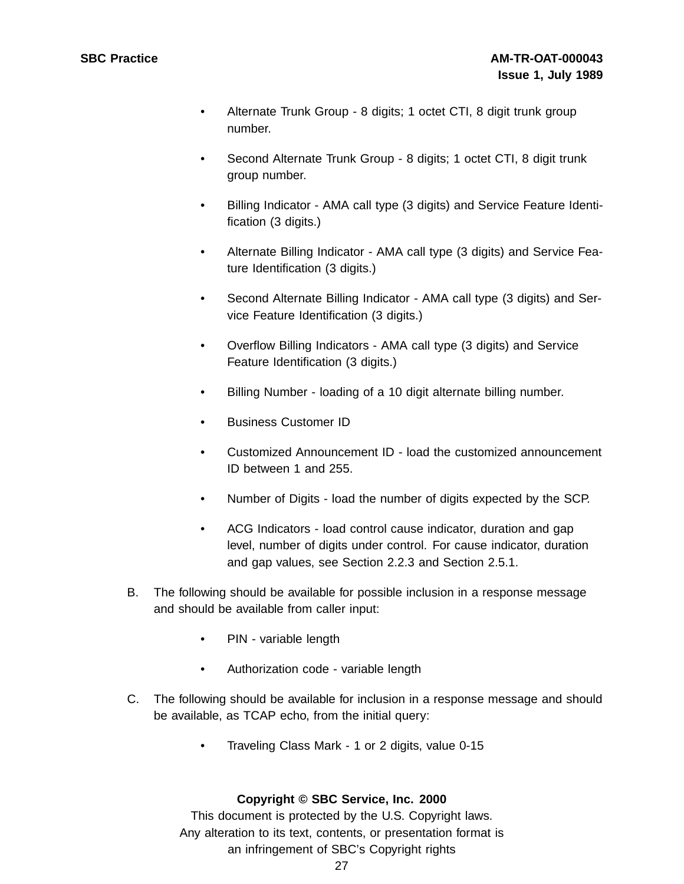- Alternate Trunk Group - 8 digits; 1 octet CTI, 8 digit trunk group number.

- Second Alternate Trunk Group - 8 digits; 1 octet CTI, 8 digit trunk group number.

- Billing Indicator - AMA call type (3 digits) and Service Feature Identification (3 digits.)

- Alternate Billing Indicator - AMA call type (3 digits) and Service Feature Identification (3 digits.)

- Second Alternate Billing Indicator - AMA call type (3 digits) and Service Feature Identification (3 digits.)

- Overflow Billing Indicators - AMA call type (3 digits) and Service Feature Identification (3 digits.)

- Billing Number - loading of a 10 digit alternate billing number.

- Business Customer ID

- Customized Announcement ID - load the customized announcement ID between 1 and 255.

- Number of Digits - load the number of digits expected by the SCP.

- ACG Indicators - load control cause indicator, duration and gap level, number of digits under control. For cause indicator, duration and gap values, see Section 2.2.3 and Section 2.5.1.

B. The following should be available for possible inclusion in a response message and should be available from caller input:

- PIN - variable length

- Authorization code - variable length

C. The following should be available for inclusion in a response message and should be available, as TCAP echo, from the initial query:

- Traveling Class Mark - 1 or 2 digits, value 0-15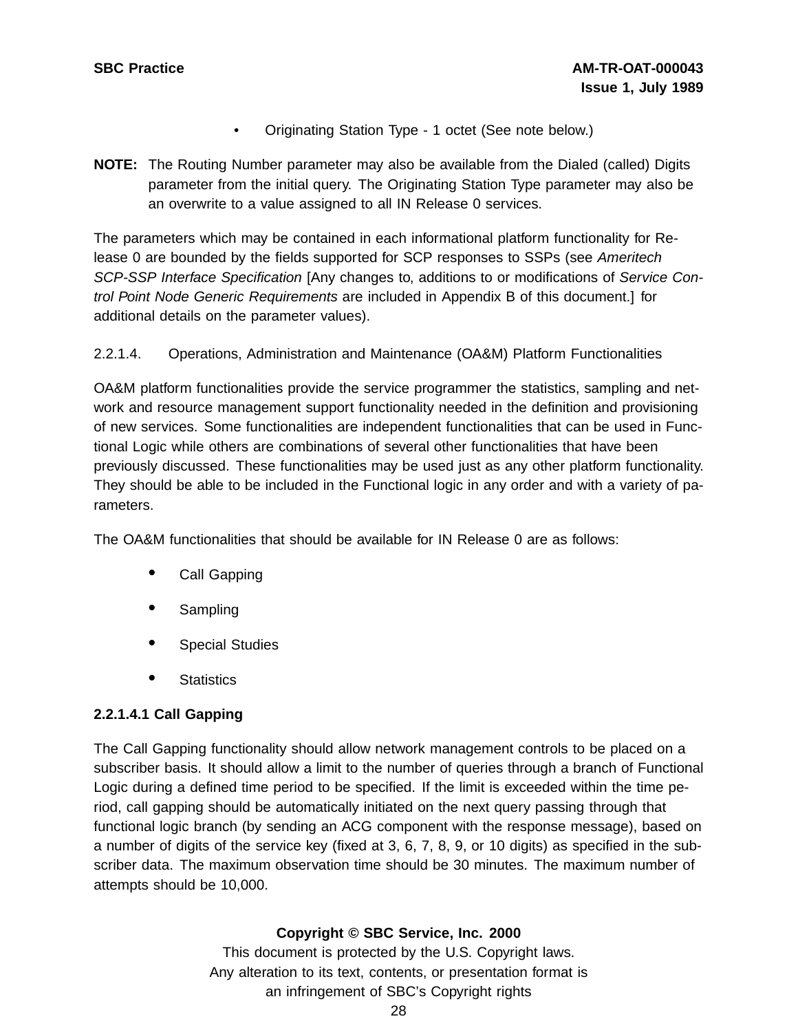- Originating Station Type - 1 octet (See note below.)

**NOTE:** The Routing Number parameter may also be available from the Dialed (called) Digits parameter from the initial query. The Originating Station Type parameter may also be an overwrite to a value assigned to all IN Release 0 services.

The parameters which may be contained in each informational platform functionality for Release 0 are bounded by the fields supported for SCP responses to SSPs (see *Ameritech SCP-SSP Interface Specification* [Any changes to, additions to or modifications of *Service Control Point Node Generic Requirements* are included in Appendix B of this document.] for additional details on the parameter values).

2.2.1.4. Operations, Administration and Maintenance (OA&M) Platform Functionalities

OA&M platform functionalities provide the service programmer the statistics, sampling and network and resource management support functionality needed in the definition and provisioning of new services. Some functionalities are independent functionalities that can be used in Functional Logic while others are combinations of several other functionalities that have been previously discussed. These functionalities may be used just as any other platform functionality. They should be able to be included in the Functional logic in any order and with a variety of parameters.

The OA&M functionalities that should be available for IN Release 0 are as follows:

- Call Gapping
- Sampling
- Special Studies
- Statistics

**2.2.1.4.1 Call Gapping**

The Call Gapping functionality should allow network management controls to be placed on a subscriber basis. It should allow a limit to the number of queries through a branch of Functional Logic during a defined time period to be specified. If the limit is exceeded within the time period, call gapping should be automatically initiated on the next query passing through that functional logic branch (by sending an ACG component with the response message), based on a number of digits of the service key (fixed at 3, 6, 7, 8, 9, or 10 digits) as specified in the subscriber data. The maximum observation time should be 30 minutes. The maximum number of attempts should be 10,000.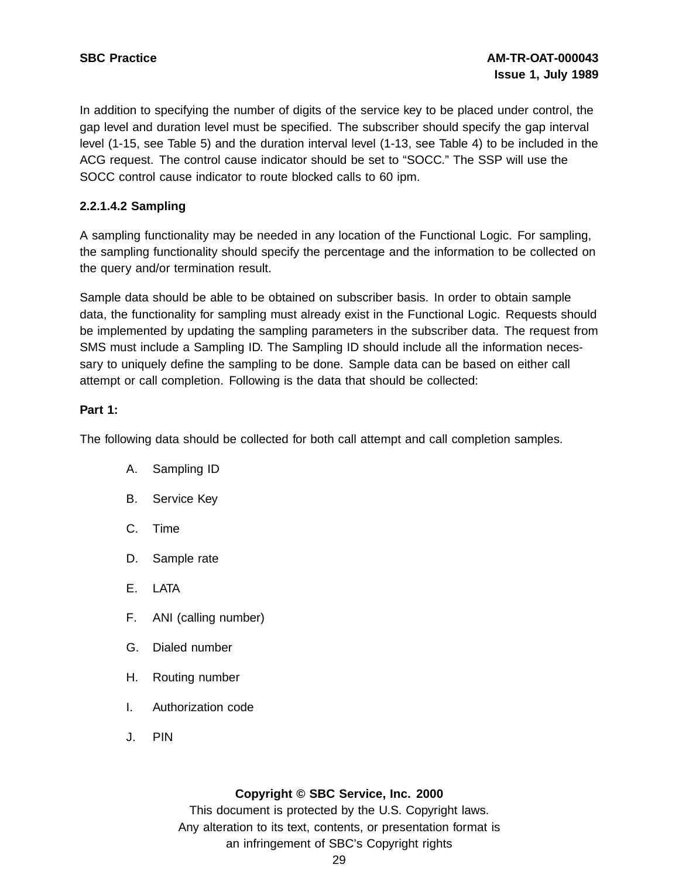In addition to specifying the number of digits of the service key to be placed under control, the gap level and duration level must be specified. The subscriber should specify the gap interval level (1-15, see Table 5) and the duration interval level (1-13, see Table 4) to be included in the ACG request. The control cause indicator should be set to “SOCC.” The SSP will use the SOCC control cause indicator to route blocked calls to 60 ipm.

#### 2.2.1.4.2 Sampling

A sampling functionality may be needed in any location of the Functional Logic. For sampling, the sampling functionality should specify the percentage and the information to be collected on the query and/or termination result.

Sample data should be able to be obtained on subscriber basis. In order to obtain sample data, the functionality for sampling must already exist in the Functional Logic. Requests should be implemented by updating the sampling parameters in the subscriber data. The request from SMS must include a Sampling ID. The Sampling ID should include all the information necessary to uniquely define the sampling to be done. Sample data can be based on either call attempt or call completion. Following is the data that should be collected:

**Part 1:**

The following data should be collected for both call attempt and call completion samples.

A. Sampling ID

B. Service Key

C. Time

D. Sample rate

E. LATA

F. ANI (calling number)

G. Dialed number

H. Routing number

I. Authorization code

J. PIN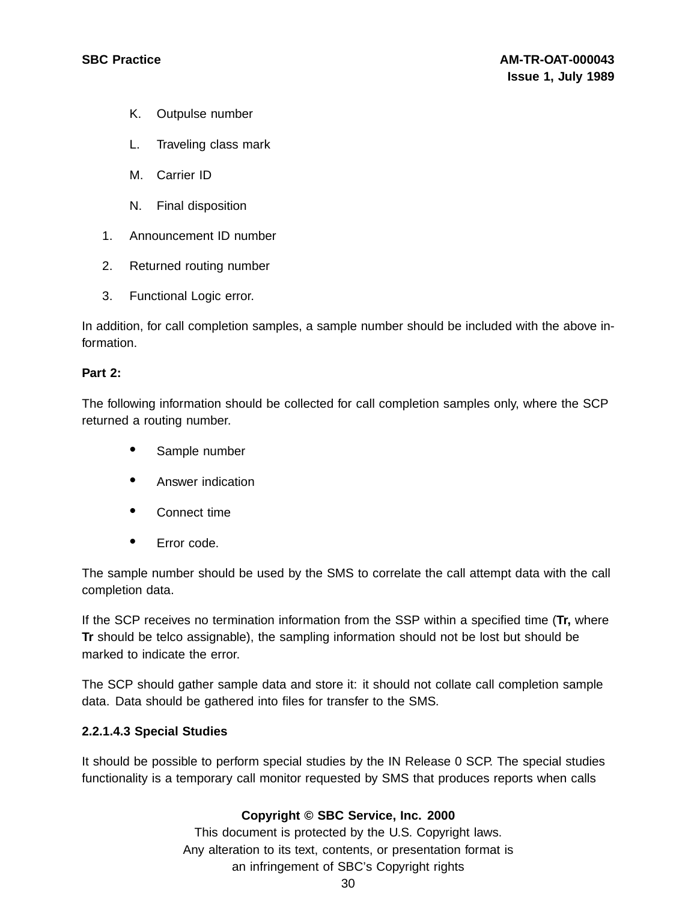K. Outpulse number

L. Traveling class mark

M. Carrier ID

N. Final disposition

1. Announcement ID number
2. Returned routing number
3. Functional Logic error.

In addition, for call completion samples, a sample number should be included with the above information.

**Part 2:**

The following information should be collected for call completion samples only, where the SCP returned a routing number.

- Sample number
- Answer indication
- Connect time
- Error code.

The sample number should be used by the SMS to correlate the call attempt data with the call completion data.

If the SCP receives no termination information from the SSP within a specified time (**Tr,** where **Tr** should be telco assignable), the sampling information should not be lost but should be marked to indicate the error.

The SCP should gather sample data and store it: it should not collate call completion sample data. Data should be gathered into files for transfer to the SMS.

**2.2.1.4.3 Special Studies**

It should be possible to perform special studies by the IN Release 0 SCP. The special studies functionality is a temporary call monitor requested by SMS that produces reports when calls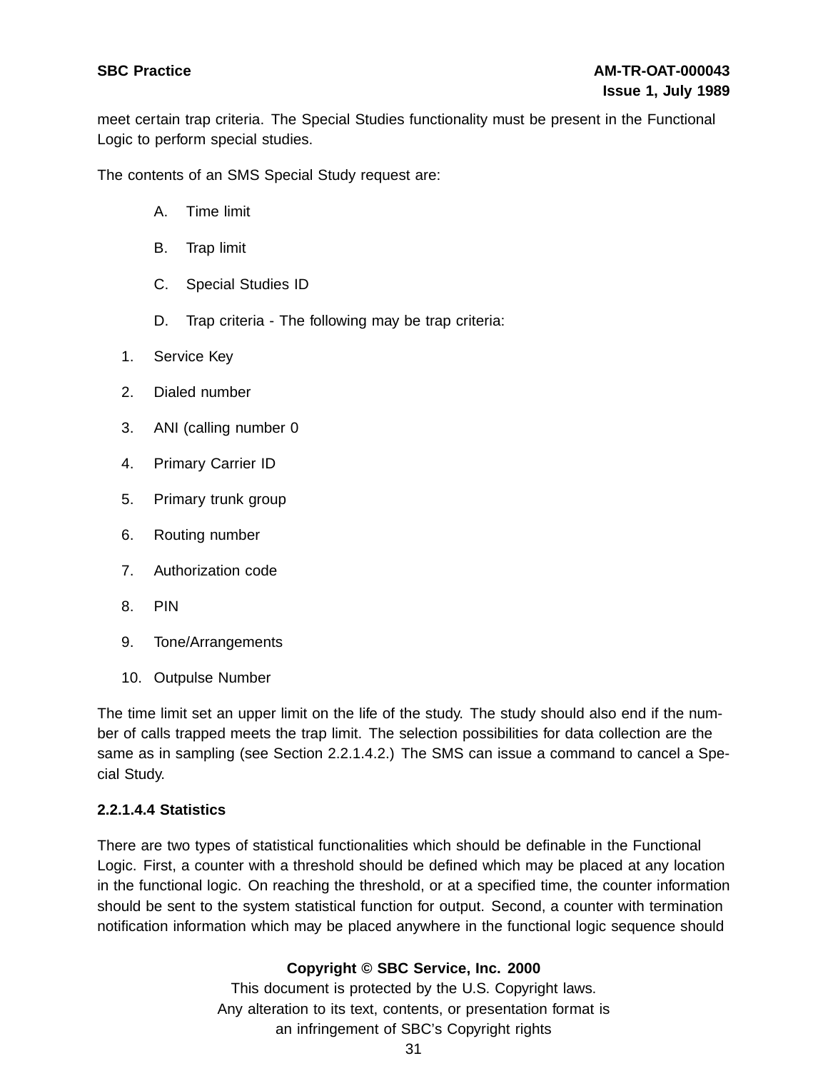meet certain trap criteria. The Special Studies functionality must be present in the Functional Logic to perform special studies.

The contents of an SMS Special Study request are:

A. Time limit

B. Trap limit

C. Special Studies ID

D. Trap criteria - The following may be trap criteria:

1. Service Key
2. Dialed number
3. ANI (calling number 0
4. Primary Carrier ID
5. Primary trunk group
6. Routing number
7. Authorization code
8. PIN
9. Tone/Arrangements
10. Outpulse Number

The time limit set an upper limit on the life of the study. The study should also end if the number of calls trapped meets the trap limit. The selection possibilities for data collection are the same as in sampling (see Section 2.2.1.4.2.) The SMS can issue a command to cancel a Special Study.

**2.2.1.4.4 Statistics**

There are two types of statistical functionalities which should be definable in the Functional Logic. First, a counter with a threshold should be defined which may be placed at any location in the functional logic. On reaching the threshold, or at a specified time, the counter information should be sent to the system statistical function for output. Second, a counter with termination notification information which may be placed anywhere in the functional logic sequence should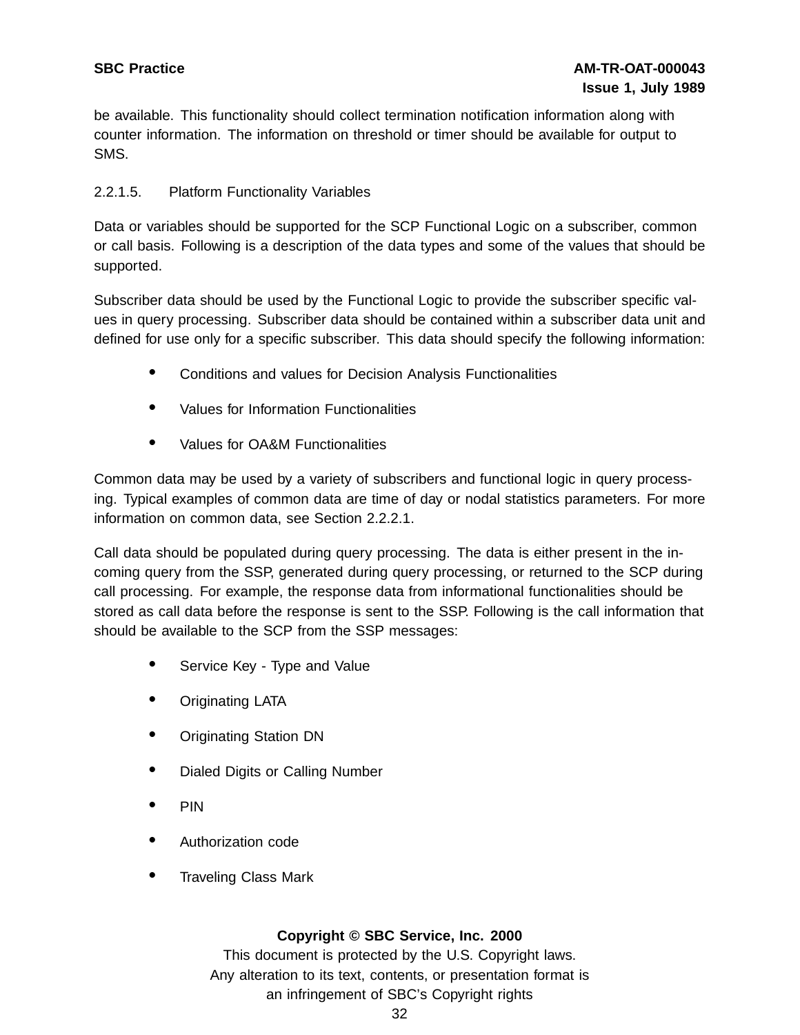be available. This functionality should collect termination notification information along with counter information. The information on threshold or timer should be available for output to SMS.

#### 2.2.1.5. Platform Functionality Variables

Data or variables should be supported for the SCP Functional Logic on a subscriber, common or call basis. Following is a description of the data types and some of the values that should be supported.

Subscriber data should be used by the Functional Logic to provide the subscriber specific values in query processing. Subscriber data should be contained within a subscriber data unit and defined for use only for a specific subscriber. This data should specify the following information:

- Conditions and values for Decision Analysis Functionalities
- Values for Information Functionalities
- Values for OA&M Functionalities

Common data may be used by a variety of subscribers and functional logic in query processing. Typical examples of common data are time of day or nodal statistics parameters. For more information on common data, see Section 2.2.2.1.

Call data should be populated during query processing. The data is either present in the incoming query from the SSP, generated during query processing, or returned to the SCP during call processing. For example, the response data from informational functionalities should be stored as call data before the response is sent to the SSP. Following is the call information that should be available to the SCP from the SSP messages:

- Service Key - Type and Value
- Originating LATA
- Originating Station DN
- Dialed Digits or Calling Number
- PIN
- Authorization code
- Traveling Class Mark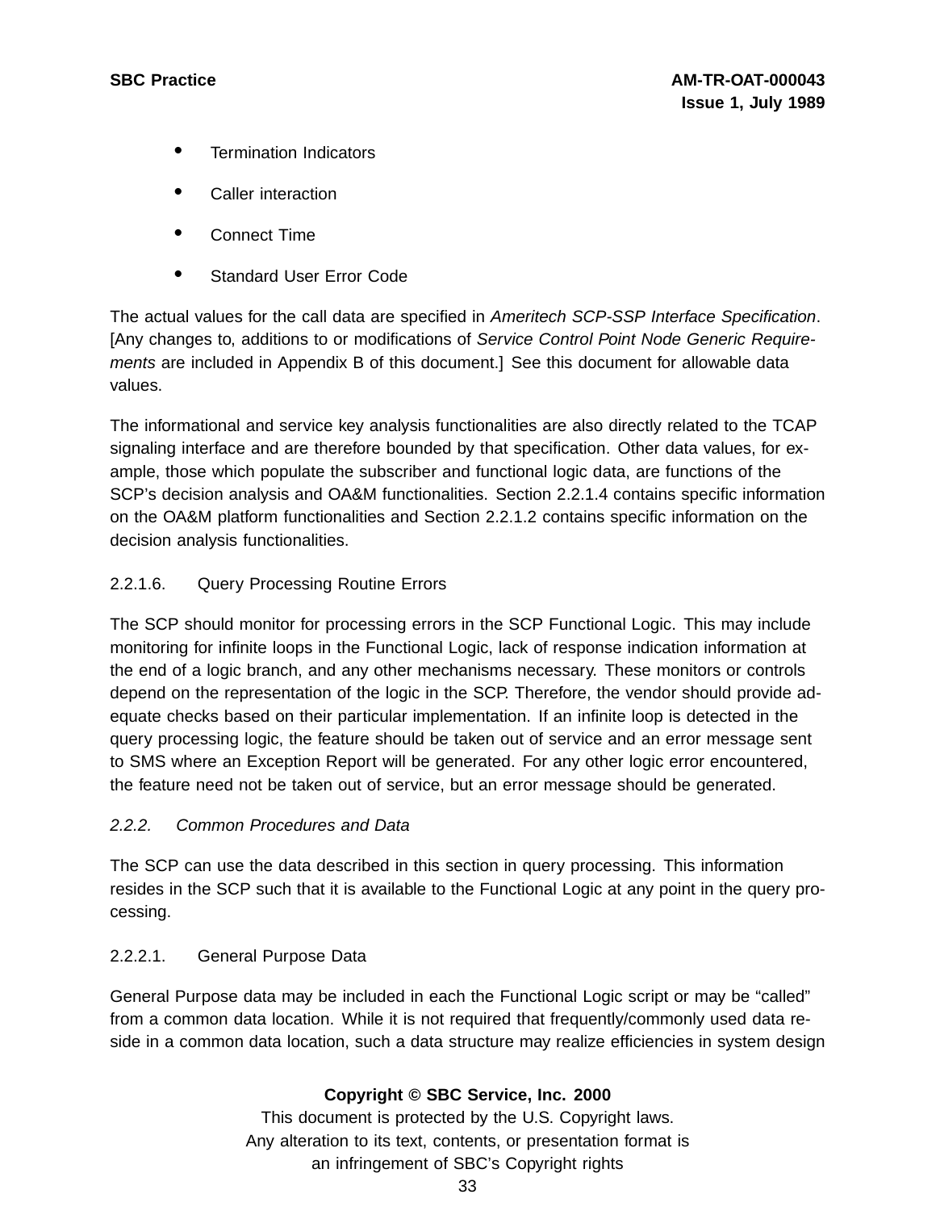- Termination Indicators
- Caller interaction
- Connect Time
- Standard User Error Code

The actual values for the call data are specified in *Ameritech SCP-SSP Interface Specification*. [Any changes to, additions to or modifications of *Service Control Point Node Generic Requirements* are included in Appendix B of this document.] See this document for allowable data values.

The informational and service key analysis functionalities are also directly related to the TCAP signaling interface and are therefore bounded by that specification. Other data values, for example, those which populate the subscriber and functional logic data, are functions of the SCP's decision analysis and OA&M functionalities. Section 2.2.1.4 contains specific information on the OA&M platform functionalities and Section 2.2.1.2 contains specific information on the decision analysis functionalities.

#### 2.2.1.6. Query Processing Routine Errors

The SCP should monitor for processing errors in the SCP Functional Logic. This may include monitoring for infinite loops in the Functional Logic, lack of response indication information at the end of a logic branch, and any other mechanisms necessary. These monitors or controls depend on the representation of the logic in the SCP. Therefore, the vendor should provide adequate checks based on their particular implementation. If an infinite loop is detected in the query processing logic, the feature should be taken out of service and an error message sent to SMS where an Exception Report will be generated. For any other logic error encountered, the feature need not be taken out of service, but an error message should be generated.

### *2.2.2. Common Procedures and Data*

The SCP can use the data described in this section in query processing. This information resides in the SCP such that it is available to the Functional Logic at any point in the query processing.

#### 2.2.2.1. General Purpose Data

General Purpose data may be included in each the Functional Logic script or may be "called" from a common data location. While it is not required that frequently/commonly used data reside in a common data location, such a data structure may realize efficiencies in system design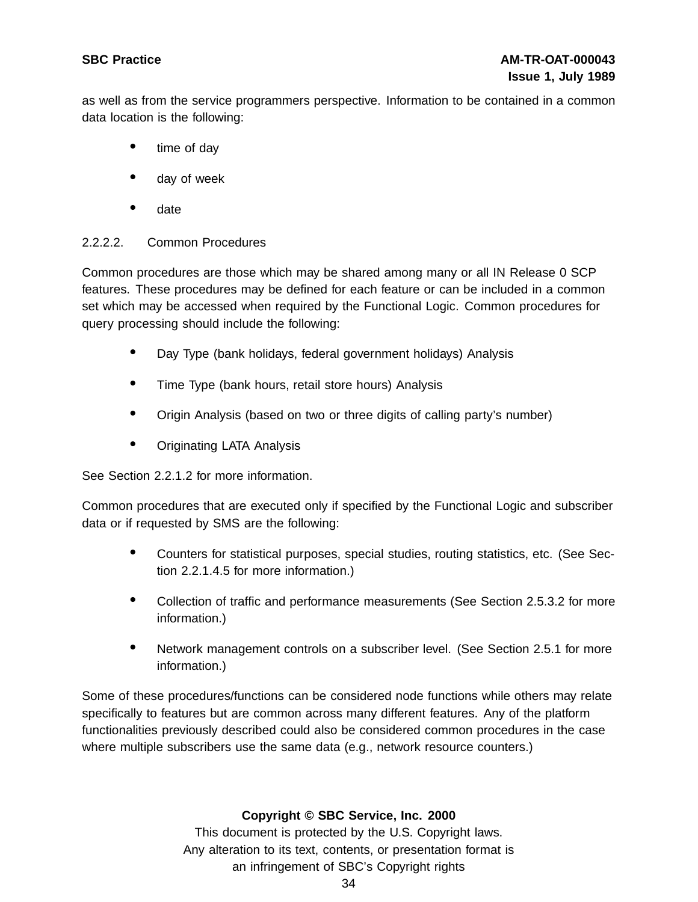as well as from the service programmers perspective. Information to be contained in a common data location is the following:

- time of day
- day of week
- date

#### 2.2.2.2. Common Procedures

Common procedures are those which may be shared among many or all IN Release 0 SCP features. These procedures may be defined for each feature or can be included in a common set which may be accessed when required by the Functional Logic. Common procedures for query processing should include the following:

- Day Type (bank holidays, federal government holidays) Analysis
- Time Type (bank hours, retail store hours) Analysis
- Origin Analysis (based on two or three digits of calling party's number)
- Originating LATA Analysis

See Section 2.2.1.2 for more information.

Common procedures that are executed only if specified by the Functional Logic and subscriber data or if requested by SMS are the following:

- Counters for statistical purposes, special studies, routing statistics, etc. (See Section 2.2.1.4.5 for more information.)
- Collection of traffic and performance measurements (See Section 2.5.3.2 for more information.)
- Network management controls on a subscriber level. (See Section 2.5.1 for more information.)

Some of these procedures/functions can be considered node functions while others may relate specifically to features but are common across many different features. Any of the platform functionalities previously described could also be considered common procedures in the case where multiple subscribers use the same data (e.g., network resource counters.)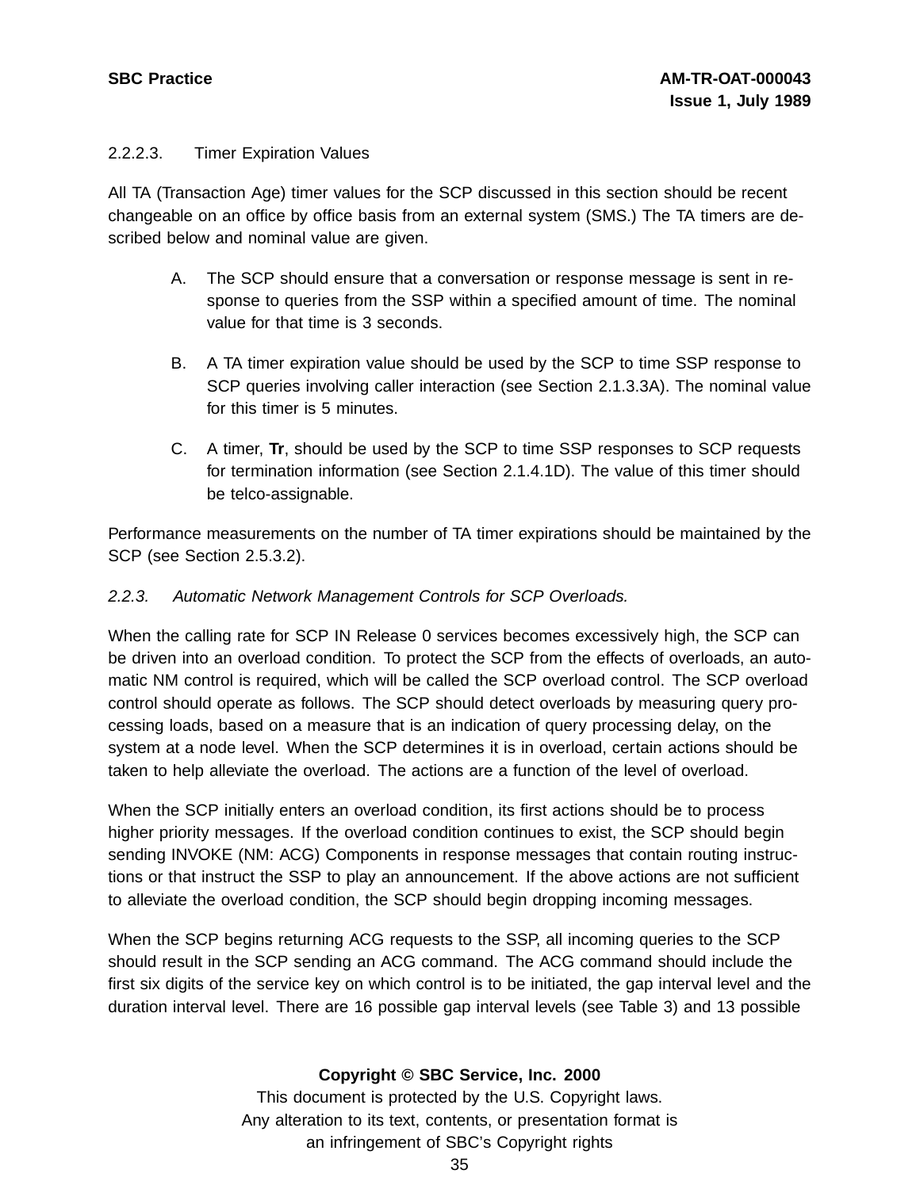#### 2.2.2.3. Timer Expiration Values

All TA (Transaction Age) timer values for the SCP discussed in this section should be recent changeable on an office by office basis from an external system (SMS.) The TA timers are described below and nominal value are given.

A. The SCP should ensure that a conversation or response message is sent in response to queries from the SSP within a specified amount of time. The nominal value for that time is 3 seconds.

B. A TA timer expiration value should be used by the SCP to time SSP response to SCP queries involving caller interaction (see Section 2.1.3.3A). The nominal value for this timer is 5 minutes.

C. A timer, **Tr**, should be used by the SCP to time SSP responses to SCP requests for termination information (see Section 2.1.4.1D). The value of this timer should be telco-assignable.

Performance measurements on the number of TA timer expirations should be maintained by the SCP (see Section 2.5.3.2).

### *2.2.3. Automatic Network Management Controls for SCP Overloads.*

When the calling rate for SCP IN Release 0 services becomes excessively high, the SCP can be driven into an overload condition. To protect the SCP from the effects of overloads, an automatic NM control is required, which will be called the SCP overload control. The SCP overload control should operate as follows. The SCP should detect overloads by measuring query processing loads, based on a measure that is an indication of query processing delay, on the system at a node level. When the SCP determines it is in overload, certain actions should be taken to help alleviate the overload. The actions are a function of the level of overload.

When the SCP initially enters an overload condition, its first actions should be to process higher priority messages. If the overload condition continues to exist, the SCP should begin sending INVOKE (NM: ACG) Components in response messages that contain routing instructions or that instruct the SSP to play an announcement. If the above actions are not sufficient to alleviate the overload condition, the SCP should begin dropping incoming messages.

When the SCP begins returning ACG requests to the SSP, all incoming queries to the SCP should result in the SCP sending an ACG command. The ACG command should include the first six digits of the service key on which control is to be initiated, the gap interval level and the duration interval level. There are 16 possible gap interval levels (see Table 3) and 13 possible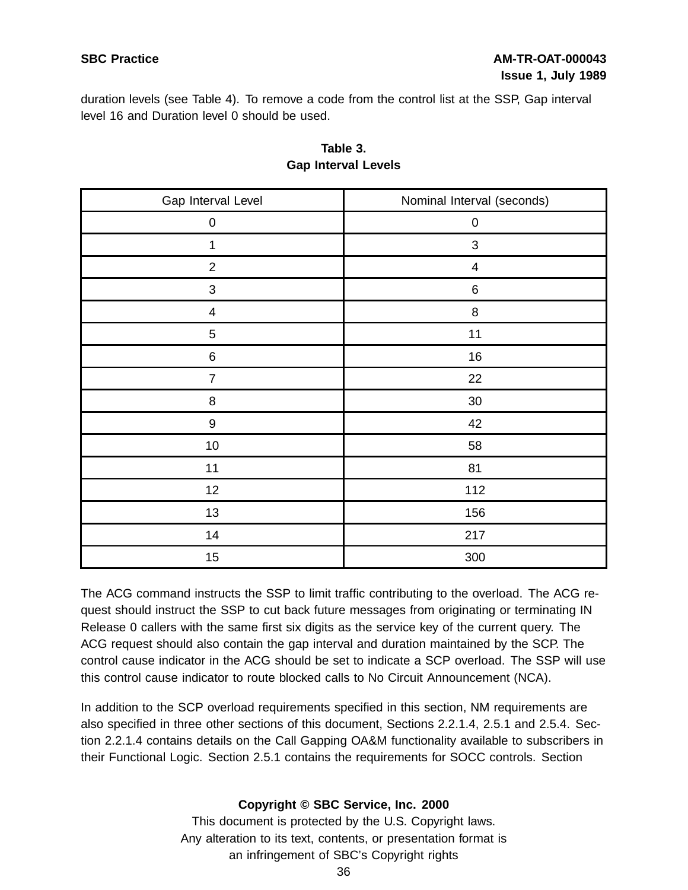duration levels (see Table 4). To remove a code from the control list at the SSP, Gap interval level 16 and Duration level 0 should be used.

**Table 3.**
**Gap Interval Levels**

| Gap Interval Level | Nominal Interval (seconds) |
|---|---|
| 0 | 0 |
| 1 | 3 |
| 2 | 4 |
| 3 | 6 |
| 4 | 8 |
| 5 | 11 |
| 6 | 16 |
| 7 | 22 |
| 8 | 30 |
| 9 | 42 |
| 10 | 58 |
| 11 | 81 |
| 12 | 112 |
| 13 | 156 |
| 14 | 217 |
| 15 | 300 |

The ACG command instructs the SSP to limit traffic contributing to the overload. The ACG request should instruct the SSP to cut back future messages from originating or terminating IN Release 0 callers with the same first six digits as the service key of the current query. The ACG request should also contain the gap interval and duration maintained by the SCP. The control cause indicator in the ACG should be set to indicate a SCP overload. The SSP will use this control cause indicator to route blocked calls to No Circuit Announcement (NCA).

In addition to the SCP overload requirements specified in this section, NM requirements are also specified in three other sections of this document, Sections 2.2.1.4, 2.5.1 and 2.5.4. Section 2.2.1.4 contains details on the Call Gapping OA&M functionality available to subscribers in their Functional Logic. Section 2.5.1 contains the requirements for SOCC controls. Section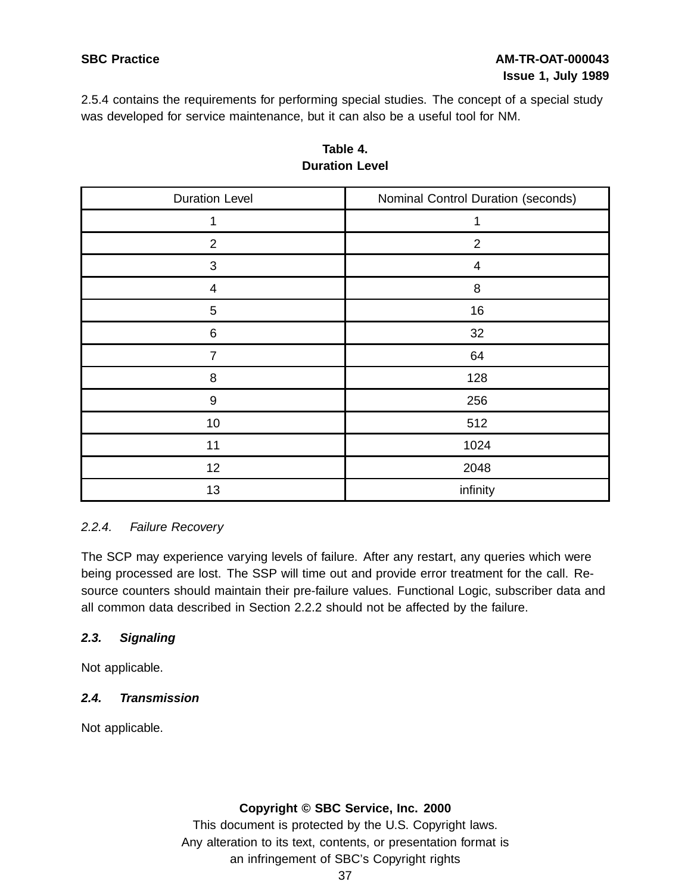2.5.4 contains the requirements for performing special studies. The concept of a special study was developed for service maintenance, but it can also be a useful tool for NM.

**Table 4.**
**Duration Level**

| Duration Level | Nominal Control Duration (seconds) |
|---|---|
| 1 | 1 |
| 2 | 2 |
| 3 | 4 |
| 4 | 8 |
| 5 | 16 |
| 6 | 32 |
| 7 | 64 |
| 8 | 128 |
| 9 | 256 |
| 10 | 512 |
| 11 | 1024 |
| 12 | 2048 |
| 13 | infinity |

#### *2.2.4. Failure Recovery*

The SCP may experience varying levels of failure. After any restart, any queries which were being processed are lost. The SSP will time out and provide error treatment for the call. Resource counters should maintain their pre-failure values. Functional Logic, subscriber data and all common data described in Section 2.2.2 should not be affected by the failure.

### ***2.3. Signaling***

Not applicable.

### ***2.4. Transmission***

Not applicable.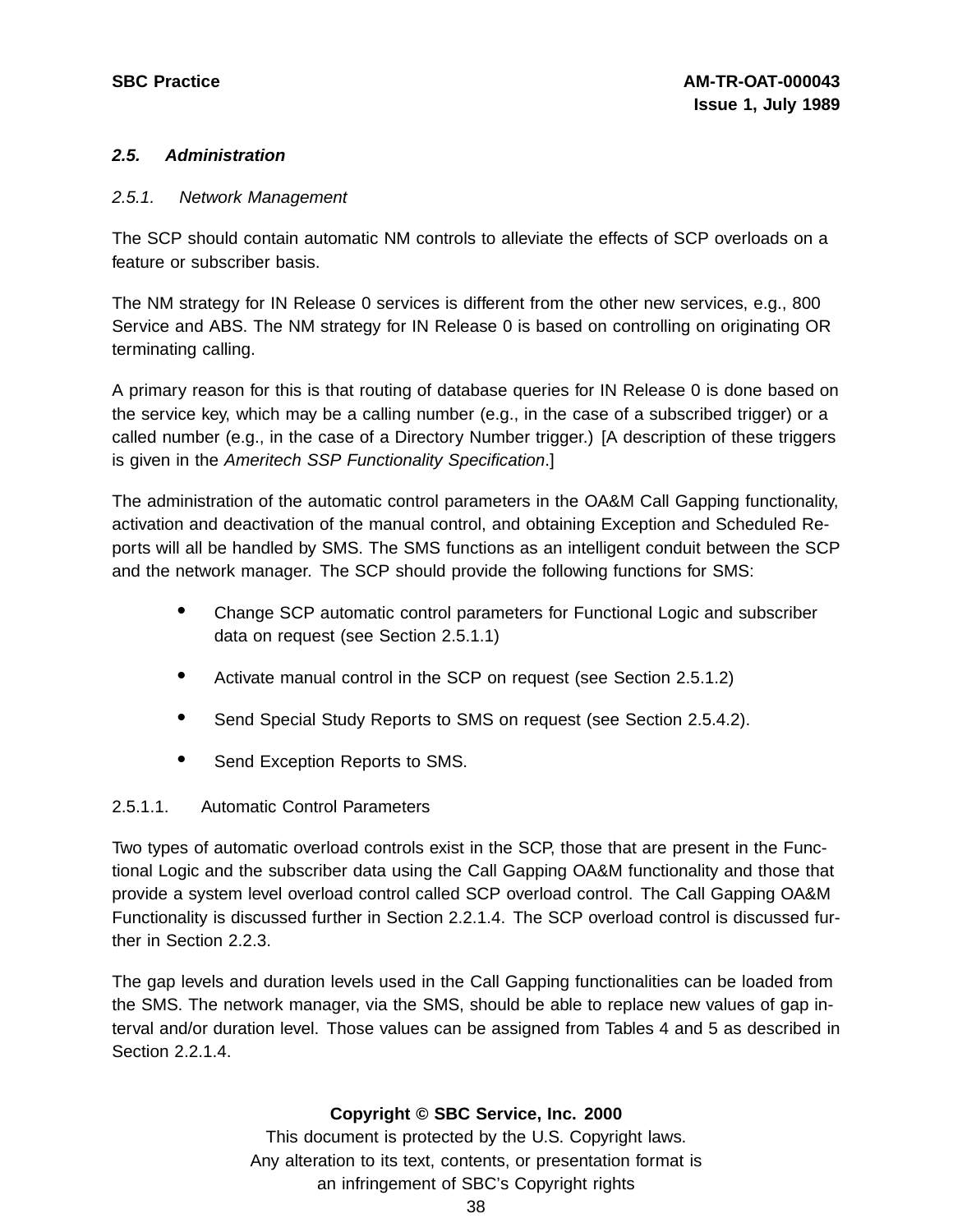## 2.5. Administration

### 2.5.1. Network Management

The SCP should contain automatic NM controls to alleviate the effects of SCP overloads on a feature or subscriber basis.

The NM strategy for IN Release 0 services is different from the other new services, e.g., 800 Service and ABS. The NM strategy for IN Release 0 is based on controlling on originating OR terminating calling.

A primary reason for this is that routing of database queries for IN Release 0 is done based on the service key, which may be a calling number (e.g., in the case of a subscribed trigger) or a called number (e.g., in the case of a Directory Number trigger.) [A description of these triggers is given in the *Ameritech SSP Functionality Specification*.]

The administration of the automatic control parameters in the OA&M Call Gapping functionality, activation and deactivation of the manual control, and obtaining Exception and Scheduled Reports will all be handled by SMS. The SMS functions as an intelligent conduit between the SCP and the network manager. The SCP should provide the following functions for SMS:

- Change SCP automatic control parameters for Functional Logic and subscriber data on request (see Section 2.5.1.1)
- Activate manual control in the SCP on request (see Section 2.5.1.2)
- Send Special Study Reports to SMS on request (see Section 2.5.4.2).
- Send Exception Reports to SMS.

#### 2.5.1.1. Automatic Control Parameters

Two types of automatic overload controls exist in the SCP, those that are present in the Functional Logic and the subscriber data using the Call Gapping OA&M functionality and those that provide a system level overload control called SCP overload control. The Call Gapping OA&M Functionality is discussed further in Section 2.2.1.4. The SCP overload control is discussed further in Section 2.2.3.

The gap levels and duration levels used in the Call Gapping functionalities can be loaded from the SMS. The network manager, via the SMS, should be able to replace new values of gap interval and/or duration level. Those values can be assigned from Tables 4 and 5 as described in Section 2.2.1.4.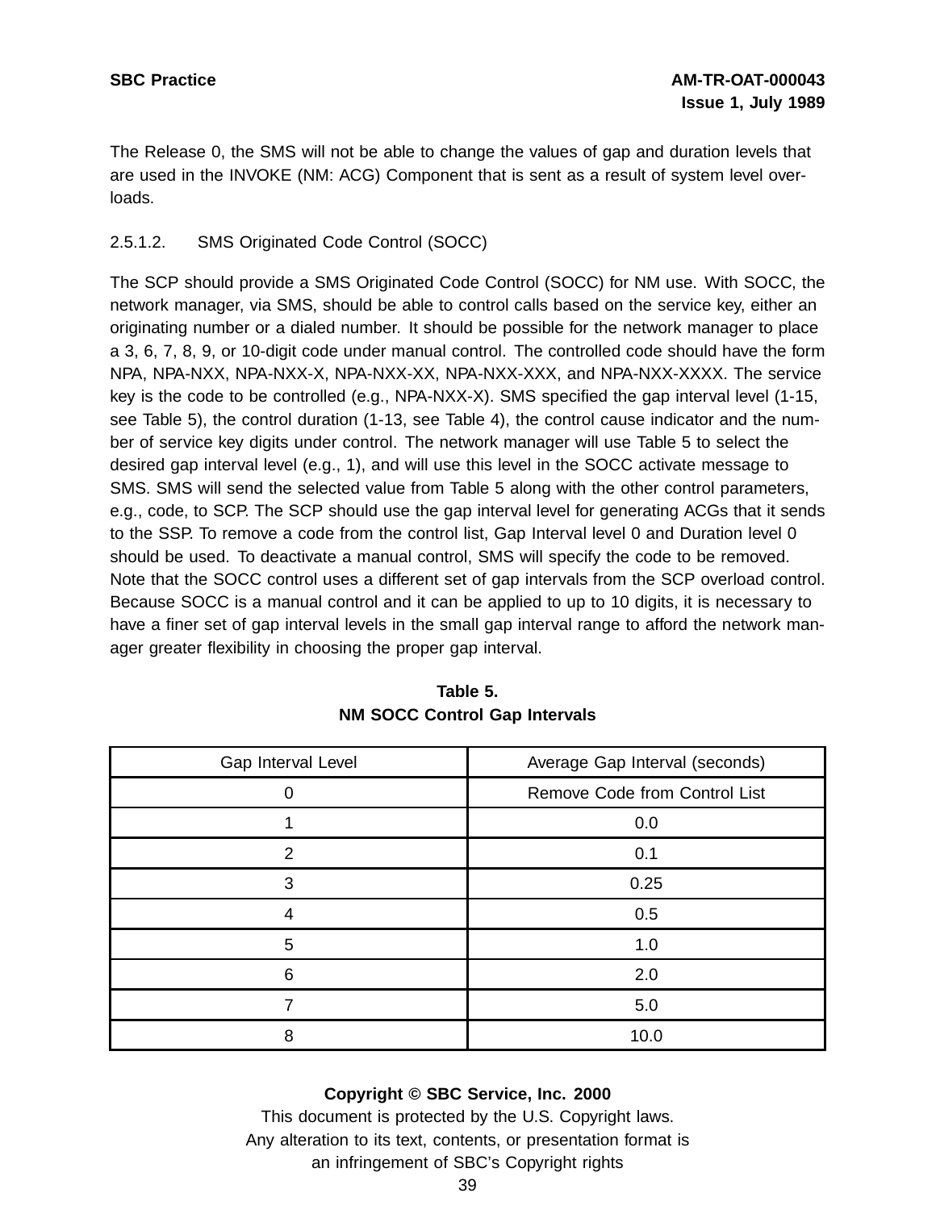The Release 0, the SMS will not be able to change the values of gap and duration levels that are used in the INVOKE (NM: ACG) Component that is sent as a result of system level overloads.

2.5.1.2. SMS Originated Code Control (SOCC)

The SCP should provide a SMS Originated Code Control (SOCC) for NM use. With SOCC, the network manager, via SMS, should be able to control calls based on the service key, either an originating number or a dialed number. It should be possible for the network manager to place a 3, 6, 7, 8, 9, or 10-digit code under manual control. The controlled code should have the form NPA, NPA-NXX, NPA-NXX-X, NPA-NXX-XX, NPA-NXX-XXX, and NPA-NXX-XXXX. The service key is the code to be controlled (e.g., NPA-NXX-X). SMS specified the gap interval level (1-15, see Table 5), the control duration (1-13, see Table 4), the control cause indicator and the number of service key digits under control. The network manager will use Table 5 to select the desired gap interval level (e.g., 1), and will use this level in the SOCC activate message to SMS. SMS will send the selected value from Table 5 along with the other control parameters, e.g., code, to SCP. The SCP should use the gap interval level for generating ACGs that it sends to the SSP. To remove a code from the control list, Gap Interval level 0 and Duration level 0 should be used. To deactivate a manual control, SMS will specify the code to be removed. Note that the SOCC control uses a different set of gap intervals from the SCP overload control. Because SOCC is a manual control and it can be applied to up to 10 digits, it is necessary to have a finer set of gap interval levels in the small gap interval range to afford the network manager greater flexibility in choosing the proper gap interval.

**Table 5.**
**NM SOCC Control Gap Intervals**

| Gap Interval Level | Average Gap Interval (seconds) |
|---|---|
| 0 | Remove Code from Control List |
| 1 | 0.0 |
| 2 | 0.1 |
| 3 | 0.25 |
| 4 | 0.5 |
| 5 | 1.0 |
| 6 | 2.0 |
| 7 | 5.0 |
| 8 | 10.0 |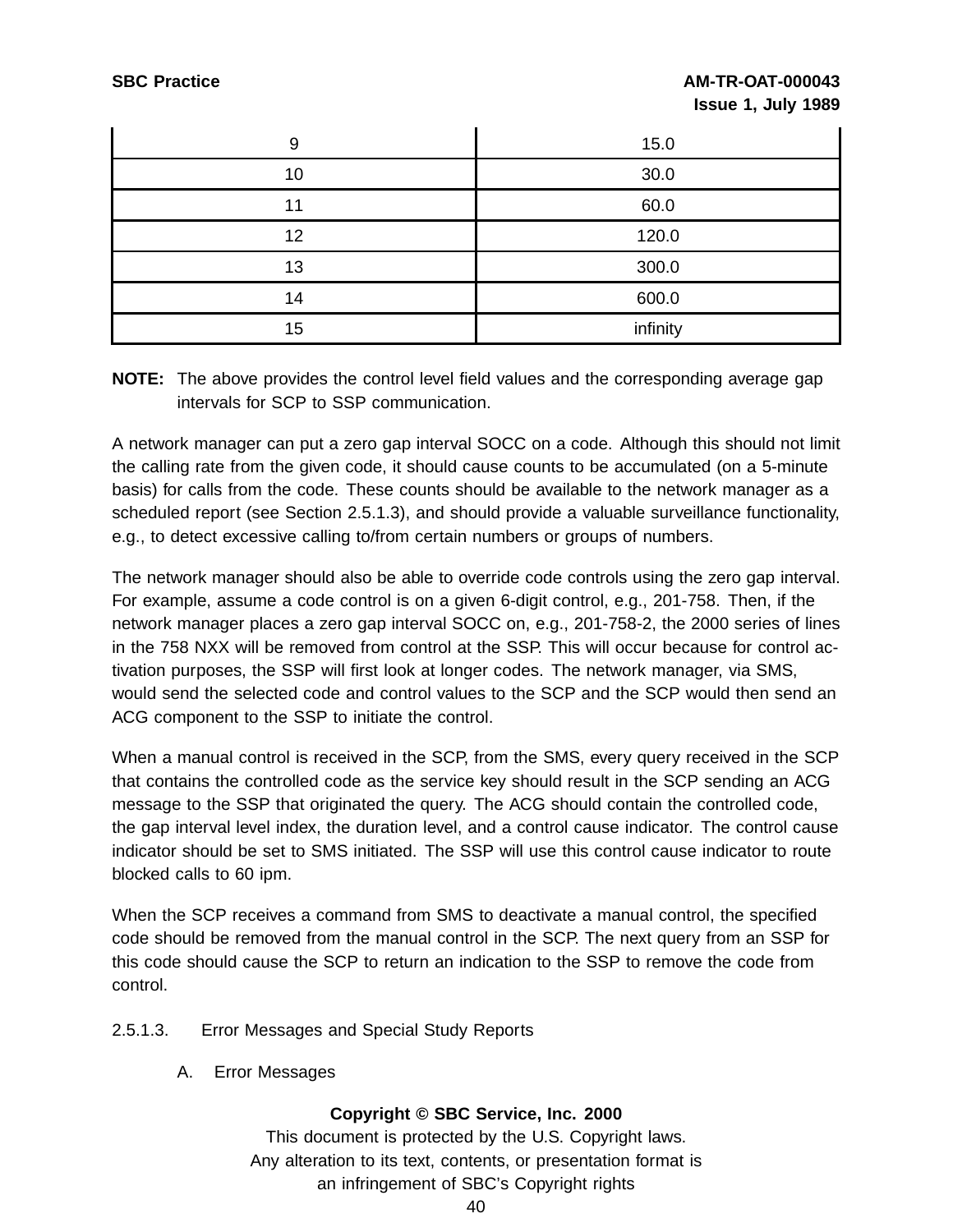| | |
|---|---|
| 9 | 15.0 |
| 10 | 30.0 |
| 11 | 60.0 |
| 12 | 120.0 |
| 13 | 300.0 |
| 14 | 600.0 |
| 15 | infinity |

**NOTE:** The above provides the control level field values and the corresponding average gap intervals for SCP to SSP communication.

A network manager can put a zero gap interval SOCC on a code. Although this should not limit the calling rate from the given code, it should cause counts to be accumulated (on a 5-minute basis) for calls from the code. These counts should be available to the network manager as a scheduled report (see Section 2.5.1.3), and should provide a valuable surveillance functionality, e.g., to detect excessive calling to/from certain numbers or groups of numbers.

The network manager should also be able to override code controls using the zero gap interval. For example, assume a code control is on a given 6-digit control, e.g., 201-758. Then, if the network manager places a zero gap interval SOCC on, e.g., 201-758-2, the 2000 series of lines in the 758 NXX will be removed from control at the SSP. This will occur because for control activation purposes, the SSP will first look at longer codes. The network manager, via SMS, would send the selected code and control values to the SCP and the SCP would then send an ACG component to the SSP to initiate the control.

When a manual control is received in the SCP, from the SMS, every query received in the SCP that contains the controlled code as the service key should result in the SCP sending an ACG message to the SSP that originated the query. The ACG should contain the controlled code, the gap interval level index, the duration level, and a control cause indicator. The control cause indicator should be set to SMS initiated. The SSP will use this control cause indicator to route blocked calls to 60 ipm.

When the SCP receives a command from SMS to deactivate a manual control, the specified code should be removed from the manual control in the SCP. The next query from an SSP for this code should cause the SCP to return an indication to the SSP to remove the code from control.

2.5.1.3. Error Messages and Special Study Reports

A. Error Messages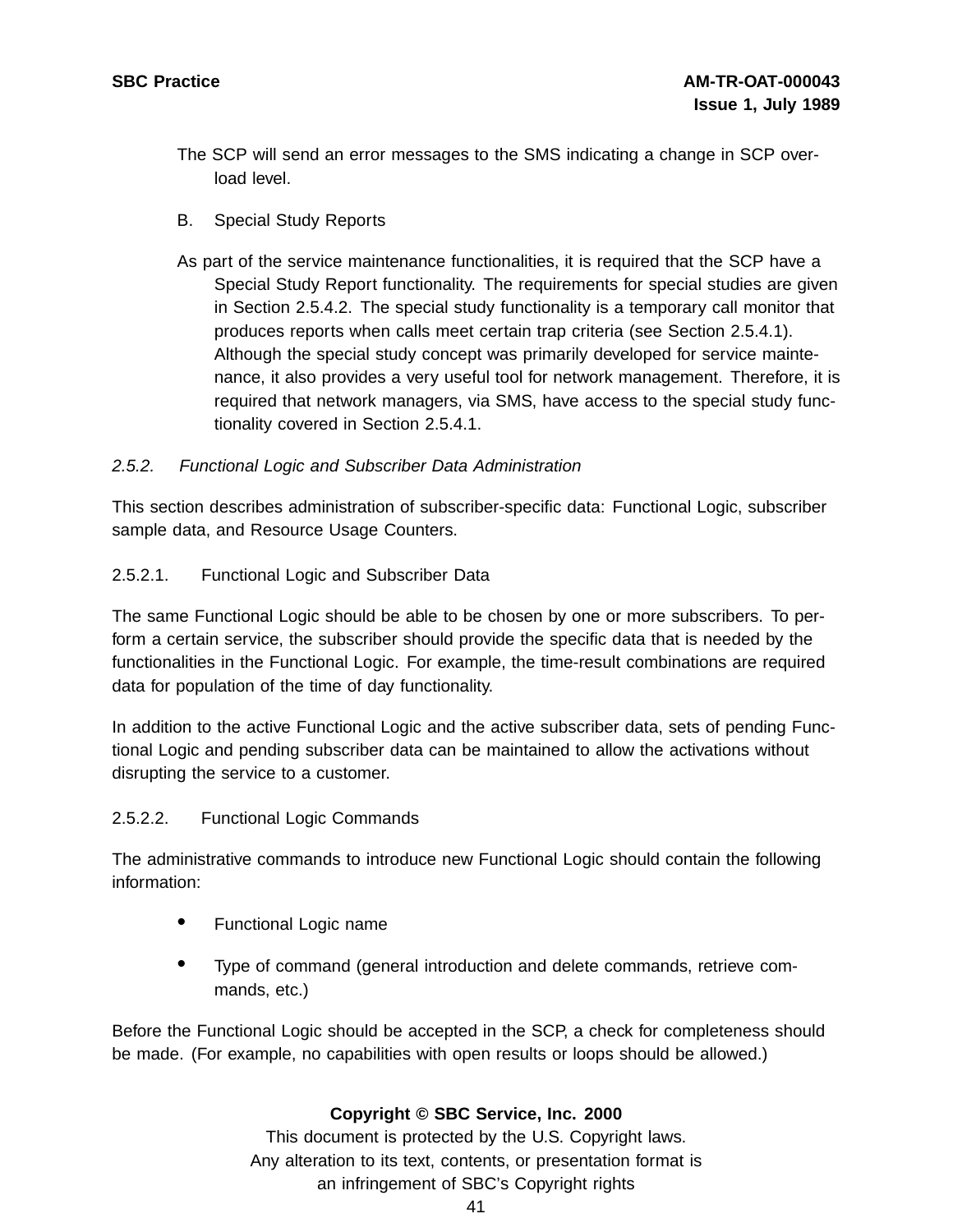The SCP will send an error messages to the SMS indicating a change in SCP overload level.

B. Special Study Reports

As part of the service maintenance functionalities, it is required that the SCP have a Special Study Report functionality. The requirements for special studies are given in Section 2.5.4.2. The special study functionality is a temporary call monitor that produces reports when calls meet certain trap criteria (see Section 2.5.4.1). Although the special study concept was primarily developed for service maintenance, it also provides a very useful tool for network management. Therefore, it is required that network managers, via SMS, have access to the special study functionality covered in Section 2.5.4.1.

### *2.5.2. Functional Logic and Subscriber Data Administration*

This section describes administration of subscriber-specific data: Functional Logic, subscriber sample data, and Resource Usage Counters.

#### 2.5.2.1. Functional Logic and Subscriber Data

The same Functional Logic should be able to be chosen by one or more subscribers. To perform a certain service, the subscriber should provide the specific data that is needed by the functionalities in the Functional Logic. For example, the time-result combinations are required data for population of the time of day functionality.

In addition to the active Functional Logic and the active subscriber data, sets of pending Functional Logic and pending subscriber data can be maintained to allow the activations without disrupting the service to a customer.

#### 2.5.2.2. Functional Logic Commands

The administrative commands to introduce new Functional Logic should contain the following information:

- Functional Logic name
- Type of command (general introduction and delete commands, retrieve commands, etc.)

Before the Functional Logic should be accepted in the SCP, a check for completeness should be made. (For example, no capabilities with open results or loops should be allowed.)

**Copyright © SBC Service, Inc. 2000**
This document is protected by the U.S. Copyright laws.
Any alteration to its text, contents, or presentation format is
an infringement of SBC's Copyright rights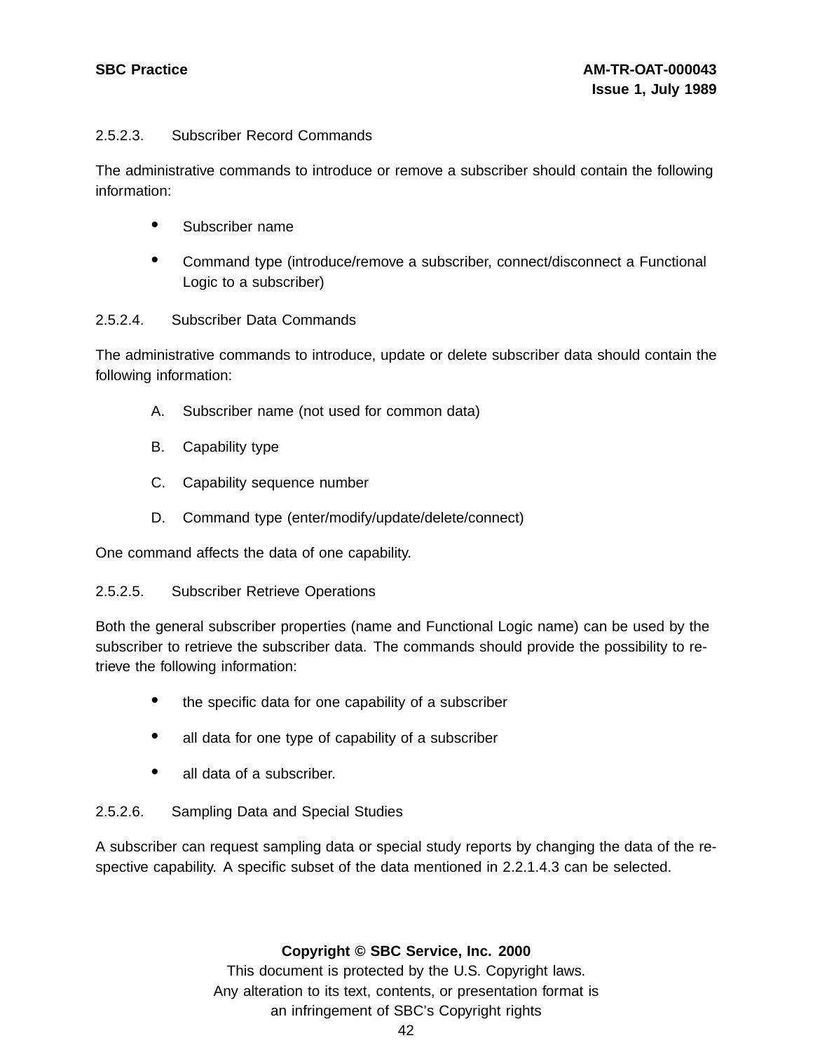### 2.5.2.3. Subscriber Record Commands

The administrative commands to introduce or remove a subscriber should contain the following information:

- Subscriber name
- Command type (introduce/remove a subscriber, connect/disconnect a Functional Logic to a subscriber)

### 2.5.2.4. Subscriber Data Commands

The administrative commands to introduce, update or delete subscriber data should contain the following information:

A. Subscriber name (not used for common data)

B. Capability type

C. Capability sequence number

D. Command type (enter/modify/update/delete/connect)

One command affects the data of one capability.

### 2.5.2.5. Subscriber Retrieve Operations

Both the general subscriber properties (name and Functional Logic name) can be used by the subscriber to retrieve the subscriber data. The commands should provide the possibility to retrieve the following information:

- the specific data for one capability of a subscriber
- all data for one type of capability of a subscriber
- all data of a subscriber.

### 2.5.2.6. Sampling Data and Special Studies

A subscriber can request sampling data or special study reports by changing the data of the respective capability. A specific subset of the data mentioned in 2.2.1.4.3 can be selected.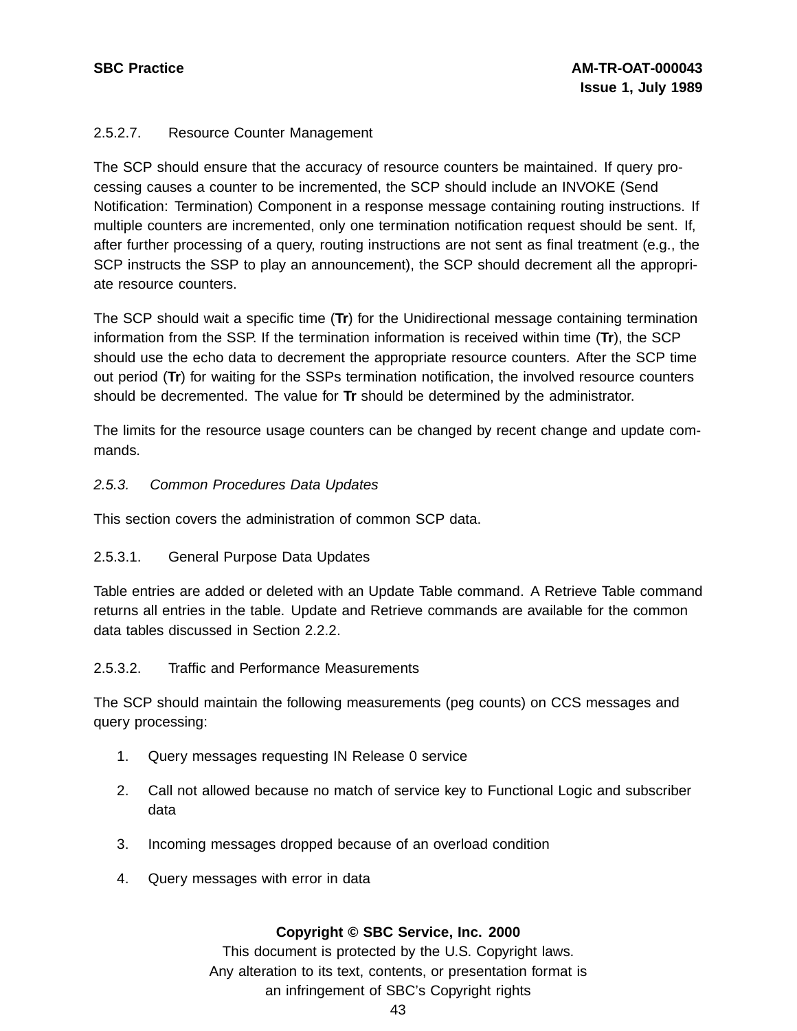#### 2.5.2.7. Resource Counter Management

The SCP should ensure that the accuracy of resource counters be maintained. If query processing causes a counter to be incremented, the SCP should include an INVOKE (Send Notification: Termination) Component in a response message containing routing instructions. If multiple counters are incremented, only one termination notification request should be sent. If, after further processing of a query, routing instructions are not sent as final treatment (e.g., the SCP instructs the SSP to play an announcement), the SCP should decrement all the appropriate resource counters.

The SCP should wait a specific time (**Tr**) for the Unidirectional message containing termination information from the SSP. If the termination information is received within time (**Tr**), the SCP should use the echo data to decrement the appropriate resource counters. After the SCP time out period (**Tr**) for waiting for the SSPs termination notification, the involved resource counters should be decremented. The value for **Tr** should be determined by the administrator.

The limits for the resource usage counters can be changed by recent change and update commands.

### *2.5.3. Common Procedures Data Updates*

This section covers the administration of common SCP data.

#### 2.5.3.1. General Purpose Data Updates

Table entries are added or deleted with an Update Table command. A Retrieve Table command returns all entries in the table. Update and Retrieve commands are available for the common data tables discussed in Section 2.2.2.

#### 2.5.3.2. Traffic and Performance Measurements

The SCP should maintain the following measurements (peg counts) on CCS messages and query processing:

1. Query messages requesting IN Release 0 service
2. Call not allowed because no match of service key to Functional Logic and subscriber data
3. Incoming messages dropped because of an overload condition
4. Query messages with error in data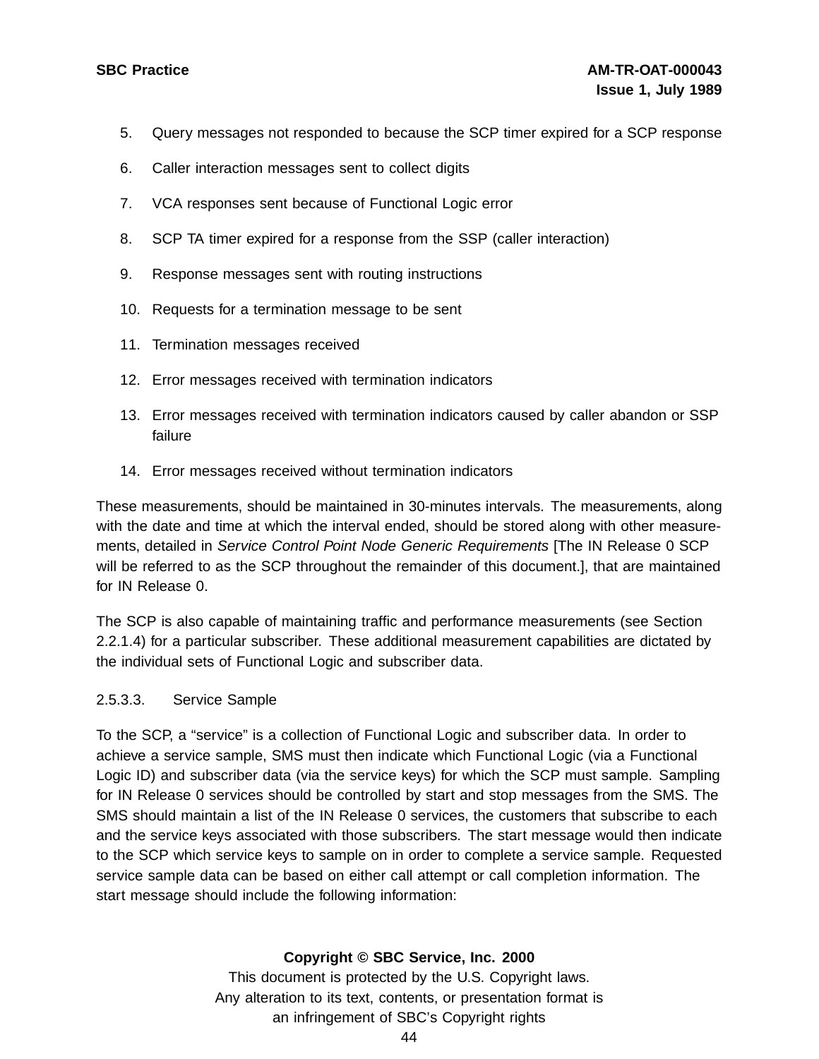5. Query messages not responded to because the SCP timer expired for a SCP response
6. Caller interaction messages sent to collect digits
7. VCA responses sent because of Functional Logic error
8. SCP TA timer expired for a response from the SSP (caller interaction)
9. Response messages sent with routing instructions
10. Requests for a termination message to be sent
11. Termination messages received
12. Error messages received with termination indicators
13. Error messages received with termination indicators caused by caller abandon or SSP failure
14. Error messages received without termination indicators

These measurements, should be maintained in 30-minutes intervals. The measurements, along with the date and time at which the interval ended, should be stored along with other measurements, detailed in *Service Control Point Node Generic Requirements* [The IN Release 0 SCP will be referred to as the SCP throughout the remainder of this document.], that are maintained for IN Release 0.

The SCP is also capable of maintaining traffic and performance measurements (see Section 2.2.1.4) for a particular subscriber. These additional measurement capabilities are dictated by the individual sets of Functional Logic and subscriber data.

#### 2.5.3.3. Service Sample

To the SCP, a "service" is a collection of Functional Logic and subscriber data. In order to achieve a service sample, SMS must then indicate which Functional Logic (via a Functional Logic ID) and subscriber data (via the service keys) for which the SCP must sample. Sampling for IN Release 0 services should be controlled by start and stop messages from the SMS. The SMS should maintain a list of the IN Release 0 services, the customers that subscribe to each and the service keys associated with those subscribers. The start message would then indicate to the SCP which service keys to sample on in order to complete a service sample. Requested service sample data can be based on either call attempt or call completion information. The start message should include the following information: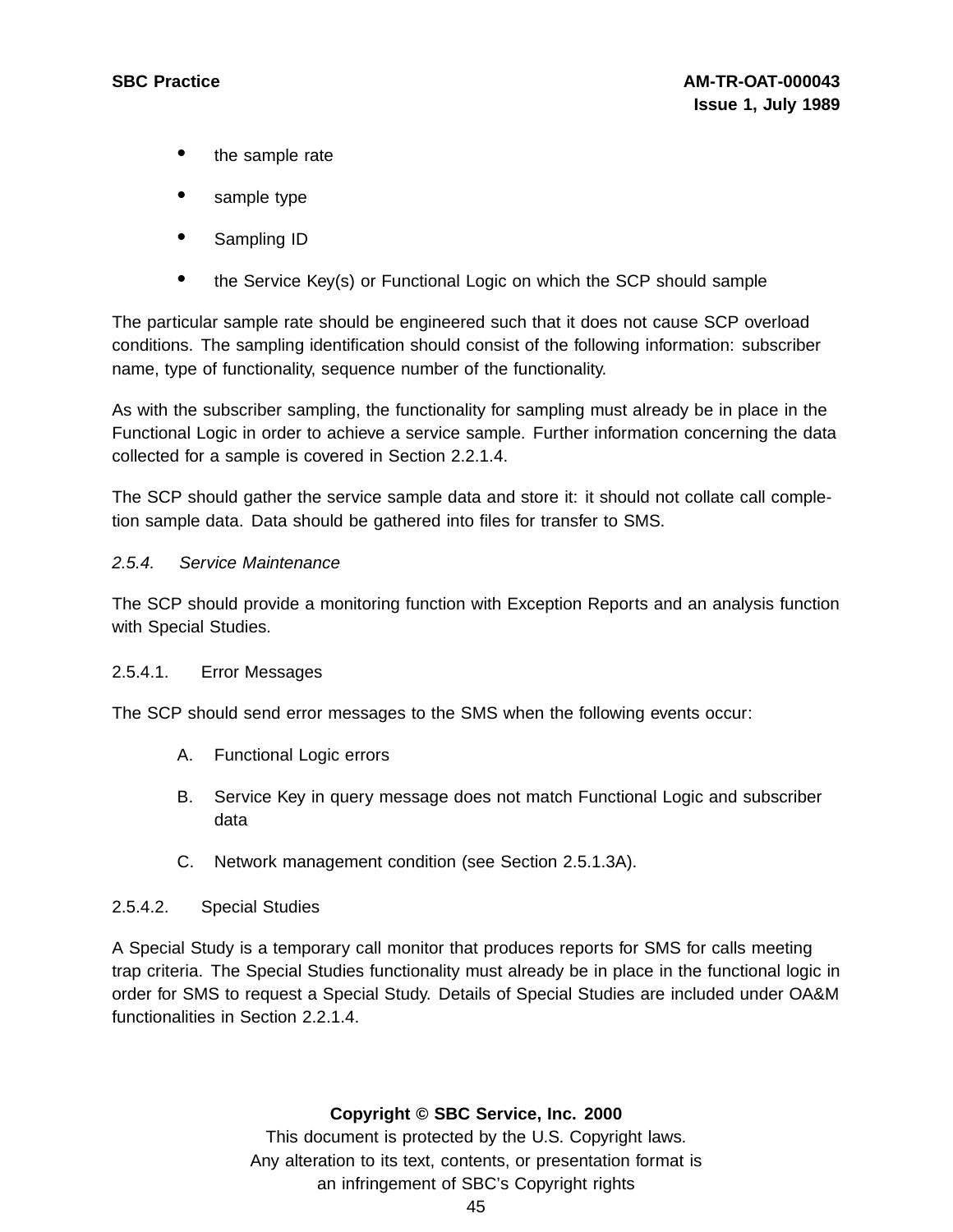- the sample rate
- sample type
- Sampling ID
- the Service Key(s) or Functional Logic on which the SCP should sample

The particular sample rate should be engineered such that it does not cause SCP overload conditions. The sampling identification should consist of the following information: subscriber name, type of functionality, sequence number of the functionality.

As with the subscriber sampling, the functionality for sampling must already be in place in the Functional Logic in order to achieve a service sample. Further information concerning the data collected for a sample is covered in Section 2.2.1.4.

The SCP should gather the service sample data and store it: it should not collate call completion sample data. Data should be gathered into files for transfer to SMS.

### *2.5.4. Service Maintenance*

The SCP should provide a monitoring function with Exception Reports and an analysis function with Special Studies.

#### 2.5.4.1. Error Messages

The SCP should send error messages to the SMS when the following events occur:

A. Functional Logic errors

B. Service Key in query message does not match Functional Logic and subscriber data

C. Network management condition (see Section 2.5.1.3A).

#### 2.5.4.2. Special Studies

A Special Study is a temporary call monitor that produces reports for SMS for calls meeting trap criteria. The Special Studies functionality must already be in place in the functional logic in order for SMS to request a Special Study. Details of Special Studies are included under OA&M functionalities in Section 2.2.1.4.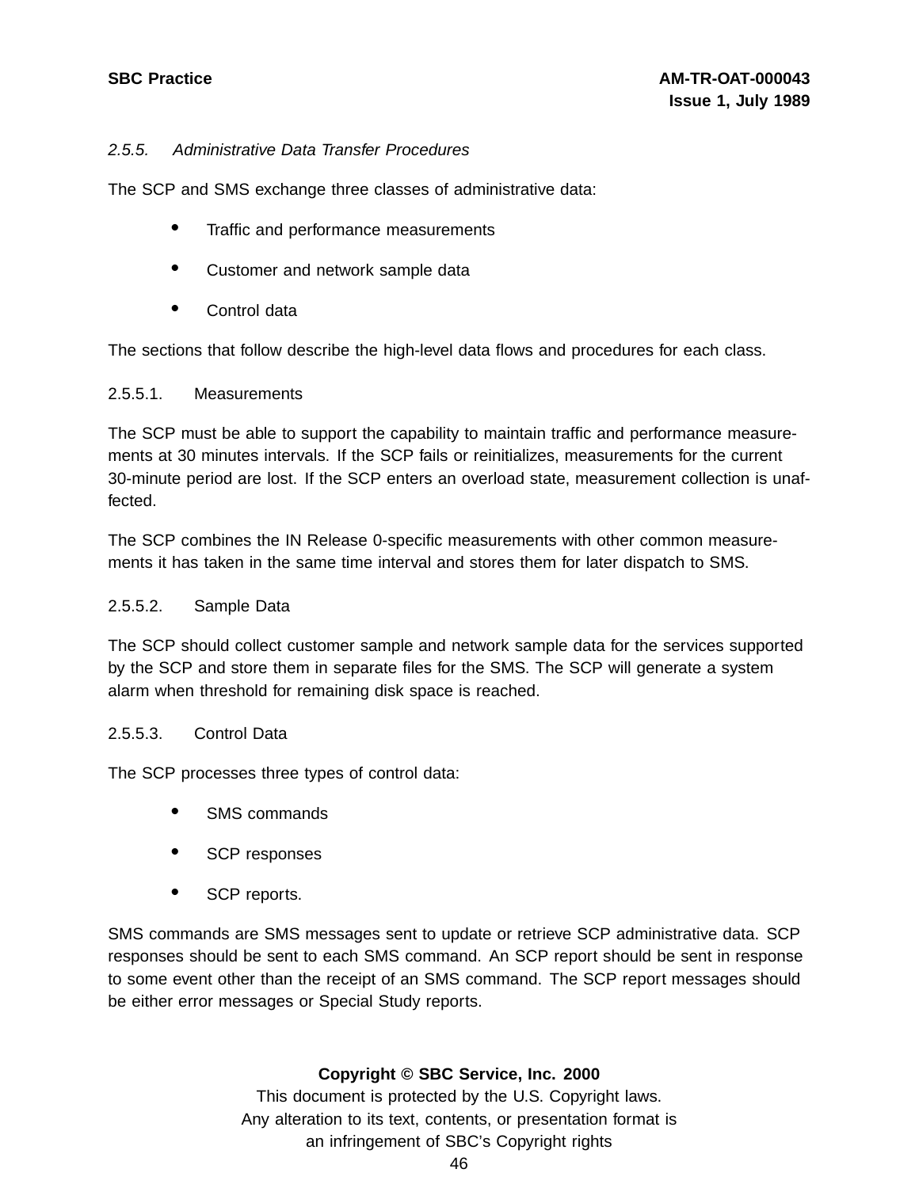### *2.5.5. Administrative Data Transfer Procedures*

The SCP and SMS exchange three classes of administrative data:

- Traffic and performance measurements
- Customer and network sample data
- Control data

The sections that follow describe the high-level data flows and procedures for each class.

#### 2.5.5.1. Measurements

The SCP must be able to support the capability to maintain traffic and performance measurements at 30 minutes intervals. If the SCP fails or reinitializes, measurements for the current 30-minute period are lost. If the SCP enters an overload state, measurement collection is unaffected.

The SCP combines the IN Release 0-specific measurements with other common measurements it has taken in the same time interval and stores them for later dispatch to SMS.

#### 2.5.5.2. Sample Data

The SCP should collect customer sample and network sample data for the services supported by the SCP and store them in separate files for the SMS. The SCP will generate a system alarm when threshold for remaining disk space is reached.

#### 2.5.5.3. Control Data

The SCP processes three types of control data:

- SMS commands
- SCP responses
- SCP reports.

SMS commands are SMS messages sent to update or retrieve SCP administrative data. SCP responses should be sent to each SMS command. An SCP report should be sent in response to some event other than the receipt of an SMS command. The SCP report messages should be either error messages or Special Study reports.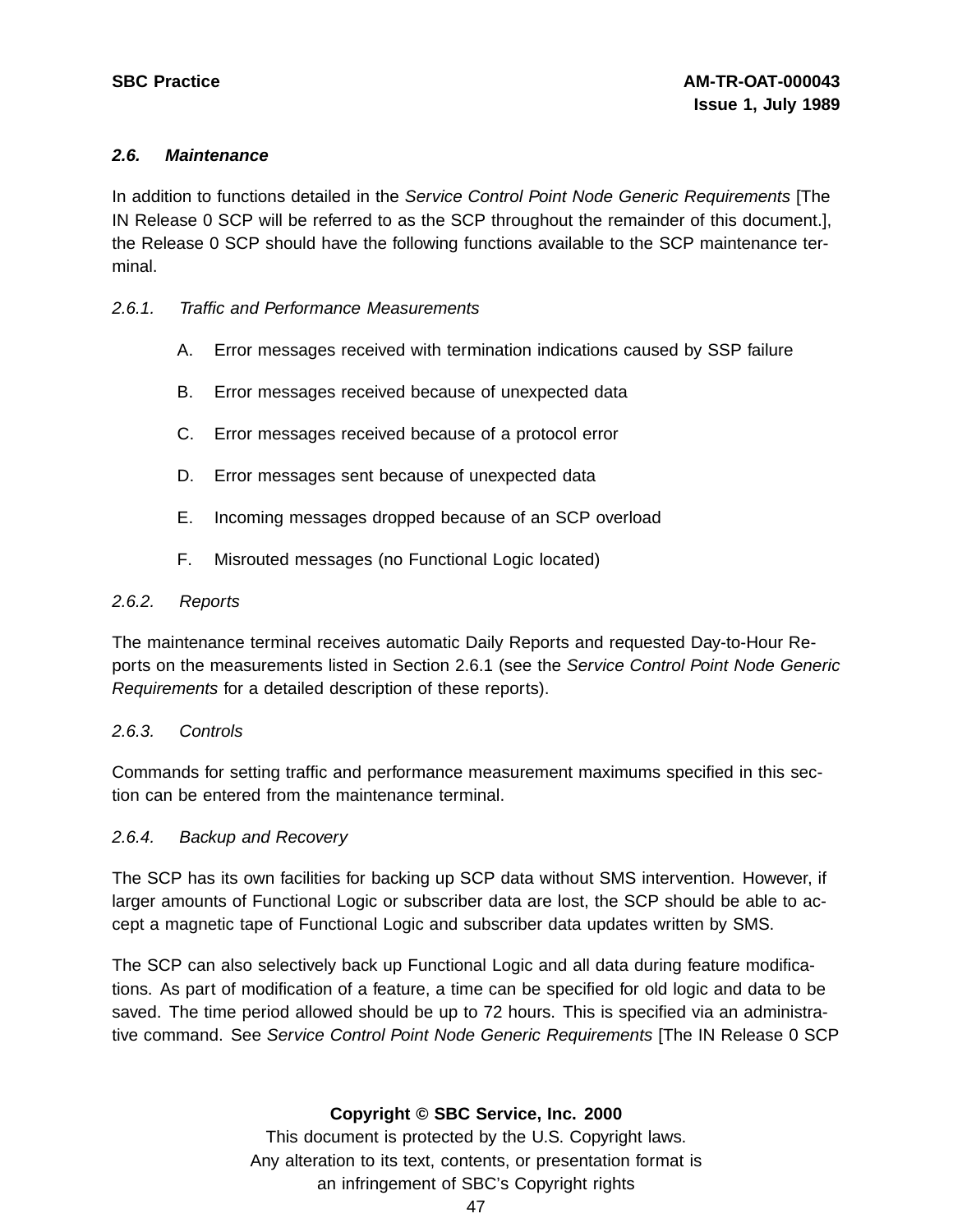### *2.6. Maintenance*

In addition to functions detailed in the *Service Control Point Node Generic Requirements* [The IN Release 0 SCP will be referred to as the SCP throughout the remainder of this document.], the Release 0 SCP should have the following functions available to the SCP maintenance terminal.

#### *2.6.1. Traffic and Performance Measurements*

A. Error messages received with termination indications caused by SSP failure

B. Error messages received because of unexpected data

C. Error messages received because of a protocol error

D. Error messages sent because of unexpected data

E. Incoming messages dropped because of an SCP overload

F. Misrouted messages (no Functional Logic located)

#### *2.6.2. Reports*

The maintenance terminal receives automatic Daily Reports and requested Day-to-Hour Reports on the measurements listed in Section 2.6.1 (see the *Service Control Point Node Generic Requirements* for a detailed description of these reports).

#### *2.6.3. Controls*

Commands for setting traffic and performance measurement maximums specified in this section can be entered from the maintenance terminal.

#### *2.6.4. Backup and Recovery*

The SCP has its own facilities for backing up SCP data without SMS intervention. However, if larger amounts of Functional Logic or subscriber data are lost, the SCP should be able to accept a magnetic tape of Functional Logic and subscriber data updates written by SMS.

The SCP can also selectively back up Functional Logic and all data during feature modifications. As part of modification of a feature, a time can be specified for old logic and data to be saved. The time period allowed should be up to 72 hours. This is specified via an administrative command. See *Service Control Point Node Generic Requirements* [The IN Release 0 SCP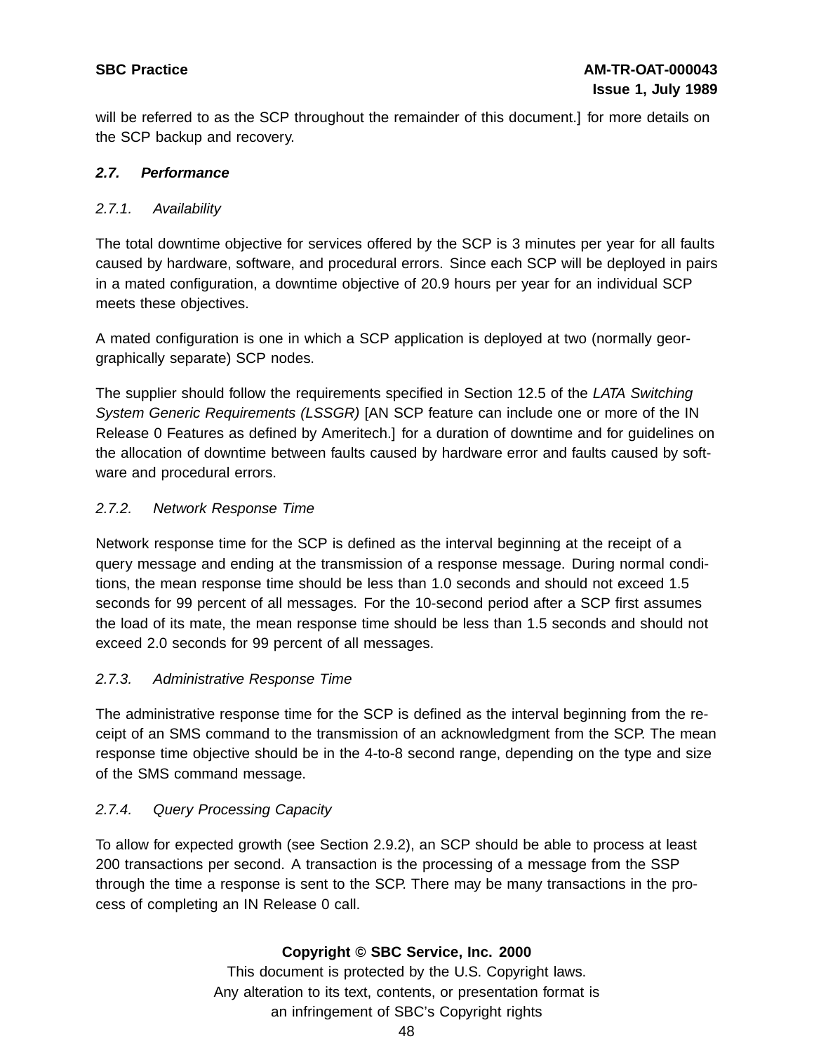will be referred to as the SCP throughout the remainder of this document.] for more details on the SCP backup and recovery.

### 2.7. Performance

#### 2.7.1. Availability

The total downtime objective for services offered by the SCP is 3 minutes per year for all faults caused by hardware, software, and procedural errors. Since each SCP will be deployed in pairs in a mated configuration, a downtime objective of 20.9 hours per year for an individual SCP meets these objectives.

A mated configuration is one in which a SCP application is deployed at two (normally geor-graphically separate) SCP nodes.

The supplier should follow the requirements specified in Section 12.5 of the *LATA Switching System Generic Requirements (LSSGR)* [AN SCP feature can include one or more of the IN Release 0 Features as defined by Ameritech.] for a duration of downtime and for guidelines on the allocation of downtime between faults caused by hardware error and faults caused by software and procedural errors.

#### 2.7.2. Network Response Time

Network response time for the SCP is defined as the interval beginning at the receipt of a query message and ending at the transmission of a response message. During normal conditions, the mean response time should be less than 1.0 seconds and should not exceed 1.5 seconds for 99 percent of all messages. For the 10-second period after a SCP first assumes the load of its mate, the mean response time should be less than 1.5 seconds and should not exceed 2.0 seconds for 99 percent of all messages.

#### 2.7.3. Administrative Response Time

The administrative response time for the SCP is defined as the interval beginning from the receipt of an SMS command to the transmission of an acknowledgment from the SCP. The mean response time objective should be in the 4-to-8 second range, depending on the type and size of the SMS command message.

#### 2.7.4. Query Processing Capacity

To allow for expected growth (see Section 2.9.2), an SCP should be able to process at least 200 transactions per second. A transaction is the processing of a message from the SSP through the time a response is sent to the SCP. There may be many transactions in the process of completing an IN Release 0 call.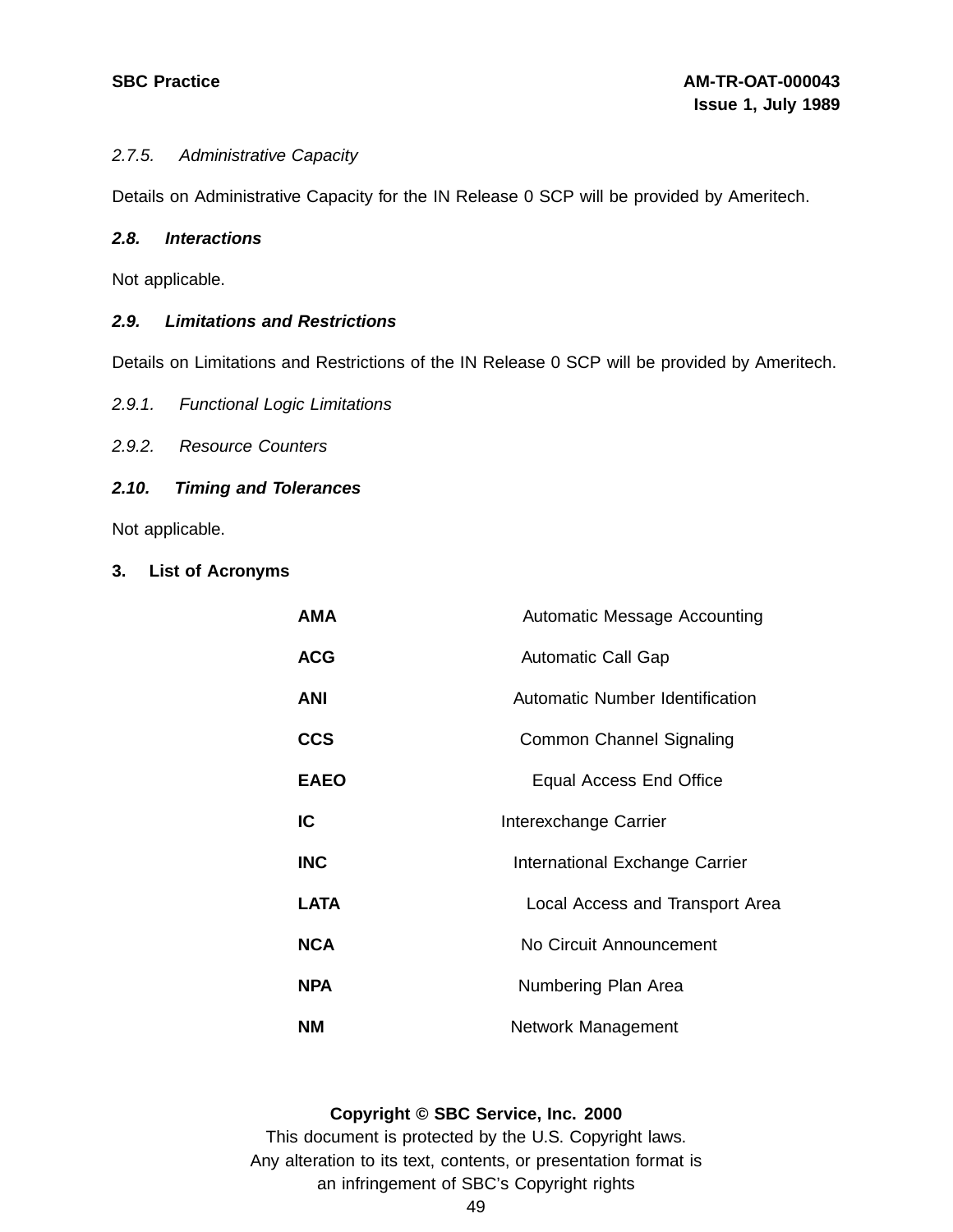#### *2.7.5. Administrative Capacity*

Details on Administrative Capacity for the IN Release 0 SCP will be provided by Ameritech.

### *2.8. Interactions*

Not applicable.

### *2.9. Limitations and Restrictions*

Details on Limitations and Restrictions of the IN Release 0 SCP will be provided by Ameritech.

#### *2.9.1. Functional Logic Limitations*

#### *2.9.2. Resource Counters*

### *2.10. Timing and Tolerances*

Not applicable.

## 3. List of Acronyms

| | |
|---|---|
| **AMA** | Automatic Message Accounting |
| **ACG** | Automatic Call Gap |
| **ANI** | Automatic Number Identification |
| **CCS** | Common Channel Signaling |
| **EAEO** | Equal Access End Office |
| **IC** | Interexchange Carrier |
| **INC** | International Exchange Carrier |
| **LATA** | Local Access and Transport Area |
| **NCA** | No Circuit Announcement |
| **NPA** | Numbering Plan Area |
| **NM** | Network Management |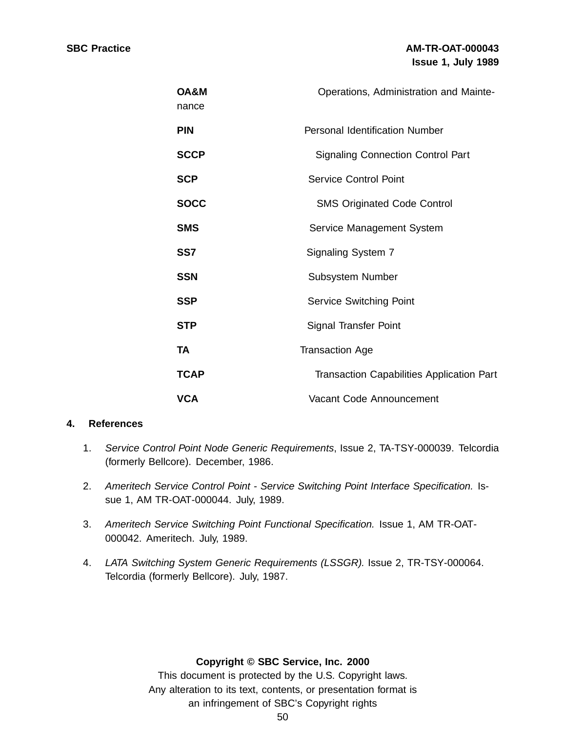**OA&M** Operations, Administration and Maintenance

**PIN** Personal Identification Number

**SCCP** Signaling Connection Control Part

**SCP** Service Control Point

**SOCC** SMS Originated Code Control

**SMS** Service Management System

**SS7** Signaling System 7

**SSN** Subsystem Number

**SSP** Service Switching Point

**STP** Signal Transfer Point

**TA** Transaction Age

**TCAP** Transaction Capabilities Application Part

**VCA** Vacant Code Announcement

## 4. References

1. *Service Control Point Node Generic Requirements*, Issue 2, TA-TSY-000039. Telcordia (formerly Bellcore). December, 1986.

2. *Ameritech Service Control Point - Service Switching Point Interface Specification.* Issue 1, AM TR-OAT-000044. July, 1989.

3. *Ameritech Service Switching Point Functional Specification.* Issue 1, AM TR-OAT-000042. Ameritech. July, 1989.

4. *LATA Switching System Generic Requirements (LSSGR).* Issue 2, TR-TSY-000064. Telcordia (formerly Bellcore). July, 1987.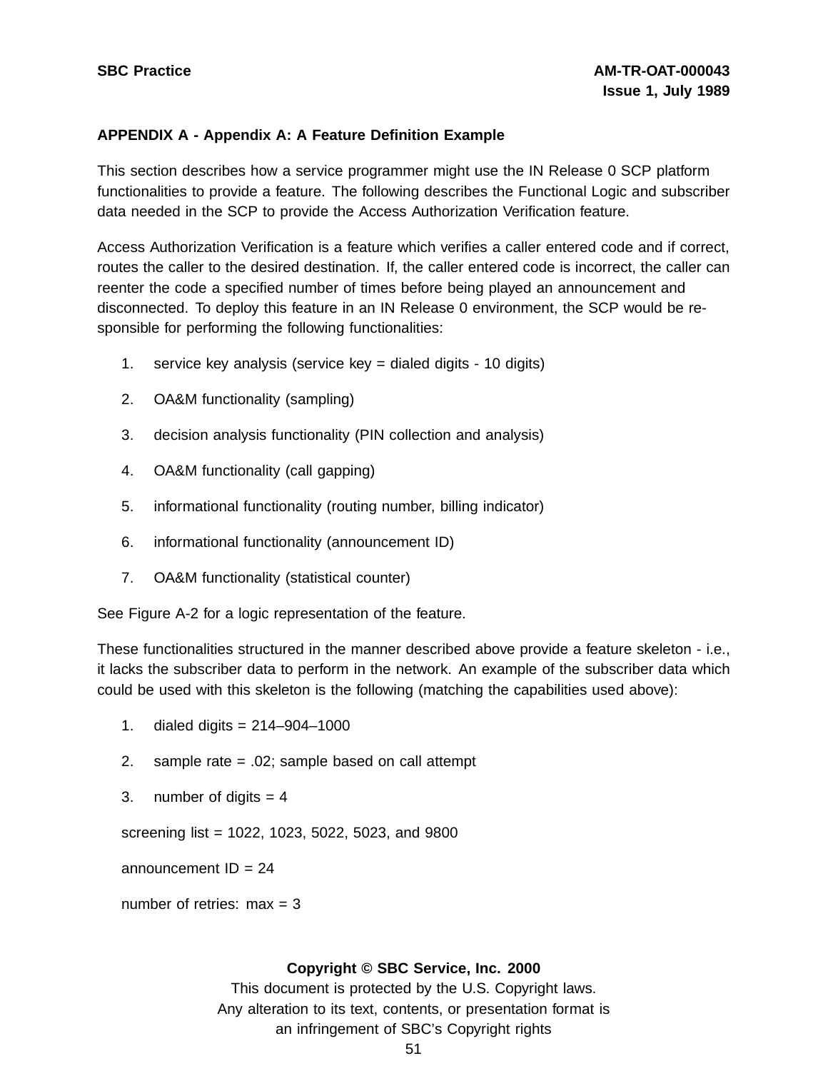## APPENDIX A - Appendix A: A Feature Definition Example

This section describes how a service programmer might use the IN Release 0 SCP platform functionalities to provide a feature. The following describes the Functional Logic and subscriber data needed in the SCP to provide the Access Authorization Verification feature.

Access Authorization Verification is a feature which verifies a caller entered code and if correct, routes the caller to the desired destination. If, the caller entered code is incorrect, the caller can reenter the code a specified number of times before being played an announcement and disconnected. To deploy this feature in an IN Release 0 environment, the SCP would be responsible for performing the following functionalities:

1. service key analysis (service key = dialed digits - 10 digits)
2. OA&M functionality (sampling)
3. decision analysis functionality (PIN collection and analysis)
4. OA&M functionality (call gapping)
5. informational functionality (routing number, billing indicator)
6. informational functionality (announcement ID)
7. OA&M functionality (statistical counter)

See Figure A-2 for a logic representation of the feature.

These functionalities structured in the manner described above provide a feature skeleton - i.e., it lacks the subscriber data to perform in the network. An example of the subscriber data which could be used with this skeleton is the following (matching the capabilities used above):

1. dialed digits = 214–904–1000
2. sample rate = .02; sample based on call attempt
3. number of digits = 4

   screening list = 1022, 1023, 5022, 5023, and 9800

   announcement ID = 24

   number of retries: max = 3

**Copyright © SBC Service, Inc. 2000**
This document is protected by the U.S. Copyright laws.
Any alteration to its text, contents, or presentation format is
an infringement of SBC's Copyright rights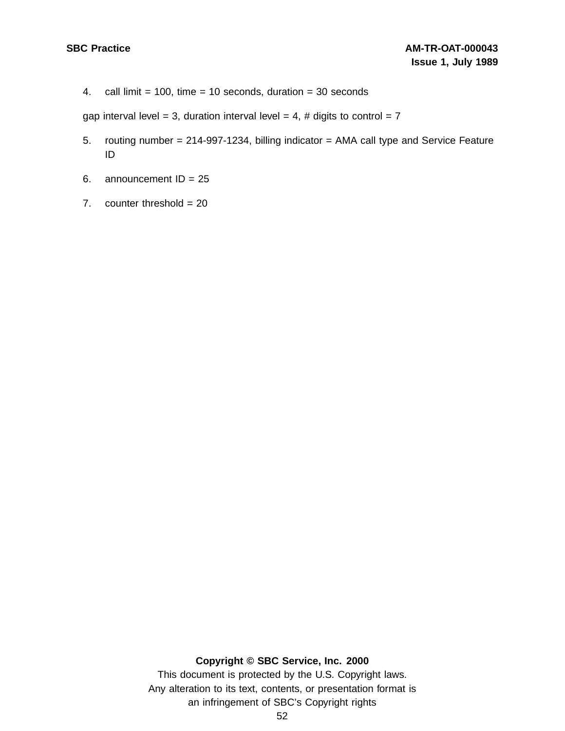4. call limit = 100, time = 10 seconds, duration = 30 seconds

gap interval level = 3, duration interval level = 4, # digits to control = 7

5. routing number = 214-997-1234, billing indicator = AMA call type and Service Feature ID

6. announcement ID = 25

7. counter threshold = 20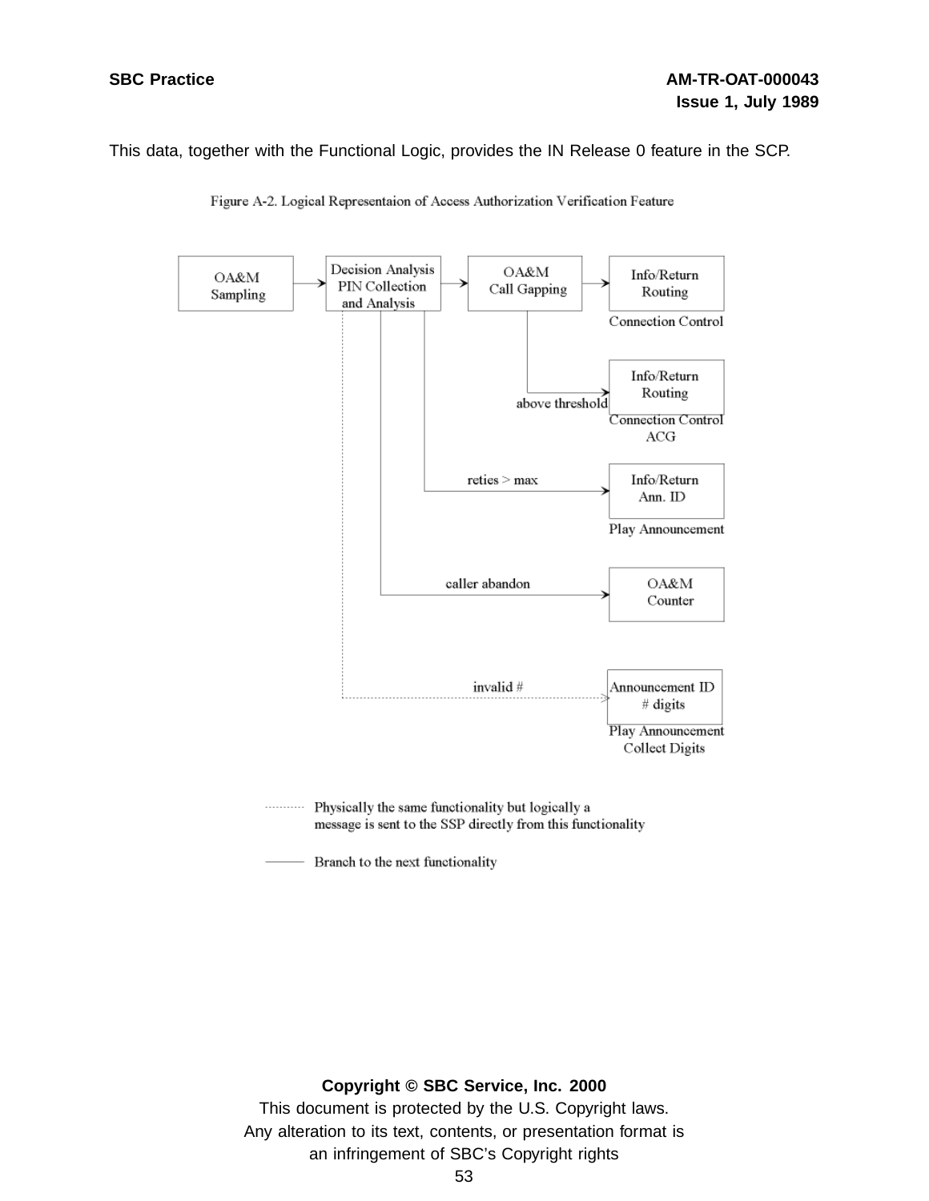This data, together with the Functional Logic, provides the IN Release 0 feature in the SCP.

Figure A-2. Logical Representaion of Access Authorization Verification Feature

OA&M Sampling → Decision Analysis PIN Collection and Analysis → OA&M Call Gapping → Info/Return Routing (Connection Control)

OA&M Call Gapping — above threshold → Info/Return Routing (Connection Control ACG)

Decision Analysis PIN Collection and Analysis — reties > max → Info/Return Ann. ID (Play Announcement)

Decision Analysis PIN Collection and Analysis — caller abandon → OA&M Counter

Decision Analysis PIN Collection and Analysis ··· invalid # ···> Announcement ID # digits (Play Announcement Collect Digits)

··········· Physically the same functionality but logically a message is sent to the SSP directly from this functionality

——— Branch to the next functionality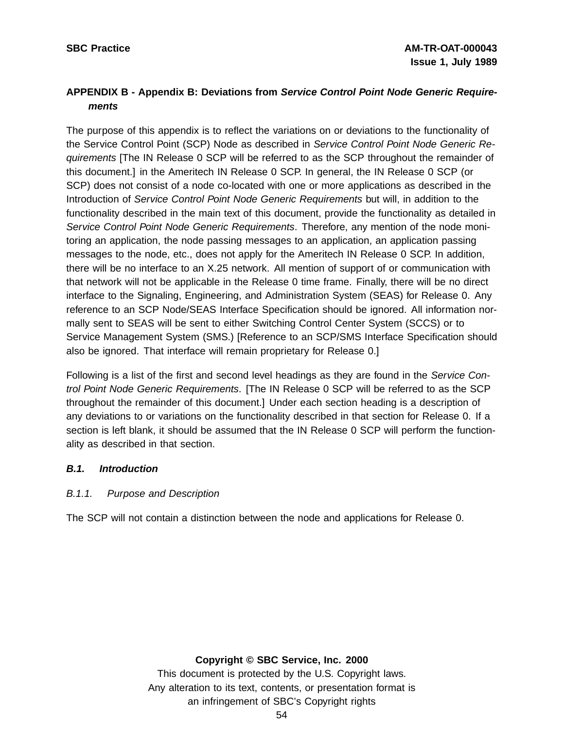## APPENDIX B - Appendix B: Deviations from *Service Control Point Node Generic Requirements*

The purpose of this appendix is to reflect the variations on or deviations to the functionality of the Service Control Point (SCP) Node as described in *Service Control Point Node Generic Requirements* [The IN Release 0 SCP will be referred to as the SCP throughout the remainder of this document.] in the Ameritech IN Release 0 SCP. In general, the IN Release 0 SCP (or SCP) does not consist of a node co-located with one or more applications as described in the Introduction of *Service Control Point Node Generic Requirements* but will, in addition to the functionality described in the main text of this document, provide the functionality as detailed in *Service Control Point Node Generic Requirements*. Therefore, any mention of the node monitoring an application, the node passing messages to an application, an application passing messages to the node, etc., does not apply for the Ameritech IN Release 0 SCP. In addition, there will be no interface to an X.25 network. All mention of support of or communication with that network will not be applicable in the Release 0 time frame. Finally, there will be no direct interface to the Signaling, Engineering, and Administration System (SEAS) for Release 0. Any reference to an SCP Node/SEAS Interface Specification should be ignored. All information normally sent to SEAS will be sent to either Switching Control Center System (SCCS) or to Service Management System (SMS.) [Reference to an SCP/SMS Interface Specification should also be ignored. That interface will remain proprietary for Release 0.]

Following is a list of the first and second level headings as they are found in the *Service Control Point Node Generic Requirements*. [The IN Release 0 SCP will be referred to as the SCP throughout the remainder of this document.] Under each section heading is a description of any deviations to or variations on the functionality described in that section for Release 0. If a section is left blank, it should be assumed that the IN Release 0 SCP will perform the functionality as described in that section.

### *B.1. Introduction*

#### *B.1.1. Purpose and Description*

The SCP will not contain a distinction between the node and applications for Release 0.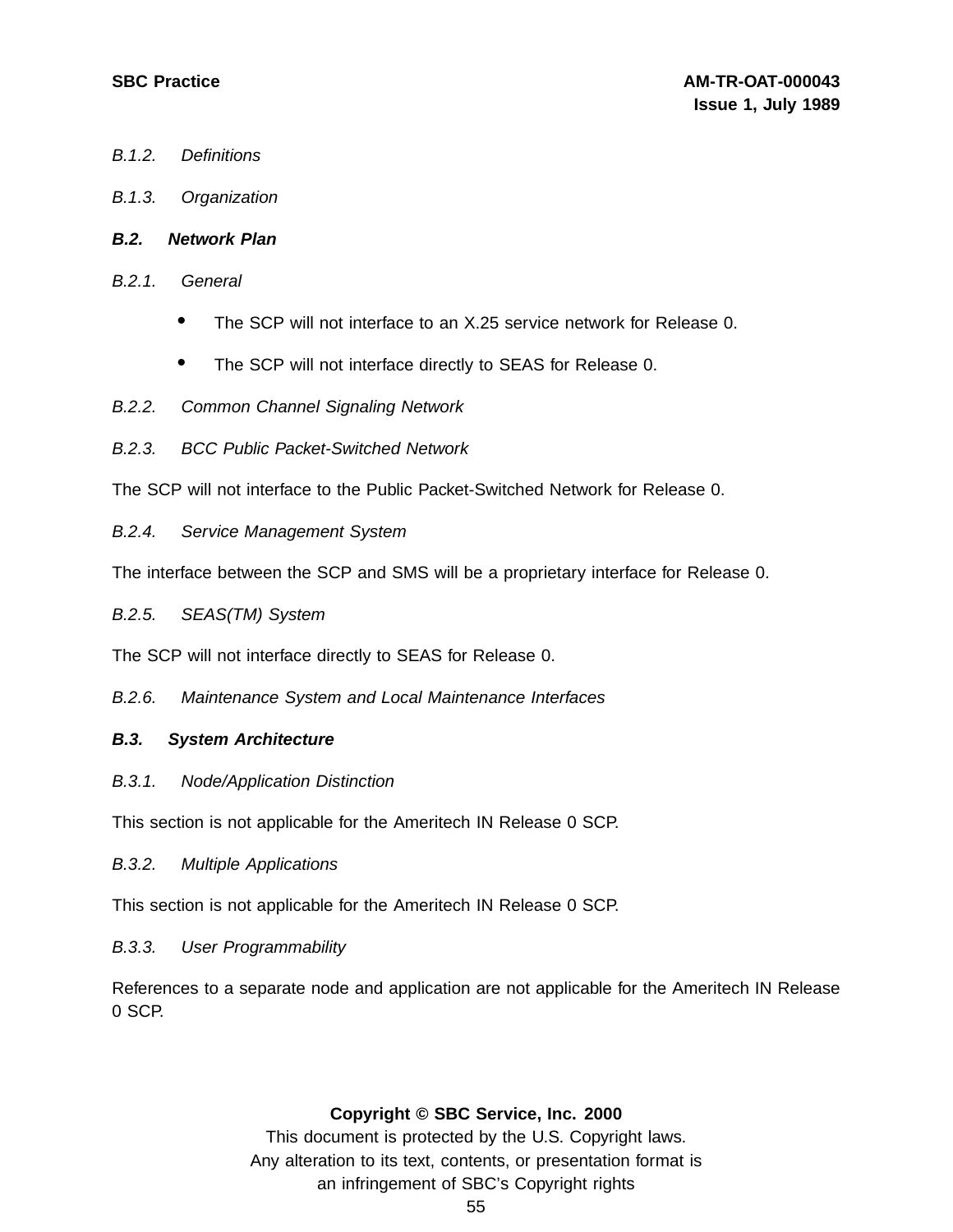*B.1.2. Definitions*

*B.1.3. Organization*

## *B.2. Network Plan*

*B.2.1. General*

- The SCP will not interface to an X.25 service network for Release 0.
- The SCP will not interface directly to SEAS for Release 0.

*B.2.2. Common Channel Signaling Network*

*B.2.3. BCC Public Packet-Switched Network*

The SCP will not interface to the Public Packet-Switched Network for Release 0.

*B.2.4. Service Management System*

The interface between the SCP and SMS will be a proprietary interface for Release 0.

*B.2.5. SEAS(TM) System*

The SCP will not interface directly to SEAS for Release 0.

*B.2.6. Maintenance System and Local Maintenance Interfaces*

## *B.3. System Architecture*

*B.3.1. Node/Application Distinction*

This section is not applicable for the Ameritech IN Release 0 SCP.

*B.3.2. Multiple Applications*

This section is not applicable for the Ameritech IN Release 0 SCP.

*B.3.3. User Programmability*

References to a separate node and application are not applicable for the Ameritech IN Release 0 SCP.

**Copyright © SBC Service, Inc. 2000**
This document is protected by the U.S. Copyright laws.
Any alteration to its text, contents, or presentation format is an infringement of SBC's Copyright rights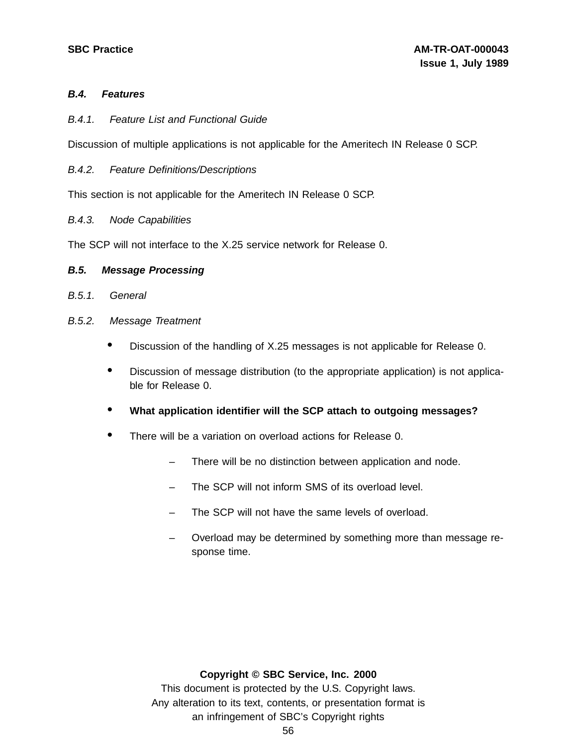## *B.4. Features*

*B.4.1. Feature List and Functional Guide*

Discussion of multiple applications is not applicable for the Ameritech IN Release 0 SCP.

*B.4.2. Feature Definitions/Descriptions*

This section is not applicable for the Ameritech IN Release 0 SCP.

*B.4.3. Node Capabilities*

The SCP will not interface to the X.25 service network for Release 0.

## *B.5. Message Processing*

*B.5.1. General*

*B.5.2. Message Treatment*

- Discussion of the handling of X.25 messages is not applicable for Release 0.
- Discussion of message distribution (to the appropriate application) is not applicable for Release 0.
- **What application identifier will the SCP attach to outgoing messages?**
- There will be a variation on overload actions for Release 0.
  - There will be no distinction between application and node.
  - The SCP will not inform SMS of its overload level.
  - The SCP will not have the same levels of overload.
  - Overload may be determined by something more than message response time.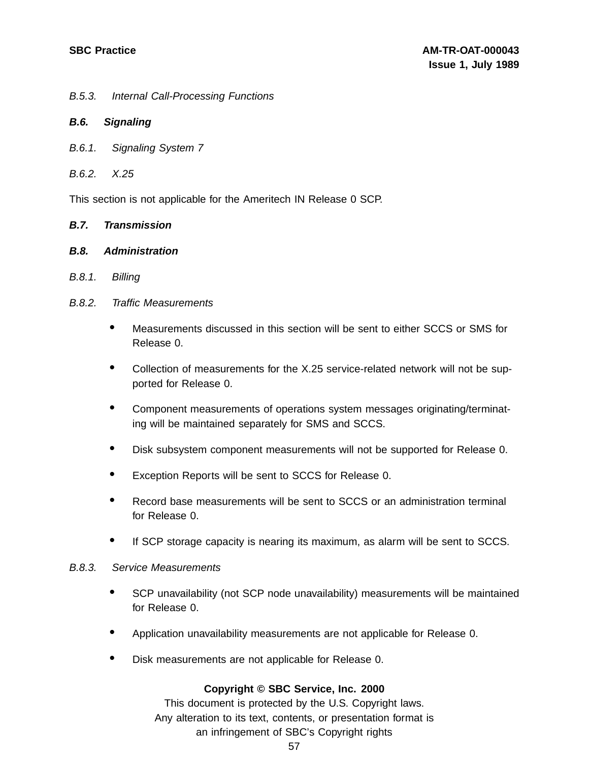### *B.5.3. Internal Call-Processing Functions*

## ***B.6. Signaling***

### *B.6.1. Signaling System 7*

### *B.6.2. X.25*

This section is not applicable for the Ameritech IN Release 0 SCP.

## ***B.7. Transmission***

## ***B.8. Administration***

### *B.8.1. Billing*

### *B.8.2. Traffic Measurements*

- Measurements discussed in this section will be sent to either SCCS or SMS for Release 0.
- Collection of measurements for the X.25 service-related network will not be supported for Release 0.
- Component measurements of operations system messages originating/terminating will be maintained separately for SMS and SCCS.
- Disk subsystem component measurements will not be supported for Release 0.
- Exception Reports will be sent to SCCS for Release 0.
- Record base measurements will be sent to SCCS or an administration terminal for Release 0.
- If SCP storage capacity is nearing its maximum, as alarm will be sent to SCCS.

### *B.8.3. Service Measurements*

- SCP unavailability (not SCP node unavailability) measurements will be maintained for Release 0.
- Application unavailability measurements are not applicable for Release 0.
- Disk measurements are not applicable for Release 0.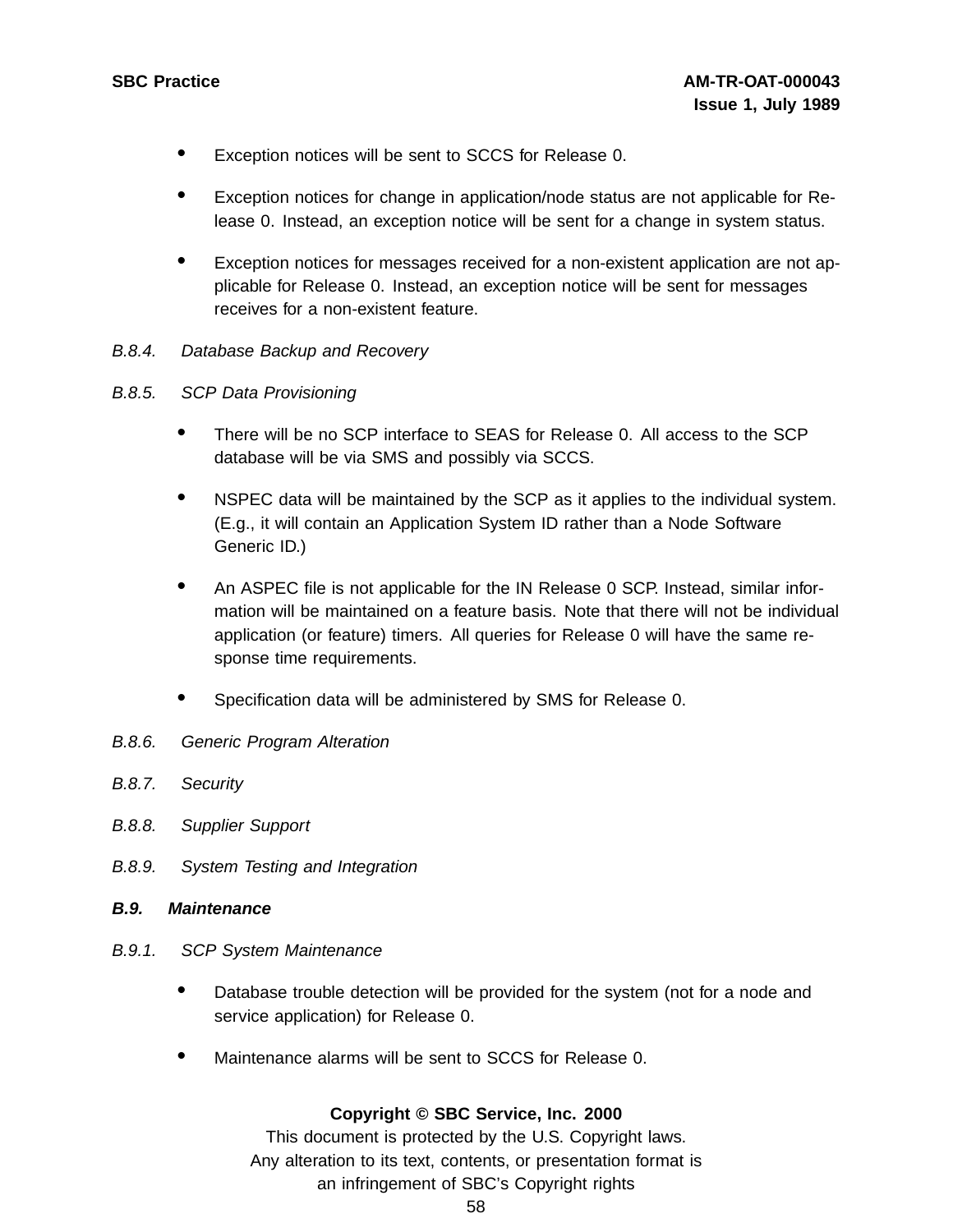- Exception notices will be sent to SCCS for Release 0.
- Exception notices for change in application/node status are not applicable for Release 0. Instead, an exception notice will be sent for a change in system status.
- Exception notices for messages received for a non-existent application are not applicable for Release 0. Instead, an exception notice will be sent for messages receives for a non-existent feature.

*B.8.4. Database Backup and Recovery*

*B.8.5. SCP Data Provisioning*

- There will be no SCP interface to SEAS for Release 0. All access to the SCP database will be via SMS and possibly via SCCS.
- NSPEC data will be maintained by the SCP as it applies to the individual system. (E.g., it will contain an Application System ID rather than a Node Software Generic ID.)
- An ASPEC file is not applicable for the IN Release 0 SCP. Instead, similar information will be maintained on a feature basis. Note that there will not be individual application (or feature) timers. All queries for Release 0 will have the same response time requirements.
- Specification data will be administered by SMS for Release 0.

*B.8.6. Generic Program Alteration*

*B.8.7. Security*

*B.8.8. Supplier Support*

*B.8.9. System Testing and Integration*

***B.9. Maintenance***

*B.9.1. SCP System Maintenance*

- Database trouble detection will be provided for the system (not for a node and service application) for Release 0.
- Maintenance alarms will be sent to SCCS for Release 0.

**Copyright © SBC Service, Inc. 2000**
This document is protected by the U.S. Copyright laws.
Any alteration to its text, contents, or presentation format is
an infringement of SBC's Copyright rights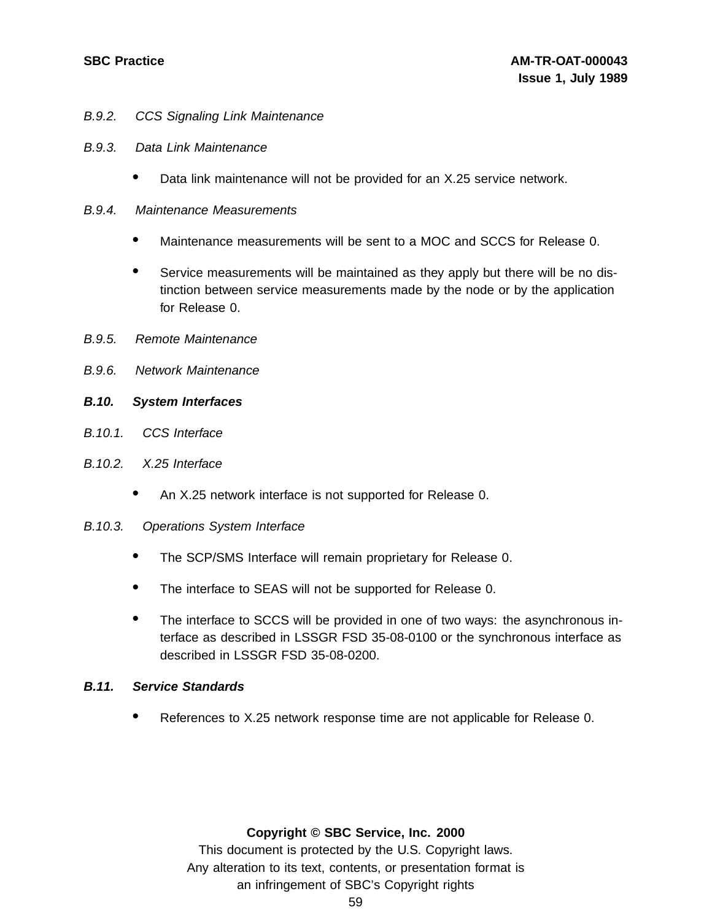*B.9.2. CCS Signaling Link Maintenance*

*B.9.3. Data Link Maintenance*

- Data link maintenance will not be provided for an X.25 service network.

*B.9.4. Maintenance Measurements*

- Maintenance measurements will be sent to a MOC and SCCS for Release 0.
- Service measurements will be maintained as they apply but there will be no distinction between service measurements made by the node or by the application for Release 0.

*B.9.5. Remote Maintenance*

*B.9.6. Network Maintenance*

## *B.10. System Interfaces*

*B.10.1. CCS Interface*

*B.10.2. X.25 Interface*

- An X.25 network interface is not supported for Release 0.

*B.10.3. Operations System Interface*

- The SCP/SMS Interface will remain proprietary for Release 0.
- The interface to SEAS will not be supported for Release 0.
- The interface to SCCS will be provided in one of two ways: the asynchronous interface as described in LSSGR FSD 35-08-0100 or the synchronous interface as described in LSSGR FSD 35-08-0200.

## *B.11. Service Standards*

- References to X.25 network response time are not applicable for Release 0.

**Copyright © SBC Service, Inc. 2000**
This document is protected by the U.S. Copyright laws.
Any alteration to its text, contents, or presentation format is an infringement of SBC's Copyright rights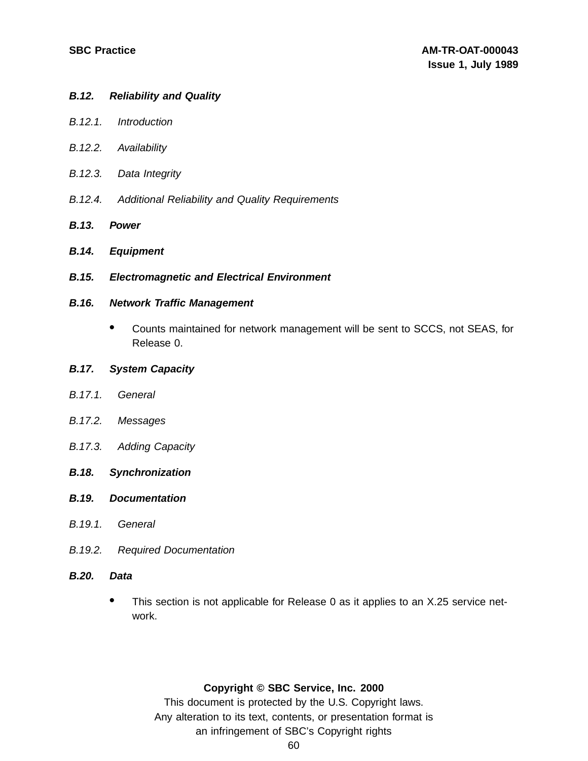### *B.12. Reliability and Quality*

*B.12.1. Introduction*

*B.12.2. Availability*

*B.12.3. Data Integrity*

*B.12.4. Additional Reliability and Quality Requirements*

### *B.13. Power*

### *B.14. Equipment*

### *B.15. Electromagnetic and Electrical Environment*

### *B.16. Network Traffic Management*

- Counts maintained for network management will be sent to SCCS, not SEAS, for Release 0.

### *B.17. System Capacity*

*B.17.1. General*

*B.17.2. Messages*

*B.17.3. Adding Capacity*

### *B.18. Synchronization*

### *B.19. Documentation*

*B.19.1. General*

*B.19.2. Required Documentation*

### *B.20. Data*

- This section is not applicable for Release 0 as it applies to an X.25 service network.